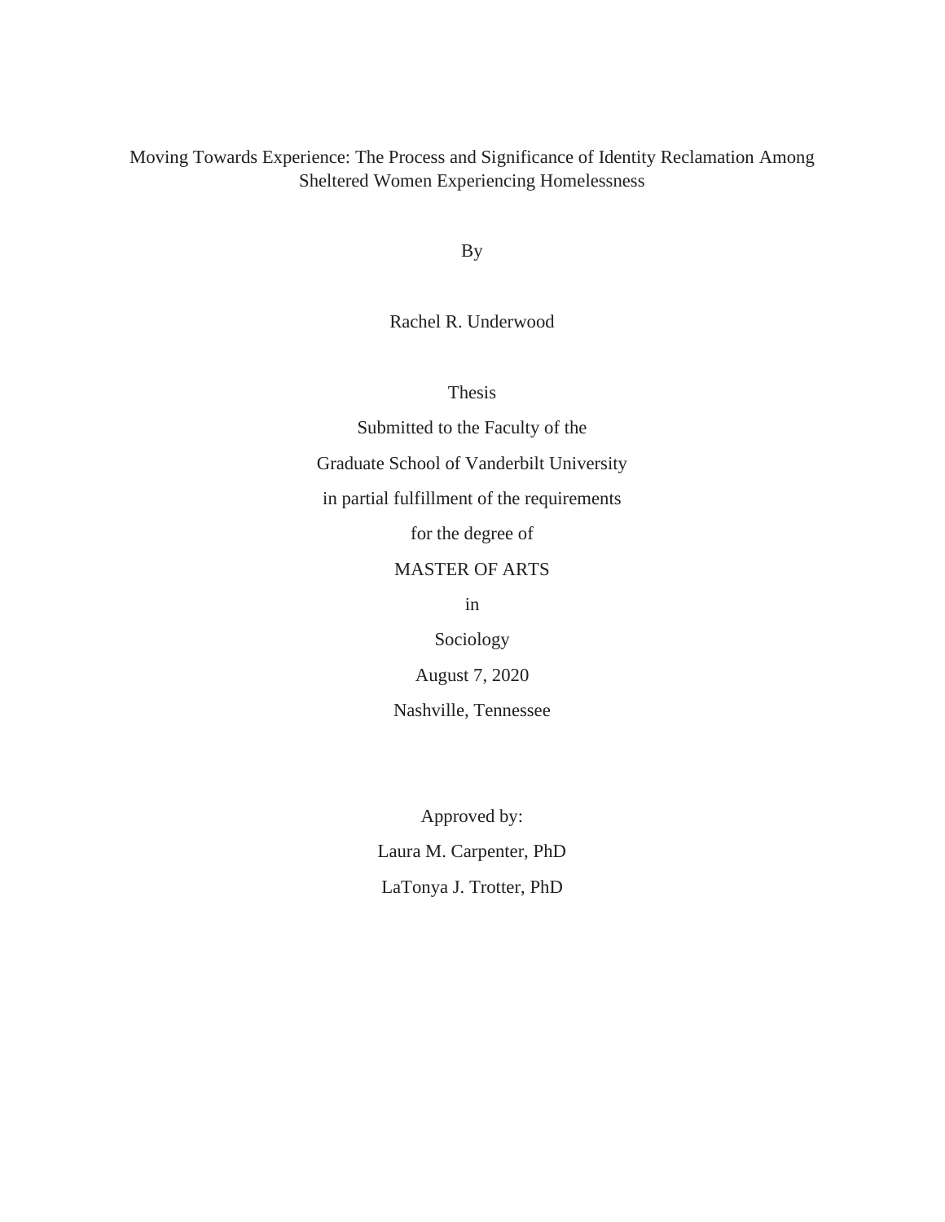# Moving Towards Experience: The Process and Significance of Identity Reclamation Among Sheltered Women Experiencing Homelessness

By

Rachel R. Underwood

Thesis

Submitted to the Faculty of the

Graduate School of Vanderbilt University

in partial fulfillment of the requirements

for the degree of

MASTER OF ARTS

in

Sociology

August 7, 2020

Nashville, Tennessee

Approved by:

Laura M. Carpenter, PhD

LaTonya J. Trotter, PhD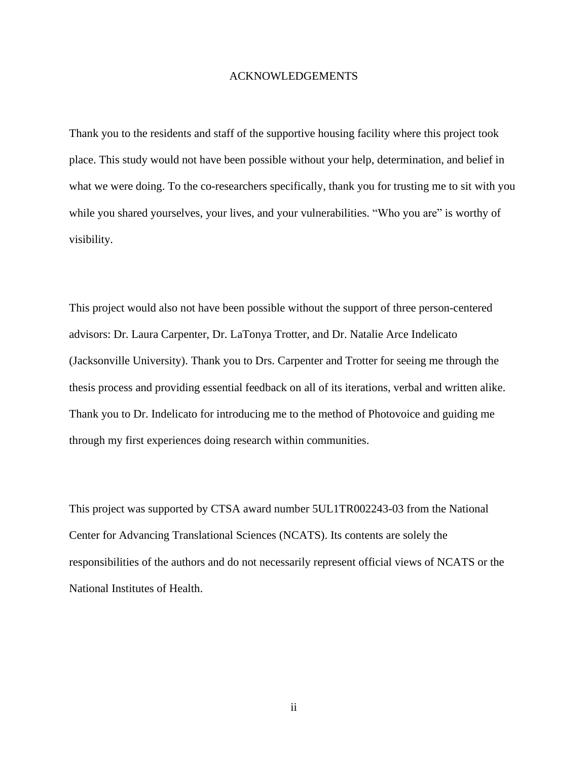# ACKNOWLEDGEMENTS

Thank you to the residents and staff of the supportive housing facility where this project took place. This study would not have been possible without your help, determination, and belief in what we were doing. To the co-researchers specifically, thank you for trusting me to sit with you while you shared yourselves, your lives, and your vulnerabilities. "Who you are" is worthy of visibility.

This project would also not have been possible without the support of three person-centered advisors: Dr. Laura Carpenter, Dr. LaTonya Trotter, and Dr. Natalie Arce Indelicato (Jacksonville University). Thank you to Drs. Carpenter and Trotter for seeing me through the thesis process and providing essential feedback on all of its iterations, verbal and written alike. Thank you to Dr. Indelicato for introducing me to the method of Photovoice and guiding me through my first experiences doing research within communities.

This project was supported by CTSA award number 5UL1TR002243-03 from the National Center for Advancing Translational Sciences (NCATS). Its contents are solely the responsibilities of the authors and do not necessarily represent official views of NCATS or the National Institutes of Health.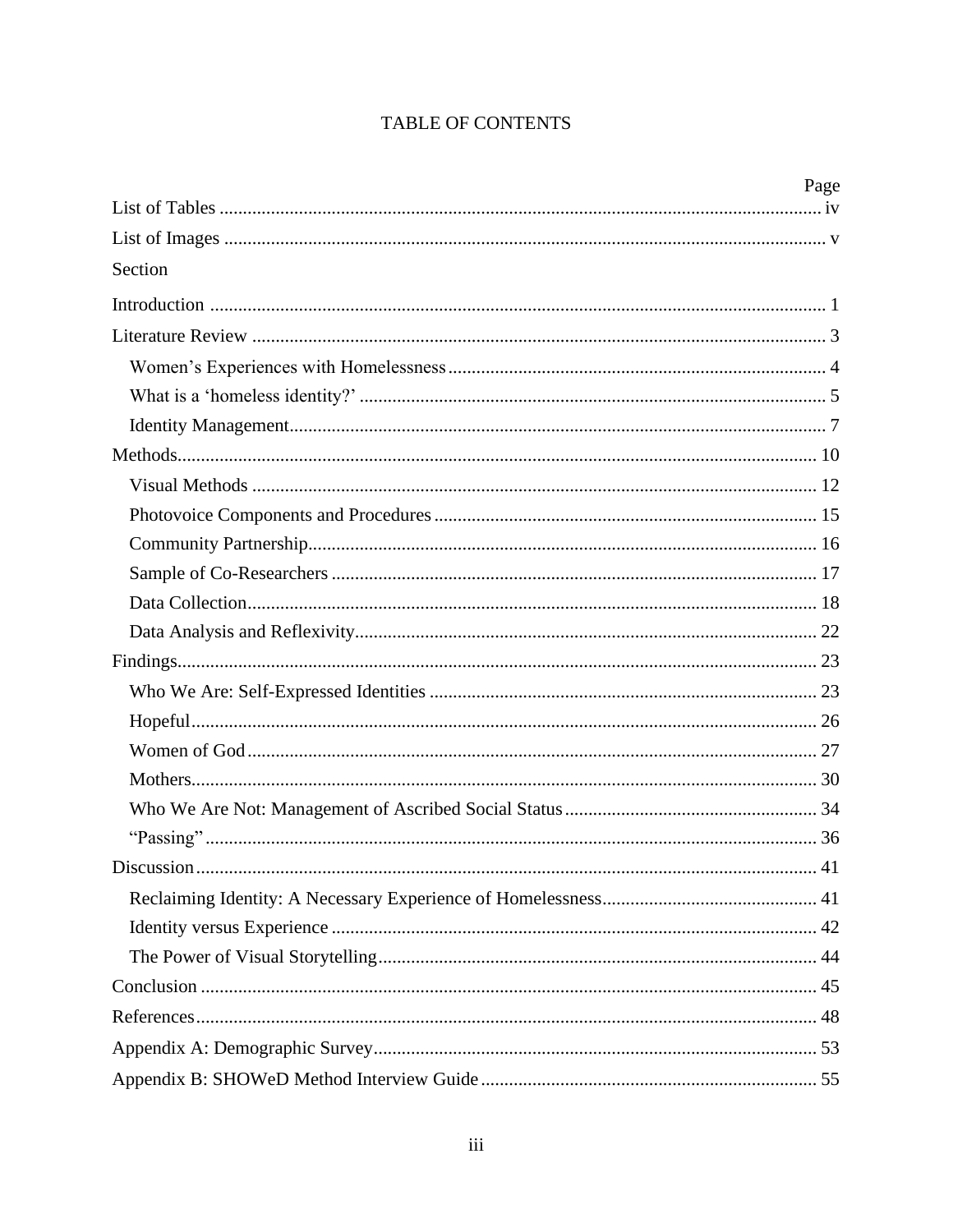# TABLE OF CONTENTS

| | Page |
|---|---|
| List of Tables | iv |
| List of Images | v |
| Section | |
| Introduction | 1 |
| Literature Review | 3 |
| Women's Experiences with Homelessness | 4 |
| What is a 'homeless identity?' | 5 |
| Identity Management | 7 |
| Methods | 10 |
| Visual Methods | 12 |
| Photovoice Components and Procedures | 15 |
| Community Partnership | 16 |
| Sample of Co-Researchers | 17 |
| Data Collection | 18 |
| Data Analysis and Reflexivity | 22 |
| Findings | 23 |
| Who We Are: Self-Expressed Identities | 23 |
| Hopeful | 26 |
| Women of God | 27 |
| Mothers | 30 |
| Who We Are Not: Management of Ascribed Social Status | 34 |
| "Passing" | 36 |
| Discussion | 41 |
| Reclaiming Identity: A Necessary Experience of Homelessness | 41 |
| Identity versus Experience | 42 |
| The Power of Visual Storytelling | 44 |
| Conclusion | 45 |
| References | 48 |
| Appendix A: Demographic Survey | 53 |
| Appendix B: SHOWeD Method Interview Guide | 55 |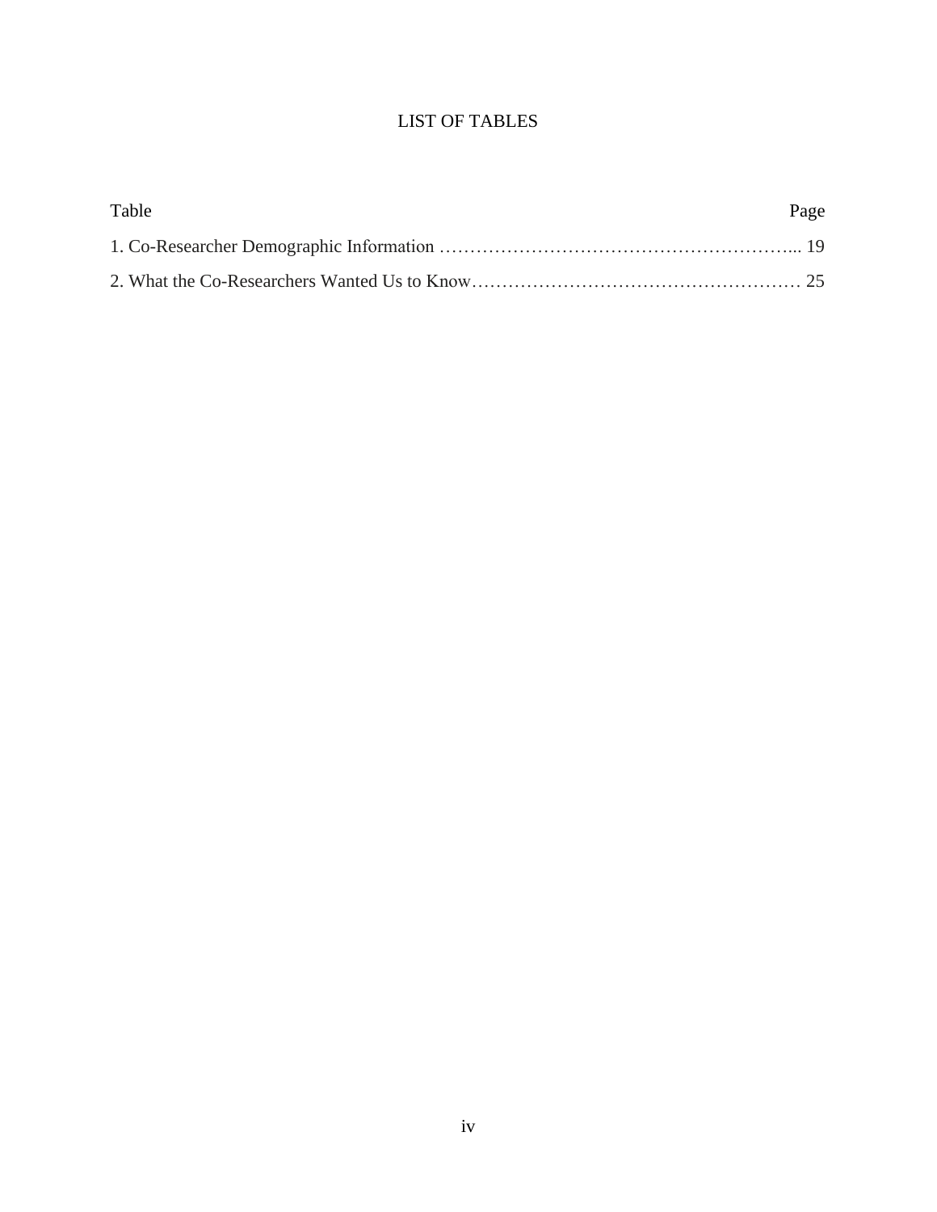# LIST OF TABLES

| Table | Page |
|---|---|
| 1. Co-Researcher Demographic Information | 19 |
| 2. What the Co-Researchers Wanted Us to Know | 25 |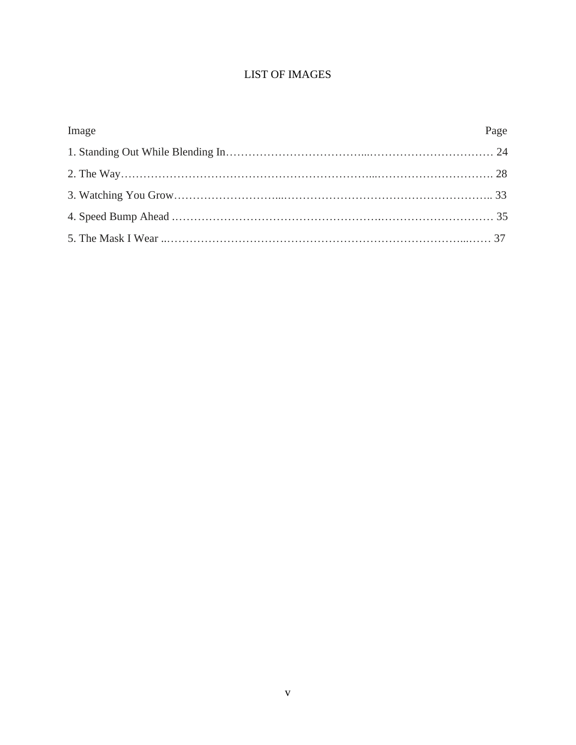# LIST OF IMAGES

| Image | Page |
| --- | --- |
| 1. Standing Out While Blending In | 24 |
| 2. The Way | 28 |
| 3. Watching You Grow | 33 |
| 4. Speed Bump Ahead | 35 |
| 5. The Mask I Wear | 37 |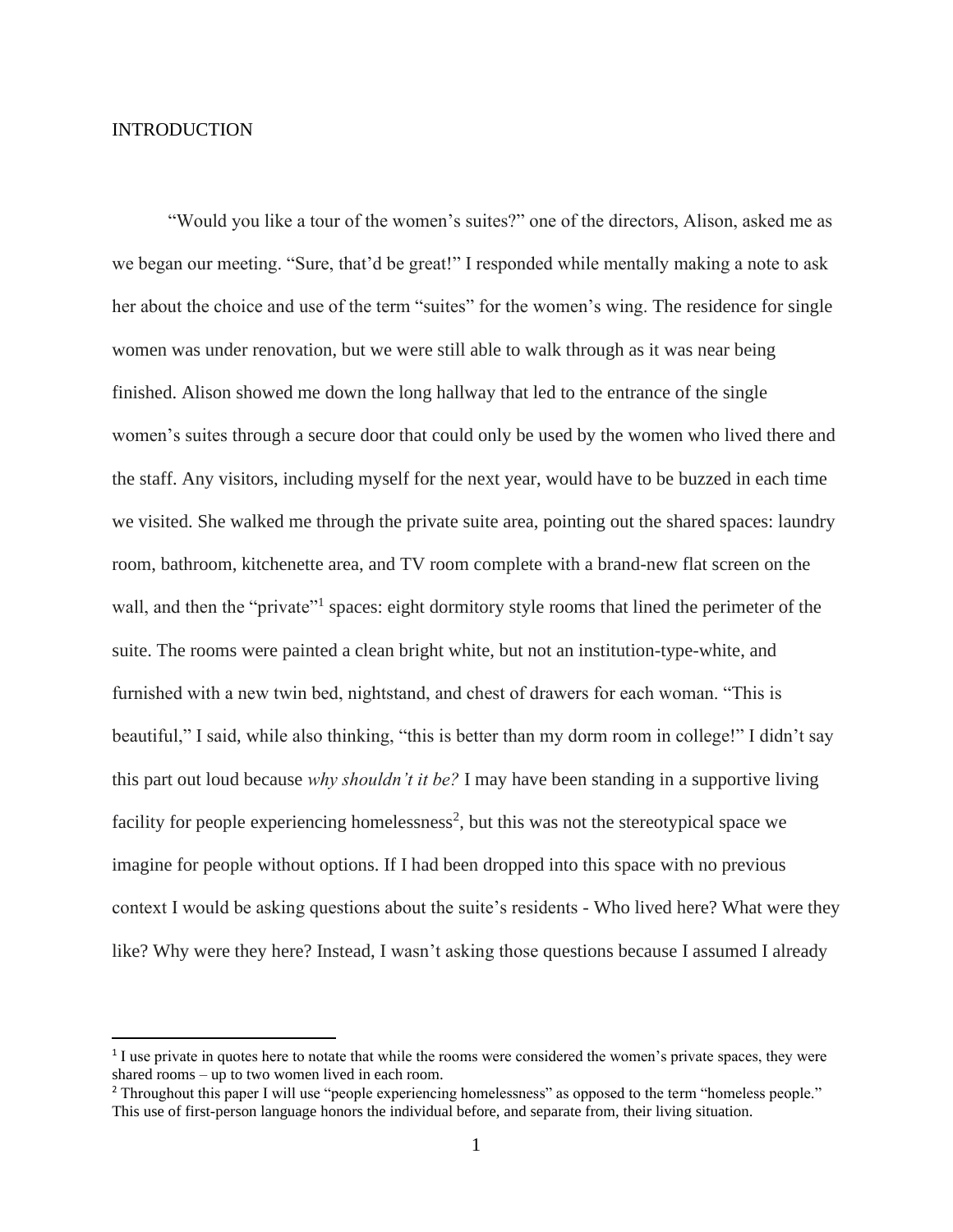# INTRODUCTION

"Would you like a tour of the women's suites?" one of the directors, Alison, asked me as we began our meeting. "Sure, that'd be great!" I responded while mentally making a note to ask her about the choice and use of the term "suites" for the women's wing. The residence for single women was under renovation, but we were still able to walk through as it was near being finished. Alison showed me down the long hallway that led to the entrance of the single women's suites through a secure door that could only be used by the women who lived there and the staff. Any visitors, including myself for the next year, would have to be buzzed in each time we visited. She walked me through the private suite area, pointing out the shared spaces: laundry room, bathroom, kitchenette area, and TV room complete with a brand-new flat screen on the wall, and then the "private"[1] spaces: eight dormitory style rooms that lined the perimeter of the suite. The rooms were painted a clean bright white, but not an institution-type-white, and furnished with a new twin bed, nightstand, and chest of drawers for each woman. "This is beautiful," I said, while also thinking, "this is better than my dorm room in college!" I didn't say this part out loud because *why shouldn't it be?* I may have been standing in a supportive living facility for people experiencing homelessness[2], but this was not the stereotypical space we imagine for people without options. If I had been dropped into this space with no previous context I would be asking questions about the suite's residents - Who lived here? What were they like? Why were they here? Instead, I wasn't asking those questions because I assumed I already

[1] I use private in quotes here to notate that while the rooms were considered the women's private spaces, they were shared rooms – up to two women lived in each room.

[2] Throughout this paper I will use "people experiencing homelessness" as opposed to the term "homeless people." This use of first-person language honors the individual before, and separate from, their living situation.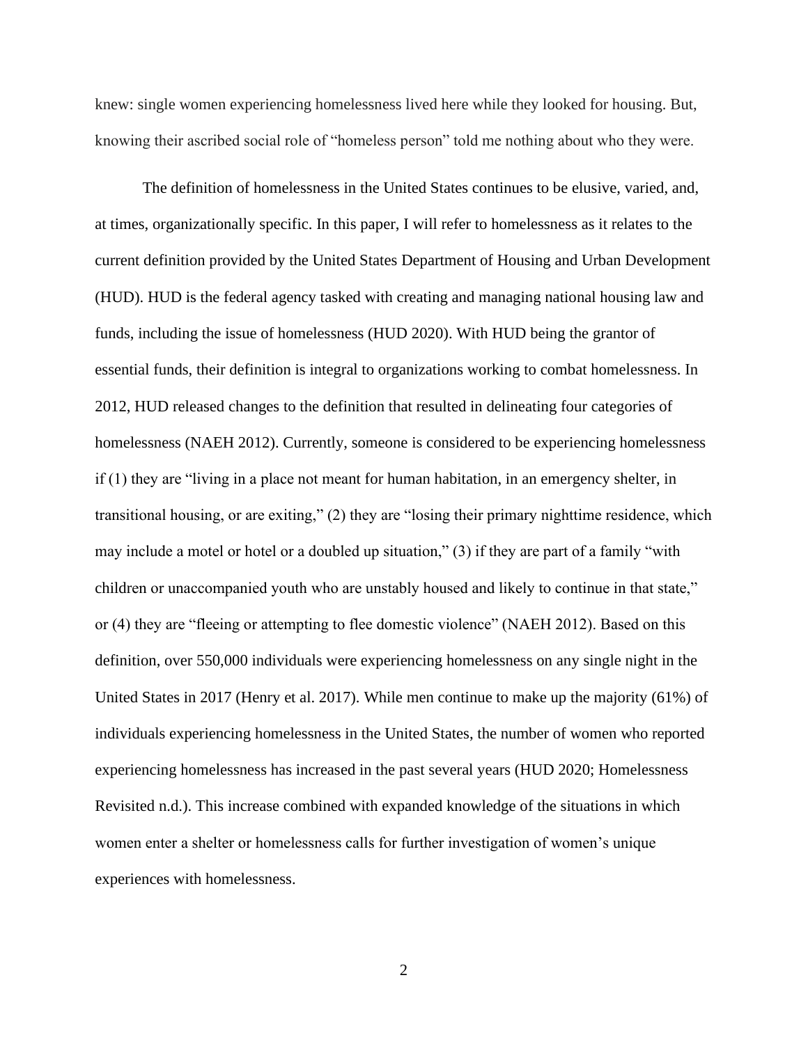knew: single women experiencing homelessness lived here while they looked for housing. But, knowing their ascribed social role of "homeless person" told me nothing about who they were.

The definition of homelessness in the United States continues to be elusive, varied, and, at times, organizationally specific. In this paper, I will refer to homelessness as it relates to the current definition provided by the United States Department of Housing and Urban Development (HUD). HUD is the federal agency tasked with creating and managing national housing law and funds, including the issue of homelessness (HUD 2020). With HUD being the grantor of essential funds, their definition is integral to organizations working to combat homelessness. In 2012, HUD released changes to the definition that resulted in delineating four categories of homelessness (NAEH 2012). Currently, someone is considered to be experiencing homelessness if (1) they are "living in a place not meant for human habitation, in an emergency shelter, in transitional housing, or are exiting," (2) they are "losing their primary nighttime residence, which may include a motel or hotel or a doubled up situation," (3) if they are part of a family "with children or unaccompanied youth who are unstably housed and likely to continue in that state," or (4) they are "fleeing or attempting to flee domestic violence" (NAEH 2012). Based on this definition, over 550,000 individuals were experiencing homelessness on any single night in the United States in 2017 (Henry et al. 2017). While men continue to make up the majority (61%) of individuals experiencing homelessness in the United States, the number of women who reported experiencing homelessness has increased in the past several years (HUD 2020; Homelessness Revisited n.d.). This increase combined with expanded knowledge of the situations in which women enter a shelter or homelessness calls for further investigation of women's unique experiences with homelessness.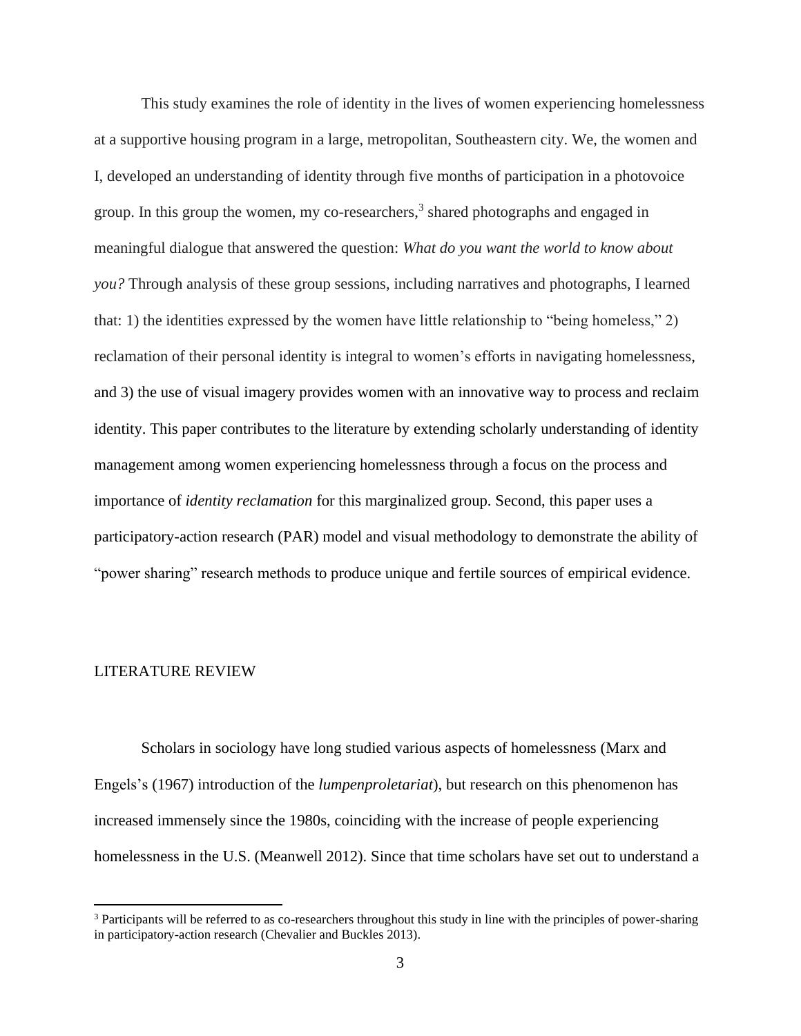This study examines the role of identity in the lives of women experiencing homelessness at a supportive housing program in a large, metropolitan, Southeastern city. We, the women and I, developed an understanding of identity through five months of participation in a photovoice group. In this group the women, my co-researchers,[3] shared photographs and engaged in meaningful dialogue that answered the question: *What do you want the world to know about you?* Through analysis of these group sessions, including narratives and photographs, I learned that: 1) the identities expressed by the women have little relationship to "being homeless," 2) reclamation of their personal identity is integral to women's efforts in navigating homelessness, and 3) the use of visual imagery provides women with an innovative way to process and reclaim identity. This paper contributes to the literature by extending scholarly understanding of identity management among women experiencing homelessness through a focus on the process and importance of *identity reclamation* for this marginalized group. Second, this paper uses a participatory-action research (PAR) model and visual methodology to demonstrate the ability of "power sharing" research methods to produce unique and fertile sources of empirical evidence.

## LITERATURE REVIEW

Scholars in sociology have long studied various aspects of homelessness (Marx and Engels's (1967) introduction of the *lumpenproletariat*), but research on this phenomenon has increased immensely since the 1980s, coinciding with the increase of people experiencing homelessness in the U.S. (Meanwell 2012). Since that time scholars have set out to understand a

[3] Participants will be referred to as co-researchers throughout this study in line with the principles of power-sharing in participatory-action research (Chevalier and Buckles 2013).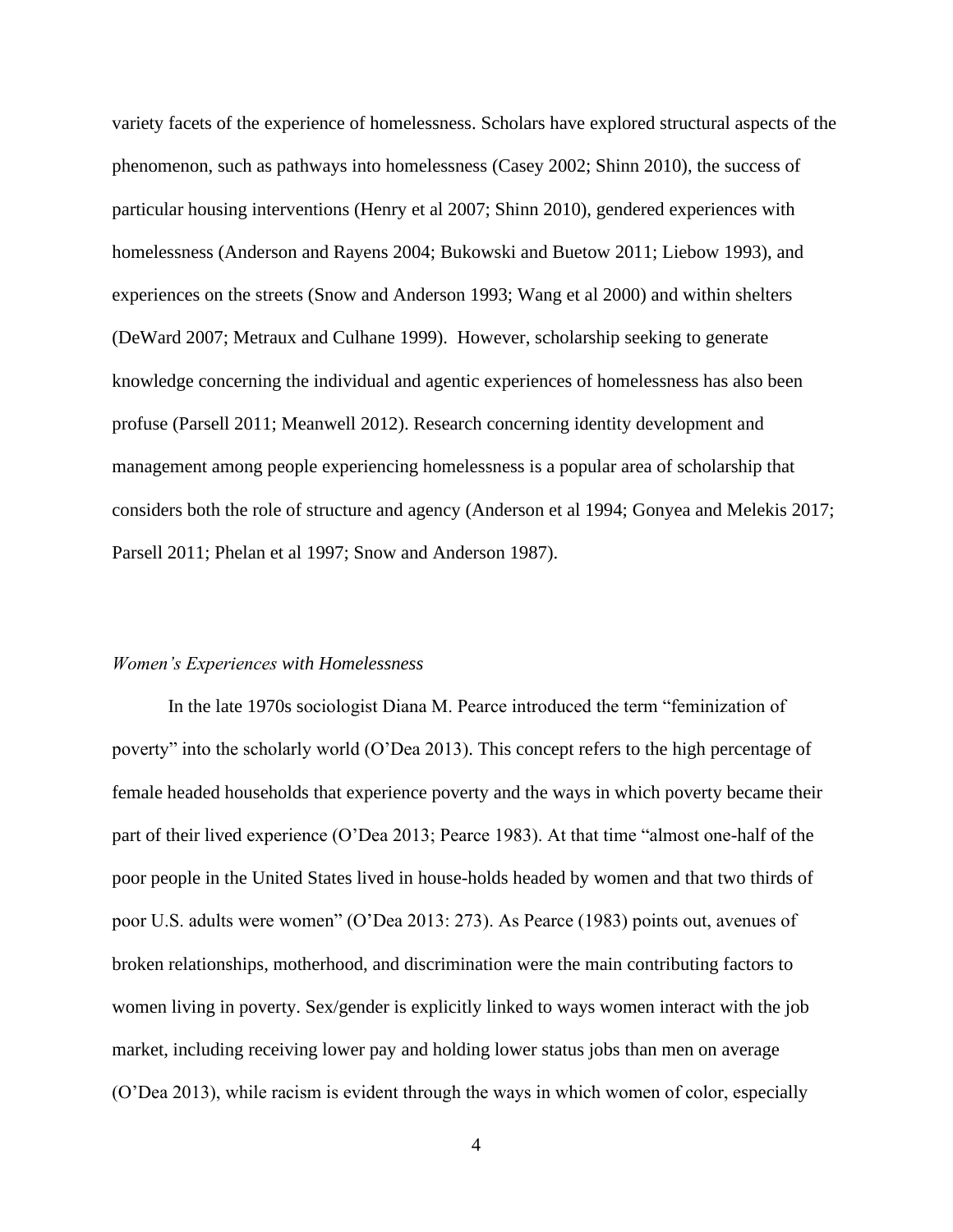variety facets of the experience of homelessness. Scholars have explored structural aspects of the phenomenon, such as pathways into homelessness (Casey 2002; Shinn 2010), the success of particular housing interventions (Henry et al 2007; Shinn 2010), gendered experiences with homelessness (Anderson and Rayens 2004; Bukowski and Buetow 2011; Liebow 1993), and experiences on the streets (Snow and Anderson 1993; Wang et al 2000) and within shelters (DeWard 2007; Metraux and Culhane 1999). However, scholarship seeking to generate knowledge concerning the individual and agentic experiences of homelessness has also been profuse (Parsell 2011; Meanwell 2012). Research concerning identity development and management among people experiencing homelessness is a popular area of scholarship that considers both the role of structure and agency (Anderson et al 1994; Gonyea and Melekis 2017; Parsell 2011; Phelan et al 1997; Snow and Anderson 1987).

### *Women's Experiences with Homelessness*

In the late 1970s sociologist Diana M. Pearce introduced the term "feminization of poverty" into the scholarly world (O'Dea 2013). This concept refers to the high percentage of female headed households that experience poverty and the ways in which poverty became their part of their lived experience (O'Dea 2013; Pearce 1983). At that time "almost one-half of the poor people in the United States lived in house-holds headed by women and that two thirds of poor U.S. adults were women" (O'Dea 2013: 273). As Pearce (1983) points out, avenues of broken relationships, motherhood, and discrimination were the main contributing factors to women living in poverty. Sex/gender is explicitly linked to ways women interact with the job market, including receiving lower pay and holding lower status jobs than men on average (O'Dea 2013), while racism is evident through the ways in which women of color, especially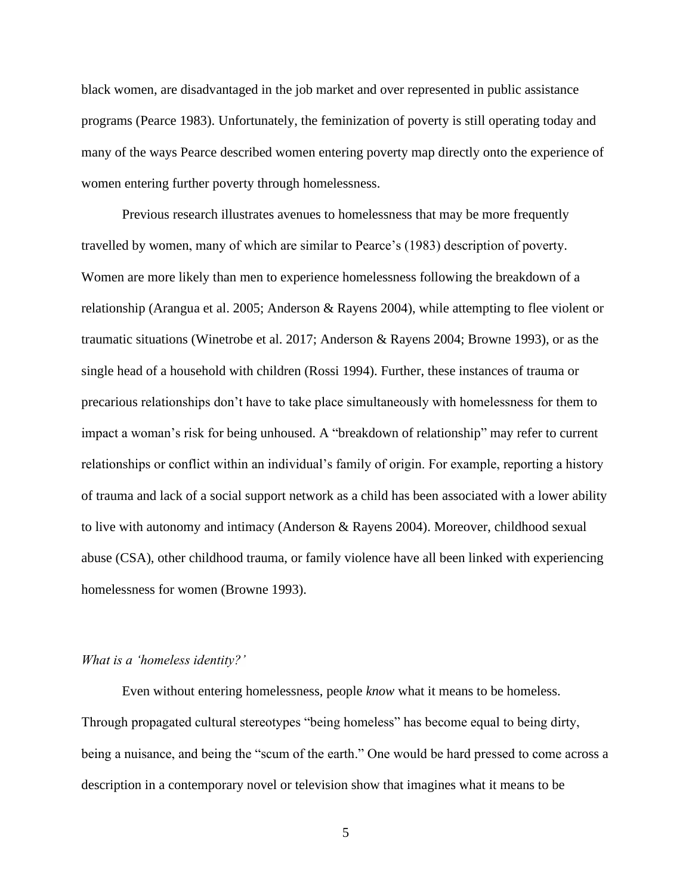black women, are disadvantaged in the job market and over represented in public assistance programs (Pearce 1983). Unfortunately, the feminization of poverty is still operating today and many of the ways Pearce described women entering poverty map directly onto the experience of women entering further poverty through homelessness.

Previous research illustrates avenues to homelessness that may be more frequently travelled by women, many of which are similar to Pearce's (1983) description of poverty. Women are more likely than men to experience homelessness following the breakdown of a relationship (Arangua et al. 2005; Anderson & Rayens 2004), while attempting to flee violent or traumatic situations (Winetrobe et al. 2017; Anderson & Rayens 2004; Browne 1993), or as the single head of a household with children (Rossi 1994). Further, these instances of trauma or precarious relationships don't have to take place simultaneously with homelessness for them to impact a woman's risk for being unhoused. A "breakdown of relationship" may refer to current relationships or conflict within an individual's family of origin. For example, reporting a history of trauma and lack of a social support network as a child has been associated with a lower ability to live with autonomy and intimacy (Anderson & Rayens 2004). Moreover, childhood sexual abuse (CSA), other childhood trauma, or family violence have all been linked with experiencing homelessness for women (Browne 1993).

*What is a 'homeless identity?'*

Even without entering homelessness, people *know* what it means to be homeless. Through propagated cultural stereotypes "being homeless" has become equal to being dirty, being a nuisance, and being the "scum of the earth." One would be hard pressed to come across a description in a contemporary novel or television show that imagines what it means to be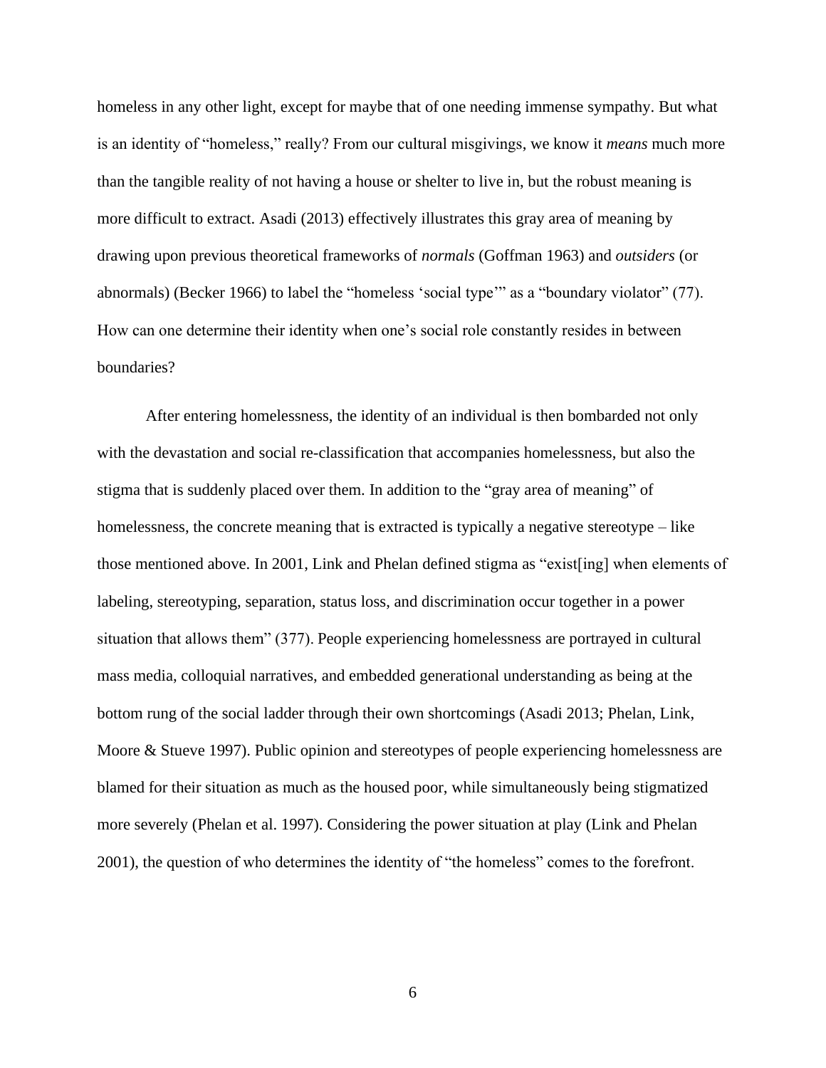homeless in any other light, except for maybe that of one needing immense sympathy. But what is an identity of "homeless," really? From our cultural misgivings, we know it *means* much more than the tangible reality of not having a house or shelter to live in, but the robust meaning is more difficult to extract. Asadi (2013) effectively illustrates this gray area of meaning by drawing upon previous theoretical frameworks of *normals* (Goffman 1963) and *outsiders* (or abnormals) (Becker 1966) to label the "homeless 'social type'" as a "boundary violator" (77). How can one determine their identity when one's social role constantly resides in between boundaries?

After entering homelessness, the identity of an individual is then bombarded not only with the devastation and social re-classification that accompanies homelessness, but also the stigma that is suddenly placed over them. In addition to the "gray area of meaning" of homelessness, the concrete meaning that is extracted is typically a negative stereotype – like those mentioned above. In 2001, Link and Phelan defined stigma as "exist[ing] when elements of labeling, stereotyping, separation, status loss, and discrimination occur together in a power situation that allows them" (377). People experiencing homelessness are portrayed in cultural mass media, colloquial narratives, and embedded generational understanding as being at the bottom rung of the social ladder through their own shortcomings (Asadi 2013; Phelan, Link, Moore & Stueve 1997). Public opinion and stereotypes of people experiencing homelessness are blamed for their situation as much as the housed poor, while simultaneously being stigmatized more severely (Phelan et al. 1997). Considering the power situation at play (Link and Phelan 2001), the question of who determines the identity of "the homeless" comes to the forefront.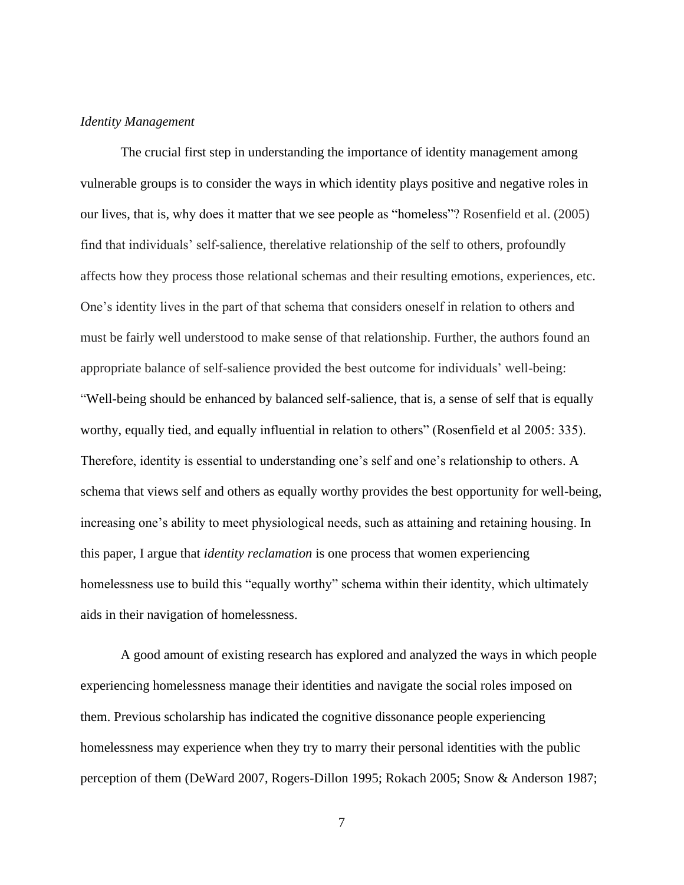*Identity Management*

The crucial first step in understanding the importance of identity management among vulnerable groups is to consider the ways in which identity plays positive and negative roles in our lives, that is, why does it matter that we see people as "homeless"? Rosenfield et al. (2005) find that individuals' self-salience, therelative relationship of the self to others, profoundly affects how they process those relational schemas and their resulting emotions, experiences, etc. One's identity lives in the part of that schema that considers oneself in relation to others and must be fairly well understood to make sense of that relationship. Further, the authors found an appropriate balance of self-salience provided the best outcome for individuals' well-being: "Well-being should be enhanced by balanced self-salience, that is, a sense of self that is equally worthy, equally tied, and equally influential in relation to others" (Rosenfield et al 2005: 335). Therefore, identity is essential to understanding one's self and one's relationship to others. A schema that views self and others as equally worthy provides the best opportunity for well-being, increasing one's ability to meet physiological needs, such as attaining and retaining housing. In this paper, I argue that *identity reclamation* is one process that women experiencing homelessness use to build this "equally worthy" schema within their identity, which ultimately aids in their navigation of homelessness.

A good amount of existing research has explored and analyzed the ways in which people experiencing homelessness manage their identities and navigate the social roles imposed on them. Previous scholarship has indicated the cognitive dissonance people experiencing homelessness may experience when they try to marry their personal identities with the public perception of them (DeWard 2007, Rogers-Dillon 1995; Rokach 2005; Snow & Anderson 1987;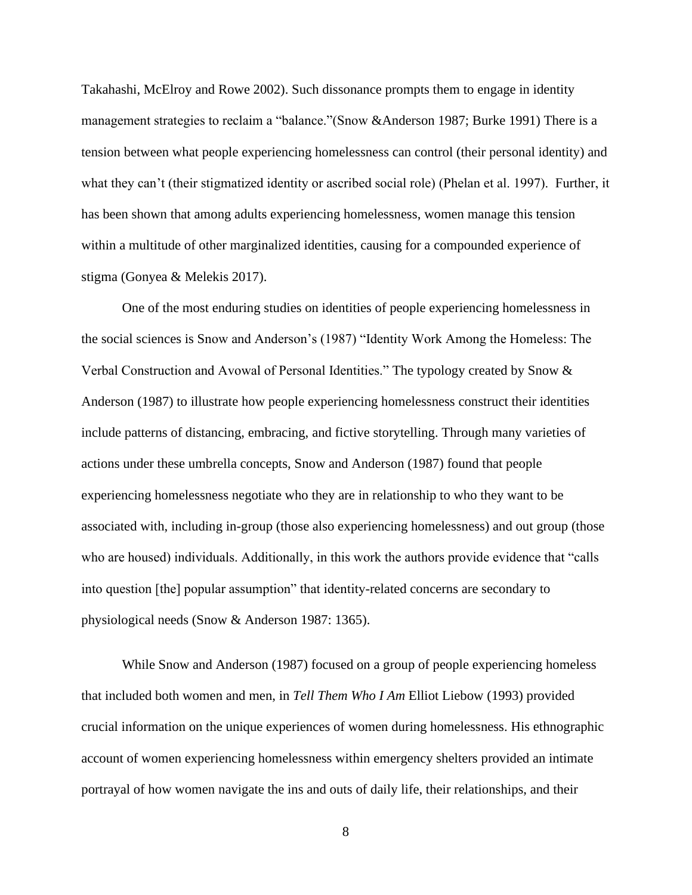Takahashi, McElroy and Rowe 2002). Such dissonance prompts them to engage in identity management strategies to reclaim a "balance."(Snow &Anderson 1987; Burke 1991) There is a tension between what people experiencing homelessness can control (their personal identity) and what they can't (their stigmatized identity or ascribed social role) (Phelan et al. 1997). Further, it has been shown that among adults experiencing homelessness, women manage this tension within a multitude of other marginalized identities, causing for a compounded experience of stigma (Gonyea & Melekis 2017).

One of the most enduring studies on identities of people experiencing homelessness in the social sciences is Snow and Anderson's (1987) "Identity Work Among the Homeless: The Verbal Construction and Avowal of Personal Identities." The typology created by Snow & Anderson (1987) to illustrate how people experiencing homelessness construct their identities include patterns of distancing, embracing, and fictive storytelling. Through many varieties of actions under these umbrella concepts, Snow and Anderson (1987) found that people experiencing homelessness negotiate who they are in relationship to who they want to be associated with, including in-group (those also experiencing homelessness) and out group (those who are housed) individuals. Additionally, in this work the authors provide evidence that "calls into question [the] popular assumption" that identity-related concerns are secondary to physiological needs (Snow & Anderson 1987: 1365).

While Snow and Anderson (1987) focused on a group of people experiencing homeless that included both women and men, in *Tell Them Who I Am* Elliot Liebow (1993) provided crucial information on the unique experiences of women during homelessness. His ethnographic account of women experiencing homelessness within emergency shelters provided an intimate portrayal of how women navigate the ins and outs of daily life, their relationships, and their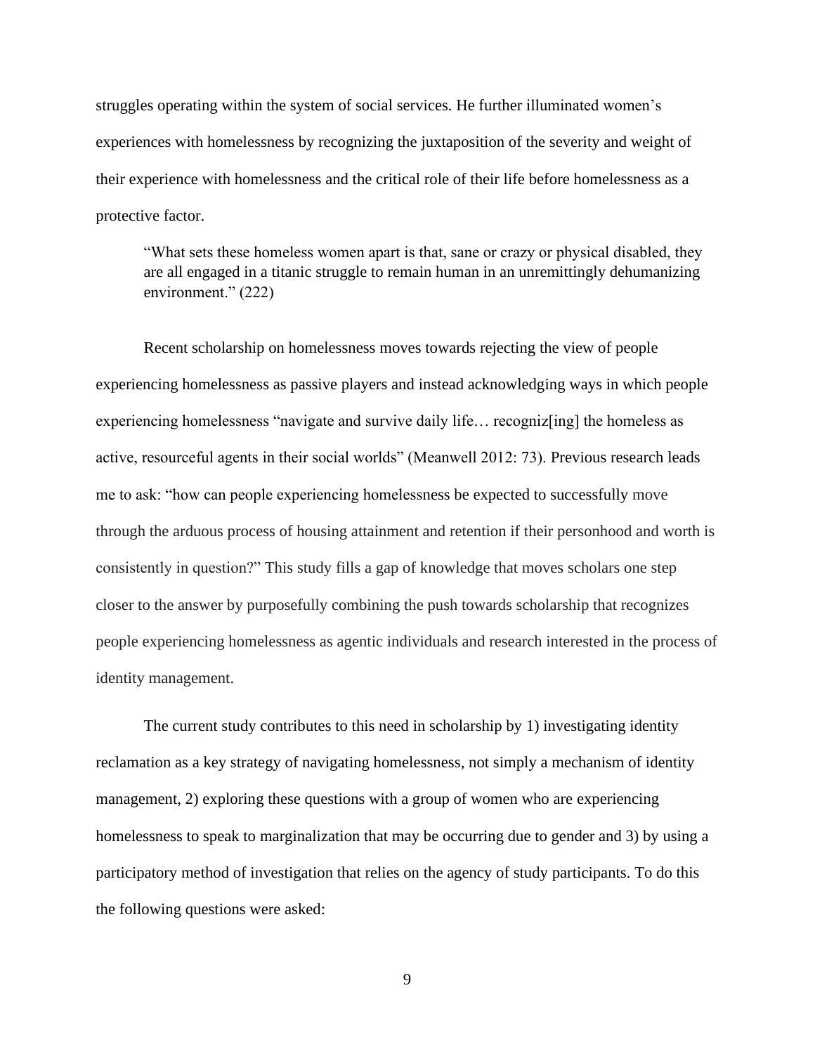struggles operating within the system of social services. He further illuminated women's experiences with homelessness by recognizing the juxtaposition of the severity and weight of their experience with homelessness and the critical role of their life before homelessness as a protective factor.

> "What sets these homeless women apart is that, sane or crazy or physical disabled, they are all engaged in a titanic struggle to remain human in an unremittingly dehumanizing environment." (222)

Recent scholarship on homelessness moves towards rejecting the view of people experiencing homelessness as passive players and instead acknowledging ways in which people experiencing homelessness "navigate and survive daily life… recogniz[ing] the homeless as active, resourceful agents in their social worlds" (Meanwell 2012: 73). Previous research leads me to ask: "how can people experiencing homelessness be expected to successfully move through the arduous process of housing attainment and retention if their personhood and worth is consistently in question?" This study fills a gap of knowledge that moves scholars one step closer to the answer by purposefully combining the push towards scholarship that recognizes people experiencing homelessness as agentic individuals and research interested in the process of identity management.

The current study contributes to this need in scholarship by 1) investigating identity reclamation as a key strategy of navigating homelessness, not simply a mechanism of identity management, 2) exploring these questions with a group of women who are experiencing homelessness to speak to marginalization that may be occurring due to gender and 3) by using a participatory method of investigation that relies on the agency of study participants. To do this the following questions were asked: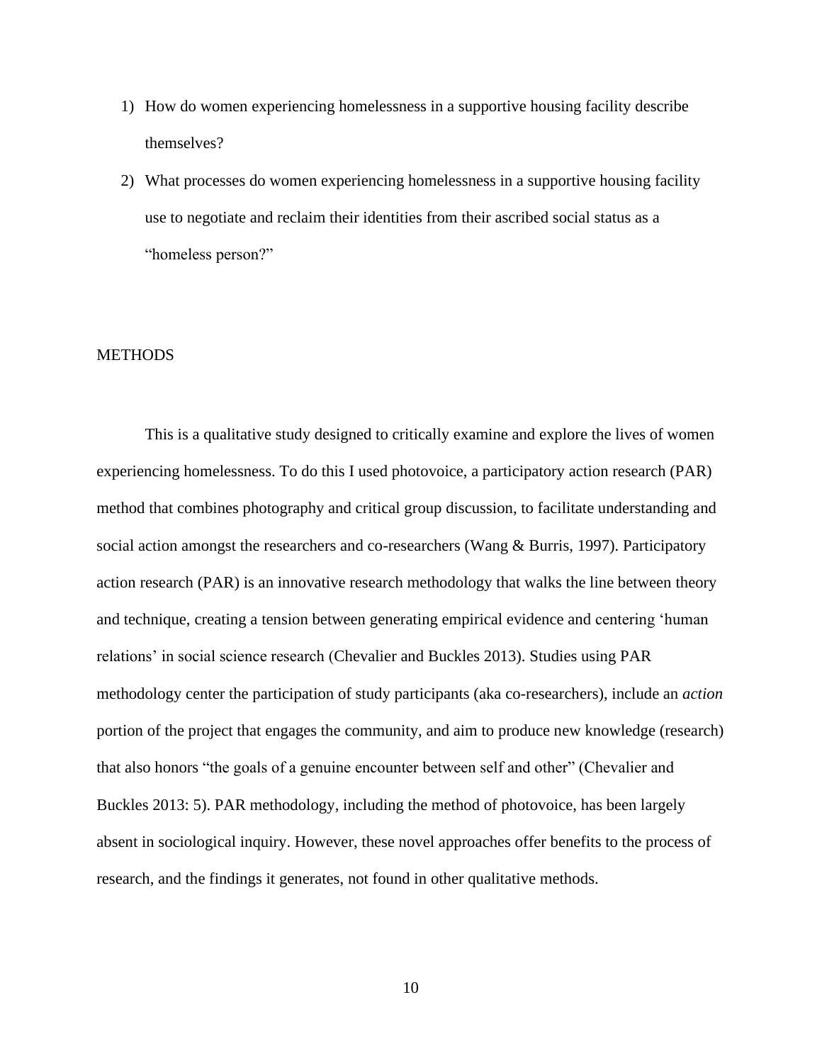1) How do women experiencing homelessness in a supportive housing facility describe themselves?
2) What processes do women experiencing homelessness in a supportive housing facility use to negotiate and reclaim their identities from their ascribed social status as a "homeless person?"

## METHODS

This is a qualitative study designed to critically examine and explore the lives of women experiencing homelessness. To do this I used photovoice, a participatory action research (PAR) method that combines photography and critical group discussion, to facilitate understanding and social action amongst the researchers and co-researchers (Wang & Burris, 1997). Participatory action research (PAR) is an innovative research methodology that walks the line between theory and technique, creating a tension between generating empirical evidence and centering 'human relations' in social science research (Chevalier and Buckles 2013). Studies using PAR methodology center the participation of study participants (aka co-researchers), include an *action* portion of the project that engages the community, and aim to produce new knowledge (research) that also honors "the goals of a genuine encounter between self and other" (Chevalier and Buckles 2013: 5). PAR methodology, including the method of photovoice, has been largely absent in sociological inquiry. However, these novel approaches offer benefits to the process of research, and the findings it generates, not found in other qualitative methods.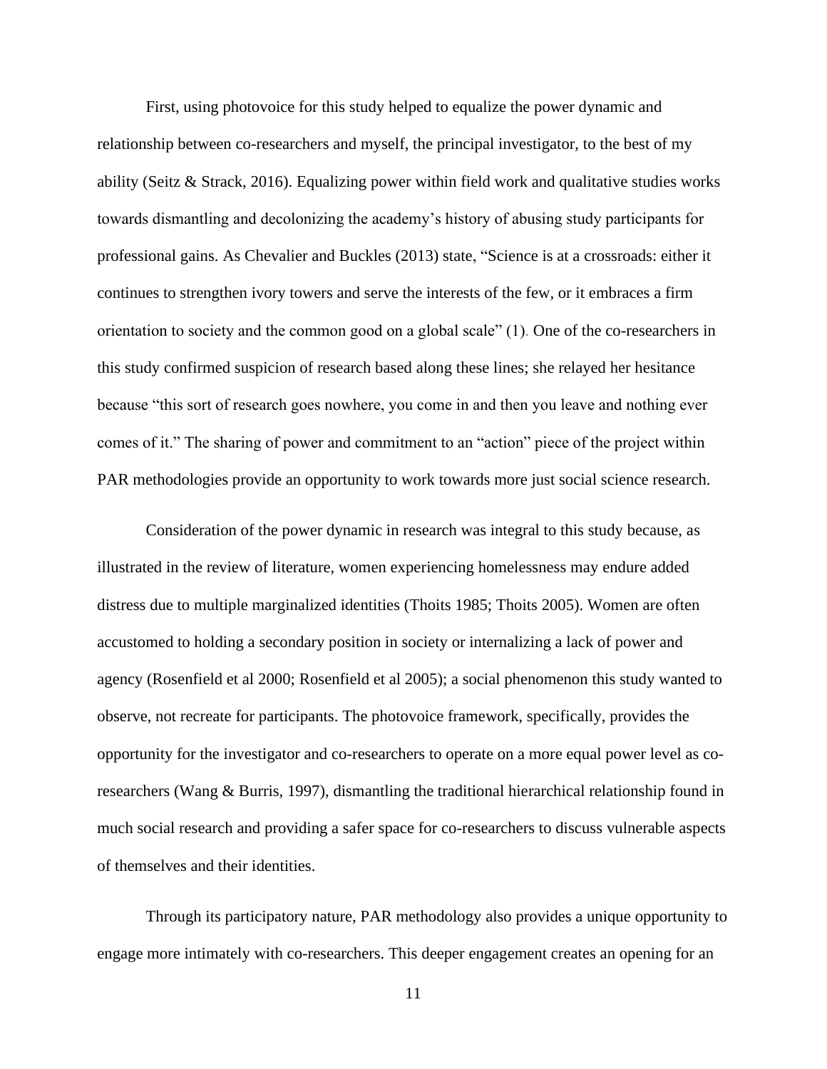First, using photovoice for this study helped to equalize the power dynamic and relationship between co-researchers and myself, the principal investigator, to the best of my ability (Seitz & Strack, 2016). Equalizing power within field work and qualitative studies works towards dismantling and decolonizing the academy's history of abusing study participants for professional gains. As Chevalier and Buckles (2013) state, "Science is at a crossroads: either it continues to strengthen ivory towers and serve the interests of the few, or it embraces a firm orientation to society and the common good on a global scale" (1). One of the co-researchers in this study confirmed suspicion of research based along these lines; she relayed her hesitance because "this sort of research goes nowhere, you come in and then you leave and nothing ever comes of it." The sharing of power and commitment to an "action" piece of the project within PAR methodologies provide an opportunity to work towards more just social science research.

Consideration of the power dynamic in research was integral to this study because, as illustrated in the review of literature, women experiencing homelessness may endure added distress due to multiple marginalized identities (Thoits 1985; Thoits 2005). Women are often accustomed to holding a secondary position in society or internalizing a lack of power and agency (Rosenfield et al 2000; Rosenfield et al 2005); a social phenomenon this study wanted to observe, not recreate for participants. The photovoice framework, specifically, provides the opportunity for the investigator and co-researchers to operate on a more equal power level as co-researchers (Wang & Burris, 1997), dismantling the traditional hierarchical relationship found in much social research and providing a safer space for co-researchers to discuss vulnerable aspects of themselves and their identities.

Through its participatory nature, PAR methodology also provides a unique opportunity to engage more intimately with co-researchers. This deeper engagement creates an opening for an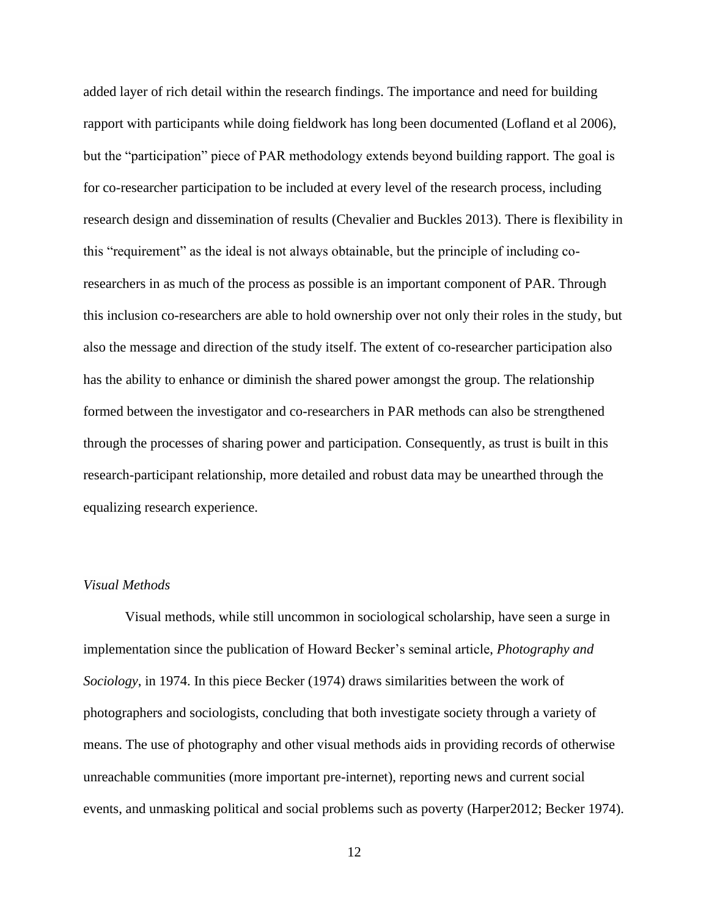added layer of rich detail within the research findings. The importance and need for building rapport with participants while doing fieldwork has long been documented (Lofland et al 2006), but the "participation" piece of PAR methodology extends beyond building rapport. The goal is for co-researcher participation to be included at every level of the research process, including research design and dissemination of results (Chevalier and Buckles 2013). There is flexibility in this "requirement" as the ideal is not always obtainable, but the principle of including co-researchers in as much of the process as possible is an important component of PAR. Through this inclusion co-researchers are able to hold ownership over not only their roles in the study, but also the message and direction of the study itself. The extent of co-researcher participation also has the ability to enhance or diminish the shared power amongst the group. The relationship formed between the investigator and co-researchers in PAR methods can also be strengthened through the processes of sharing power and participation. Consequently, as trust is built in this research-participant relationship, more detailed and robust data may be unearthed through the equalizing research experience.

*Visual Methods*

Visual methods, while still uncommon in sociological scholarship, have seen a surge in implementation since the publication of Howard Becker's seminal article, *Photography and Sociology*, in 1974. In this piece Becker (1974) draws similarities between the work of photographers and sociologists, concluding that both investigate society through a variety of means. The use of photography and other visual methods aids in providing records of otherwise unreachable communities (more important pre-internet), reporting news and current social events, and unmasking political and social problems such as poverty (Harper2012; Becker 1974).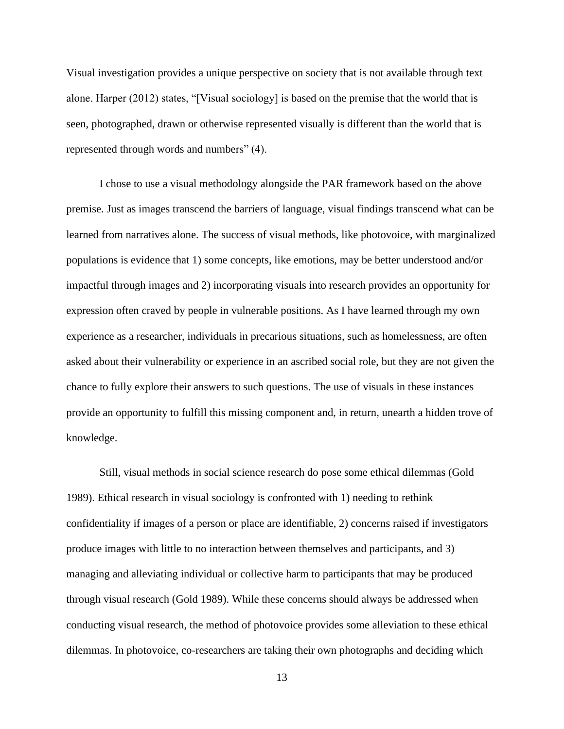Visual investigation provides a unique perspective on society that is not available through text alone. Harper (2012) states, "[Visual sociology] is based on the premise that the world that is seen, photographed, drawn or otherwise represented visually is different than the world that is represented through words and numbers" (4).

I chose to use a visual methodology alongside the PAR framework based on the above premise. Just as images transcend the barriers of language, visual findings transcend what can be learned from narratives alone. The success of visual methods, like photovoice, with marginalized populations is evidence that 1) some concepts, like emotions, may be better understood and/or impactful through images and 2) incorporating visuals into research provides an opportunity for expression often craved by people in vulnerable positions. As I have learned through my own experience as a researcher, individuals in precarious situations, such as homelessness, are often asked about their vulnerability or experience in an ascribed social role, but they are not given the chance to fully explore their answers to such questions. The use of visuals in these instances provide an opportunity to fulfill this missing component and, in return, unearth a hidden trove of knowledge.

Still, visual methods in social science research do pose some ethical dilemmas (Gold 1989). Ethical research in visual sociology is confronted with 1) needing to rethink confidentiality if images of a person or place are identifiable, 2) concerns raised if investigators produce images with little to no interaction between themselves and participants, and 3) managing and alleviating individual or collective harm to participants that may be produced through visual research (Gold 1989). While these concerns should always be addressed when conducting visual research, the method of photovoice provides some alleviation to these ethical dilemmas. In photovoice, co-researchers are taking their own photographs and deciding which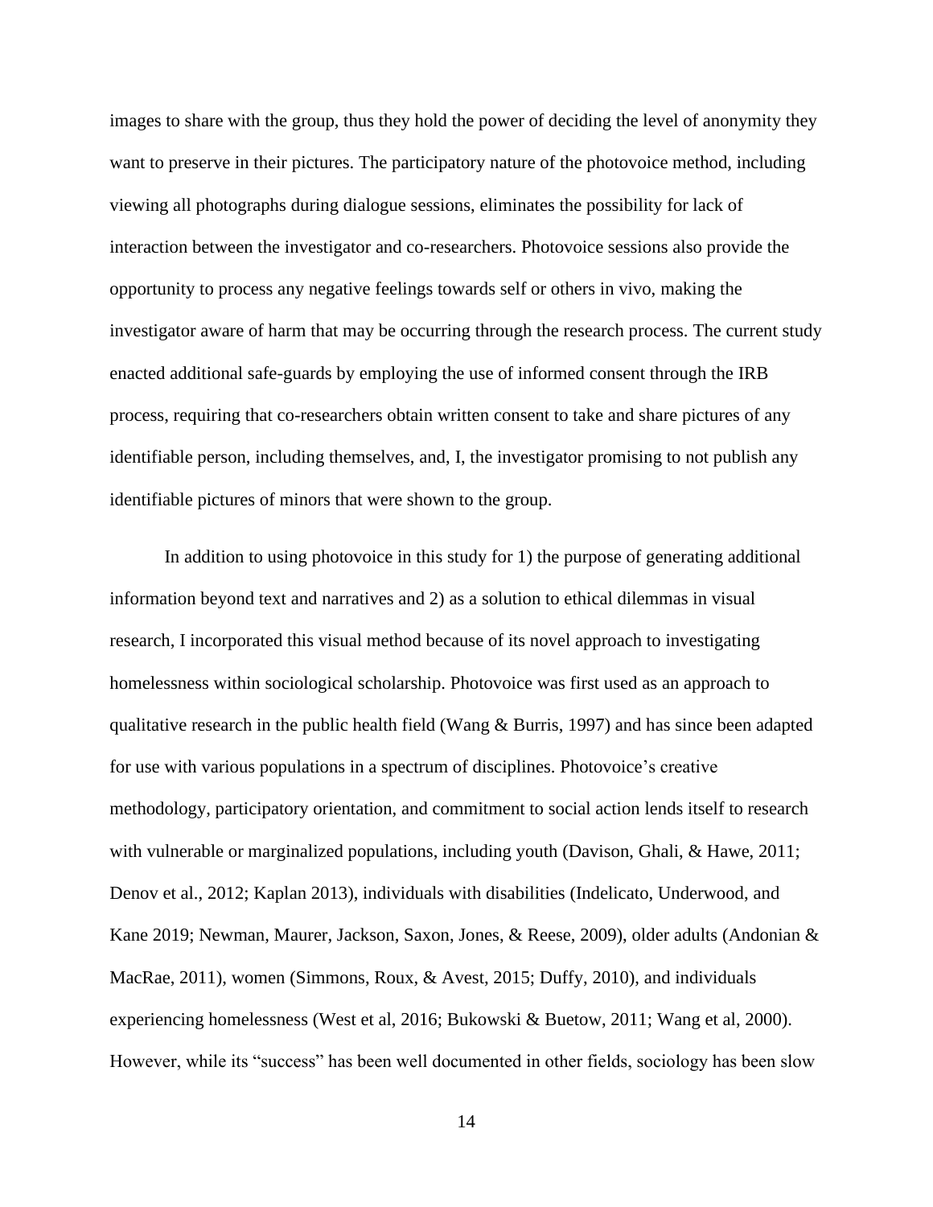images to share with the group, thus they hold the power of deciding the level of anonymity they want to preserve in their pictures. The participatory nature of the photovoice method, including viewing all photographs during dialogue sessions, eliminates the possibility for lack of interaction between the investigator and co-researchers. Photovoice sessions also provide the opportunity to process any negative feelings towards self or others in vivo, making the investigator aware of harm that may be occurring through the research process. The current study enacted additional safe-guards by employing the use of informed consent through the IRB process, requiring that co-researchers obtain written consent to take and share pictures of any identifiable person, including themselves, and, I, the investigator promising to not publish any identifiable pictures of minors that were shown to the group.

In addition to using photovoice in this study for 1) the purpose of generating additional information beyond text and narratives and 2) as a solution to ethical dilemmas in visual research, I incorporated this visual method because of its novel approach to investigating homelessness within sociological scholarship. Photovoice was first used as an approach to qualitative research in the public health field (Wang & Burris, 1997) and has since been adapted for use with various populations in a spectrum of disciplines. Photovoice's creative methodology, participatory orientation, and commitment to social action lends itself to research with vulnerable or marginalized populations, including youth (Davison, Ghali, & Hawe, 2011; Denov et al., 2012; Kaplan 2013), individuals with disabilities (Indelicato, Underwood, and Kane 2019; Newman, Maurer, Jackson, Saxon, Jones, & Reese, 2009), older adults (Andonian & MacRae, 2011), women (Simmons, Roux, & Avest, 2015; Duffy, 2010), and individuals experiencing homelessness (West et al, 2016; Bukowski & Buetow, 2011; Wang et al, 2000). However, while its "success" has been well documented in other fields, sociology has been slow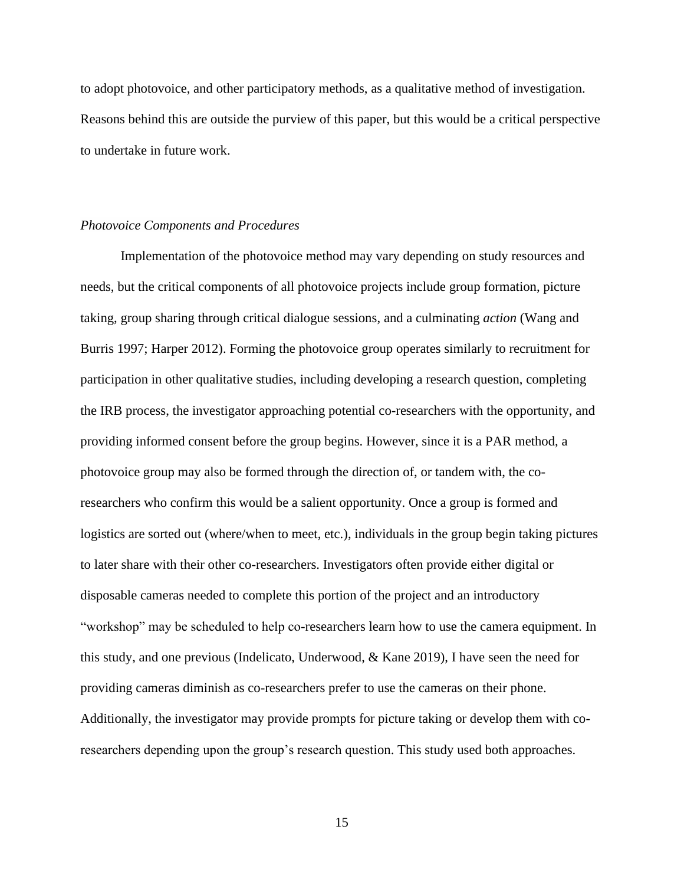to adopt photovoice, and other participatory methods, as a qualitative method of investigation. Reasons behind this are outside the purview of this paper, but this would be a critical perspective to undertake in future work.

### *Photovoice Components and Procedures*

Implementation of the photovoice method may vary depending on study resources and needs, but the critical components of all photovoice projects include group formation, picture taking, group sharing through critical dialogue sessions, and a culminating *action* (Wang and Burris 1997; Harper 2012). Forming the photovoice group operates similarly to recruitment for participation in other qualitative studies, including developing a research question, completing the IRB process, the investigator approaching potential co-researchers with the opportunity, and providing informed consent before the group begins. However, since it is a PAR method, a photovoice group may also be formed through the direction of, or tandem with, the co-researchers who confirm this would be a salient opportunity. Once a group is formed and logistics are sorted out (where/when to meet, etc.), individuals in the group begin taking pictures to later share with their other co-researchers. Investigators often provide either digital or disposable cameras needed to complete this portion of the project and an introductory "workshop" may be scheduled to help co-researchers learn how to use the camera equipment. In this study, and one previous (Indelicato, Underwood, & Kane 2019), I have seen the need for providing cameras diminish as co-researchers prefer to use the cameras on their phone. Additionally, the investigator may provide prompts for picture taking or develop them with co-researchers depending upon the group's research question. This study used both approaches.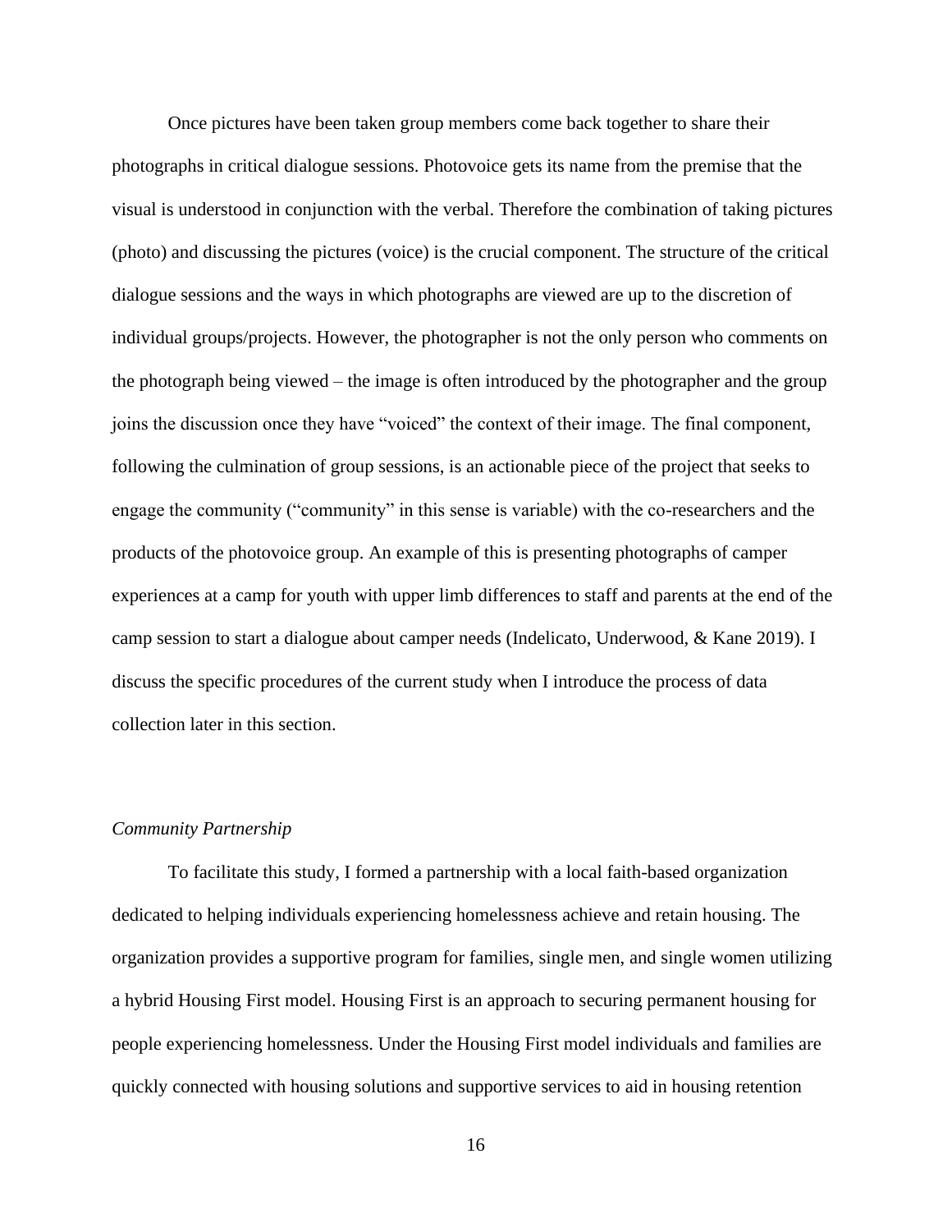Once pictures have been taken group members come back together to share their photographs in critical dialogue sessions. Photovoice gets its name from the premise that the visual is understood in conjunction with the verbal. Therefore the combination of taking pictures (photo) and discussing the pictures (voice) is the crucial component. The structure of the critical dialogue sessions and the ways in which photographs are viewed are up to the discretion of individual groups/projects. However, the photographer is not the only person who comments on the photograph being viewed – the image is often introduced by the photographer and the group joins the discussion once they have "voiced" the context of their image. The final component, following the culmination of group sessions, is an actionable piece of the project that seeks to engage the community ("community" in this sense is variable) with the co-researchers and the products of the photovoice group. An example of this is presenting photographs of camper experiences at a camp for youth with upper limb differences to staff and parents at the end of the camp session to start a dialogue about camper needs (Indelicato, Underwood, & Kane 2019). I discuss the specific procedures of the current study when I introduce the process of data collection later in this section.

*Community Partnership*

To facilitate this study, I formed a partnership with a local faith-based organization dedicated to helping individuals experiencing homelessness achieve and retain housing. The organization provides a supportive program for families, single men, and single women utilizing a hybrid Housing First model. Housing First is an approach to securing permanent housing for people experiencing homelessness. Under the Housing First model individuals and families are quickly connected with housing solutions and supportive services to aid in housing retention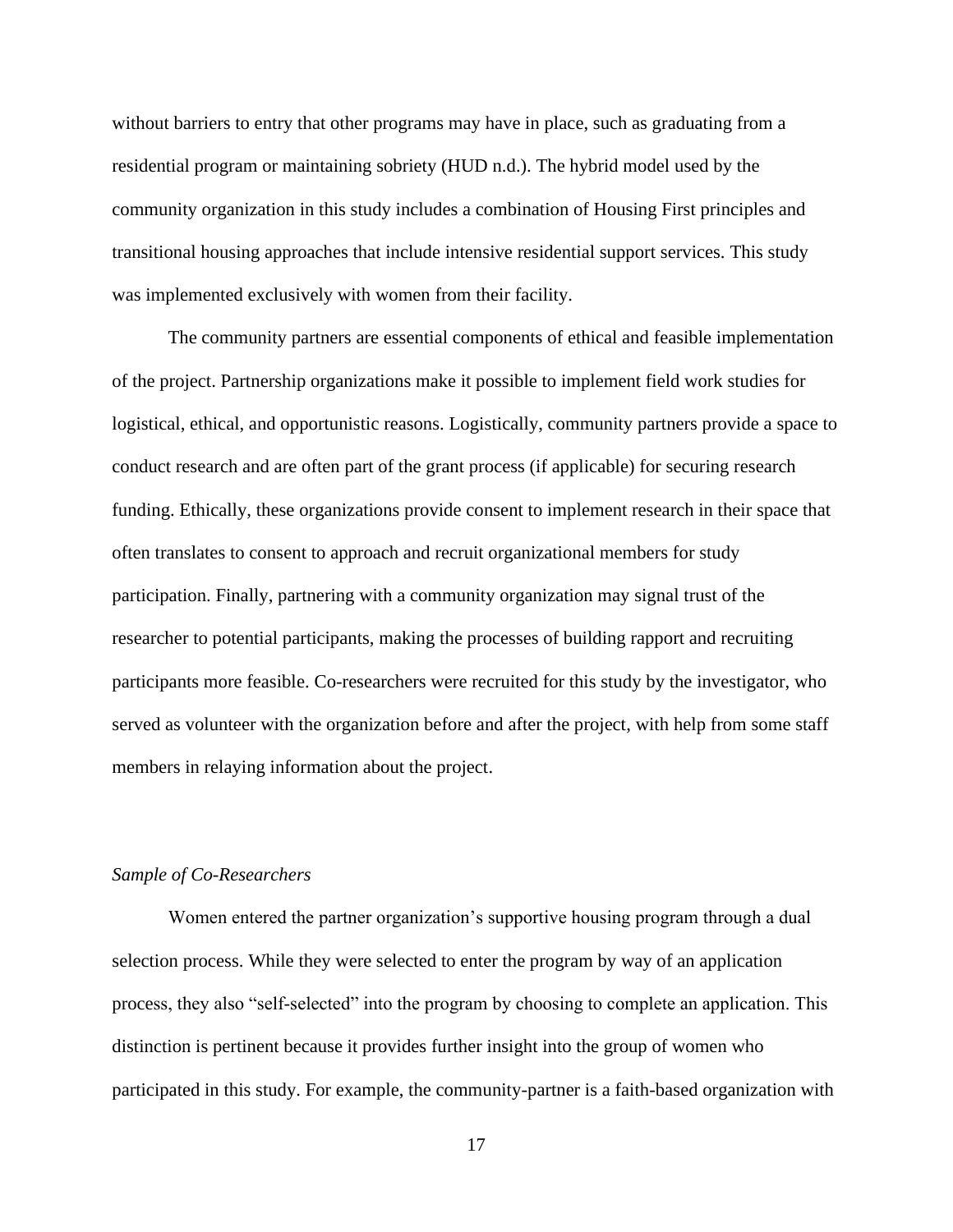without barriers to entry that other programs may have in place, such as graduating from a residential program or maintaining sobriety (HUD n.d.). The hybrid model used by the community organization in this study includes a combination of Housing First principles and transitional housing approaches that include intensive residential support services. This study was implemented exclusively with women from their facility.

The community partners are essential components of ethical and feasible implementation of the project. Partnership organizations make it possible to implement field work studies for logistical, ethical, and opportunistic reasons. Logistically, community partners provide a space to conduct research and are often part of the grant process (if applicable) for securing research funding. Ethically, these organizations provide consent to implement research in their space that often translates to consent to approach and recruit organizational members for study participation. Finally, partnering with a community organization may signal trust of the researcher to potential participants, making the processes of building rapport and recruiting participants more feasible. Co-researchers were recruited for this study by the investigator, who served as volunteer with the organization before and after the project, with help from some staff members in relaying information about the project.

### *Sample of Co-Researchers*

Women entered the partner organization's supportive housing program through a dual selection process. While they were selected to enter the program by way of an application process, they also "self-selected" into the program by choosing to complete an application. This distinction is pertinent because it provides further insight into the group of women who participated in this study. For example, the community-partner is a faith-based organization with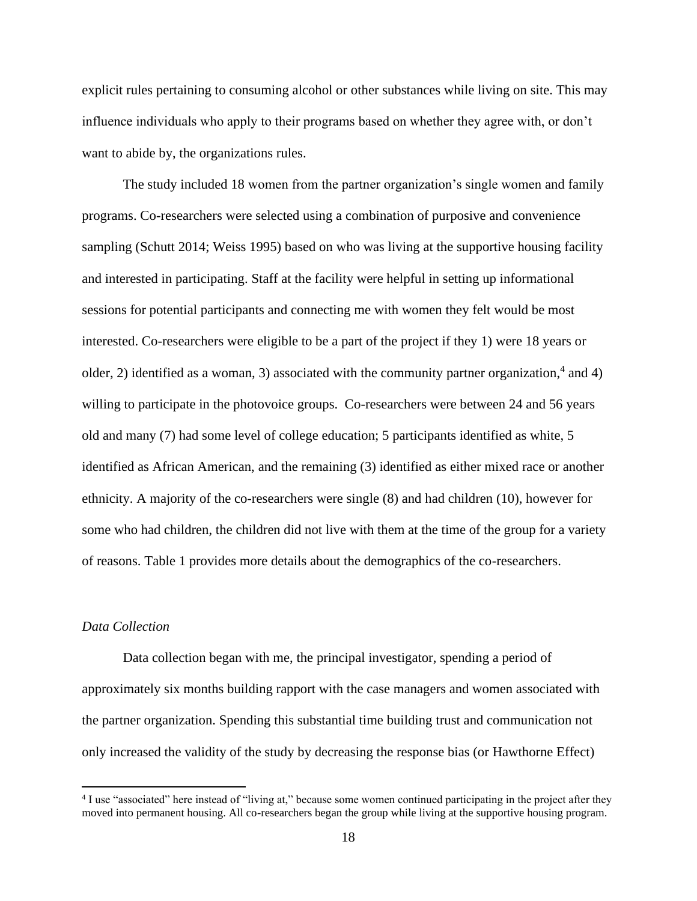explicit rules pertaining to consuming alcohol or other substances while living on site. This may influence individuals who apply to their programs based on whether they agree with, or don't want to abide by, the organizations rules.

The study included 18 women from the partner organization's single women and family programs. Co-researchers were selected using a combination of purposive and convenience sampling (Schutt 2014; Weiss 1995) based on who was living at the supportive housing facility and interested in participating. Staff at the facility were helpful in setting up informational sessions for potential participants and connecting me with women they felt would be most interested. Co-researchers were eligible to be a part of the project if they 1) were 18 years or older, 2) identified as a woman, 3) associated with the community partner organization,[4] and 4) willing to participate in the photovoice groups. Co-researchers were between 24 and 56 years old and many (7) had some level of college education; 5 participants identified as white, 5 identified as African American, and the remaining (3) identified as either mixed race or another ethnicity. A majority of the co-researchers were single (8) and had children (10), however for some who had children, the children did not live with them at the time of the group for a variety of reasons. Table 1 provides more details about the demographics of the co-researchers.

### *Data Collection*

Data collection began with me, the principal investigator, spending a period of approximately six months building rapport with the case managers and women associated with the partner organization. Spending this substantial time building trust and communication not only increased the validity of the study by decreasing the response bias (or Hawthorne Effect)

[4] I use "associated" here instead of "living at," because some women continued participating in the project after they moved into permanent housing. All co-researchers began the group while living at the supportive housing program.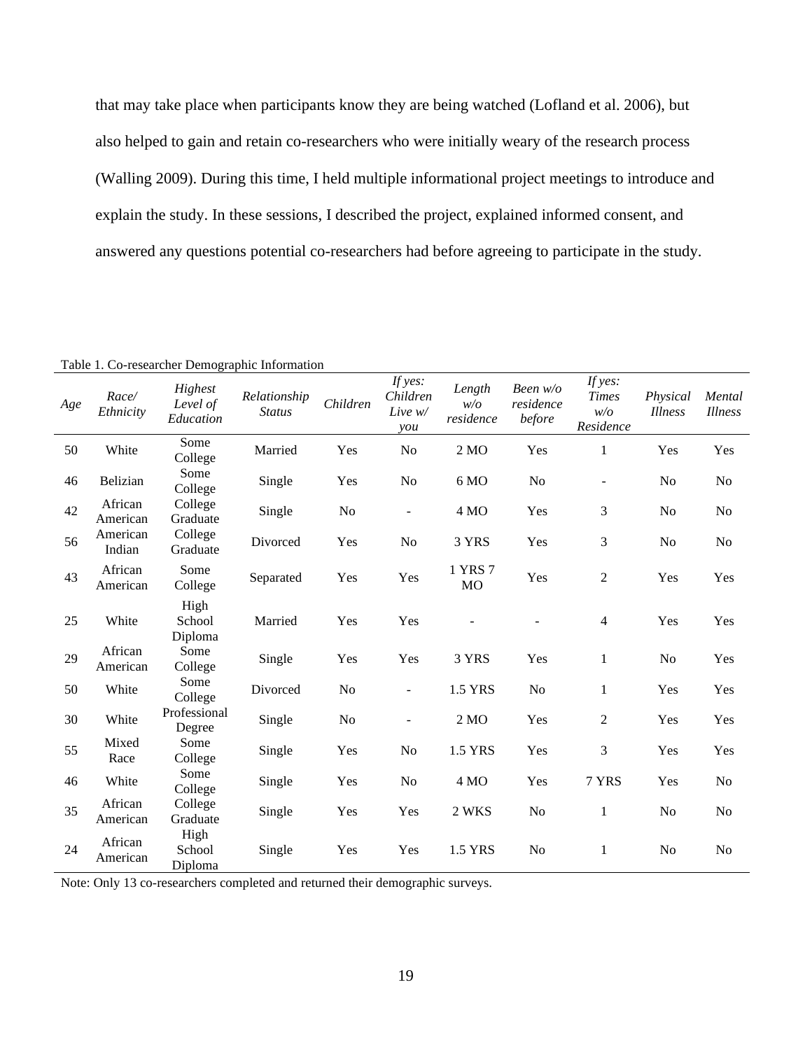that may take place when participants know they are being watched (Lofland et al. 2006), but also helped to gain and retain co-researchers who were initially weary of the research process (Walling 2009). During this time, I held multiple informational project meetings to introduce and explain the study. In these sessions, I described the project, explained informed consent, and answered any questions potential co-researchers had before agreeing to participate in the study.

Table 1. Co-researcher Demographic Information

| *Age* | *Race/ Ethnicity* | *Highest Level of Education* | *Relationship Status* | *Children* | *If yes: Children Live w/ you* | *Length w/o residence* | *Been w/o residence before* | *If yes: Times w/o Residence* | *Physical Illness* | *Mental Illness* |
|---|---|---|---|---|---|---|---|---|---|---|
| 50 | White | Some College | Married | Yes | No | 2 MO | Yes | 1 | Yes | Yes |
| 46 | Belizian | Some College | Single | Yes | No | 6 MO | No | - | No | No |
| 42 | African American | College Graduate | Single | No | - | 4 MO | Yes | 3 | No | No |
| 56 | American Indian | College Graduate | Divorced | Yes | No | 3 YRS | Yes | 3 | No | No |
| 43 | African American | Some College | Separated | Yes | Yes | 1 YRS 7 MO | Yes | 2 | Yes | Yes |
| 25 | White | High School Diploma | Married | Yes | Yes | - | - | 4 | Yes | Yes |
| 29 | African American | Some College | Single | Yes | Yes | 3 YRS | Yes | 1 | No | Yes |
| 50 | White | Some College | Divorced | No | - | 1.5 YRS | No | 1 | Yes | Yes |
| 30 | White | Professional Degree | Single | No | - | 2 MO | Yes | 2 | Yes | Yes |
| 55 | Mixed Race | Some College | Single | Yes | No | 1.5 YRS | Yes | 3 | Yes | Yes |
| 46 | White | Some College | Single | Yes | No | 4 MO | Yes | 7 YRS | Yes | No |
| 35 | African American | College Graduate | Single | Yes | Yes | 2 WKS | No | 1 | No | No |
| 24 | African American | High School Diploma | Single | Yes | Yes | 1.5 YRS | No | 1 | No | No |

Note: Only 13 co-researchers completed and returned their demographic surveys.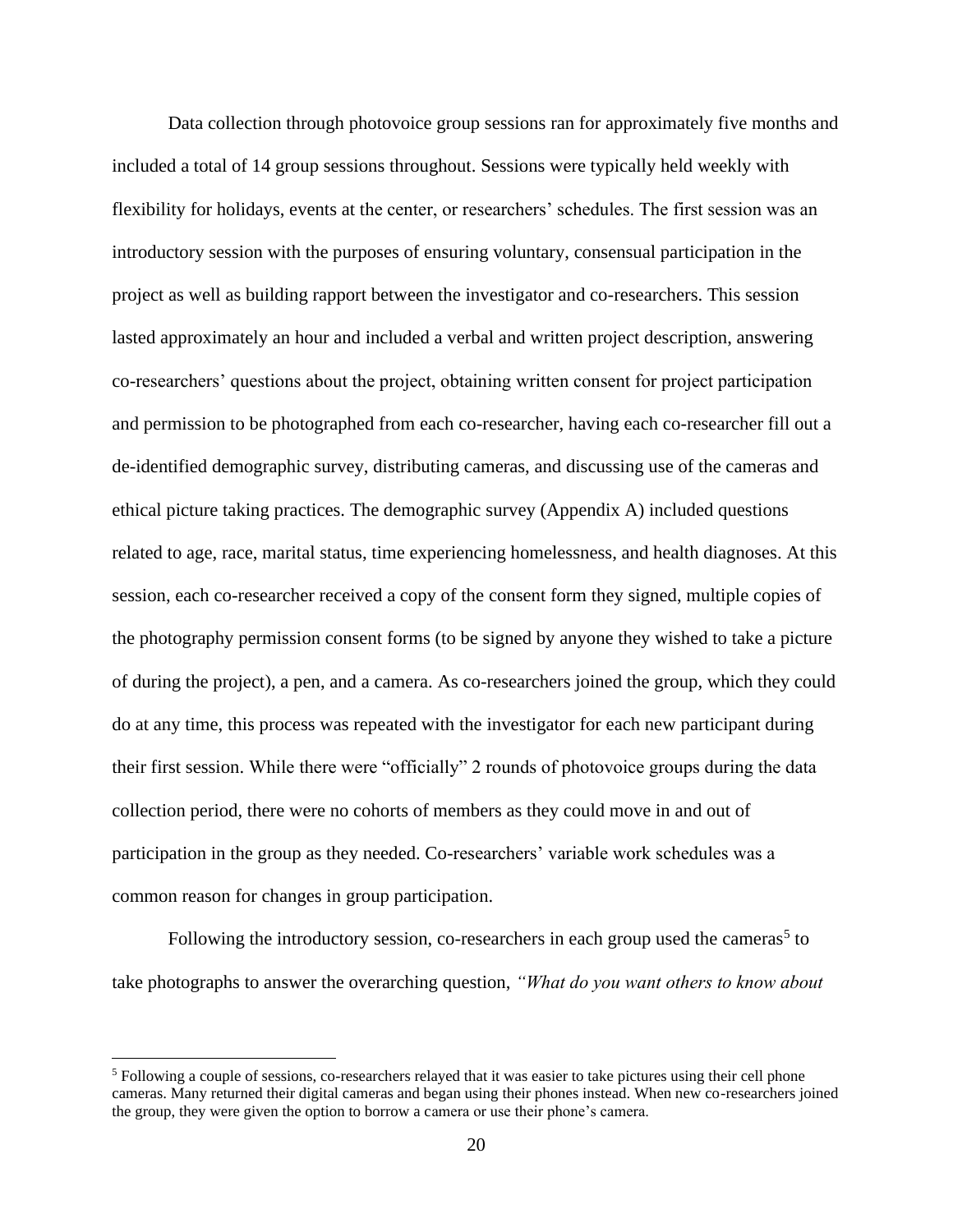Data collection through photovoice group sessions ran for approximately five months and included a total of 14 group sessions throughout. Sessions were typically held weekly with flexibility for holidays, events at the center, or researchers' schedules. The first session was an introductory session with the purposes of ensuring voluntary, consensual participation in the project as well as building rapport between the investigator and co-researchers. This session lasted approximately an hour and included a verbal and written project description, answering co-researchers' questions about the project, obtaining written consent for project participation and permission to be photographed from each co-researcher, having each co-researcher fill out a de-identified demographic survey, distributing cameras, and discussing use of the cameras and ethical picture taking practices. The demographic survey (Appendix A) included questions related to age, race, marital status, time experiencing homelessness, and health diagnoses. At this session, each co-researcher received a copy of the consent form they signed, multiple copies of the photography permission consent forms (to be signed by anyone they wished to take a picture of during the project), a pen, and a camera. As co-researchers joined the group, which they could do at any time, this process was repeated with the investigator for each new participant during their first session. While there were "officially" 2 rounds of photovoice groups during the data collection period, there were no cohorts of members as they could move in and out of participation in the group as they needed. Co-researchers' variable work schedules was a common reason for changes in group participation.

Following the introductory session, co-researchers in each group used the cameras[5] to take photographs to answer the overarching question, *"What do you want others to know about*

[5] Following a couple of sessions, co-researchers relayed that it was easier to take pictures using their cell phone cameras. Many returned their digital cameras and began using their phones instead. When new co-researchers joined the group, they were given the option to borrow a camera or use their phone's camera.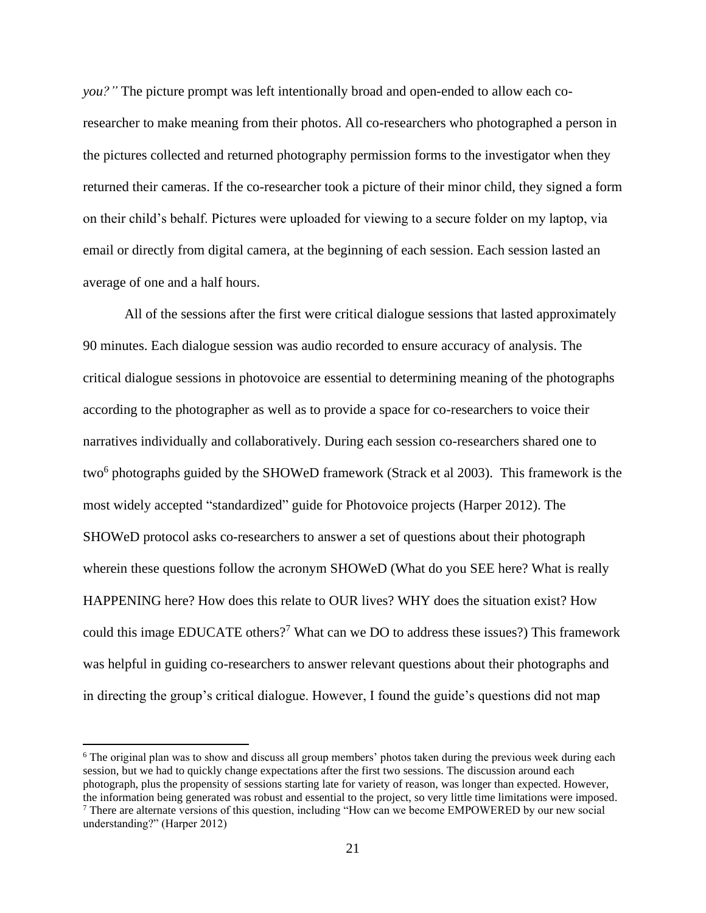*you?"* The picture prompt was left intentionally broad and open-ended to allow each co-researcher to make meaning from their photos. All co-researchers who photographed a person in the pictures collected and returned photography permission forms to the investigator when they returned their cameras. If the co-researcher took a picture of their minor child, they signed a form on their child's behalf. Pictures were uploaded for viewing to a secure folder on my laptop, via email or directly from digital camera, at the beginning of each session. Each session lasted an average of one and a half hours.

All of the sessions after the first were critical dialogue sessions that lasted approximately 90 minutes. Each dialogue session was audio recorded to ensure accuracy of analysis. The critical dialogue sessions in photovoice are essential to determining meaning of the photographs according to the photographer as well as to provide a space for co-researchers to voice their narratives individually and collaboratively. During each session co-researchers shared one to two[6] photographs guided by the SHOWeD framework (Strack et al 2003). This framework is the most widely accepted "standardized" guide for Photovoice projects (Harper 2012). The SHOWeD protocol asks co-researchers to answer a set of questions about their photograph wherein these questions follow the acronym SHOWeD (What do you SEE here? What is really HAPPENING here? How does this relate to OUR lives? WHY does the situation exist? How could this image EDUCATE others?[7] What can we DO to address these issues?) This framework was helpful in guiding co-researchers to answer relevant questions about their photographs and in directing the group's critical dialogue. However, I found the guide's questions did not map

[6] The original plan was to show and discuss all group members' photos taken during the previous week during each session, but we had to quickly change expectations after the first two sessions. The discussion around each photograph, plus the propensity of sessions starting late for variety of reason, was longer than expected. However, the information being generated was robust and essential to the project, so very little time limitations were imposed.

[7] There are alternate versions of this question, including "How can we become EMPOWERED by our new social understanding?" (Harper 2012)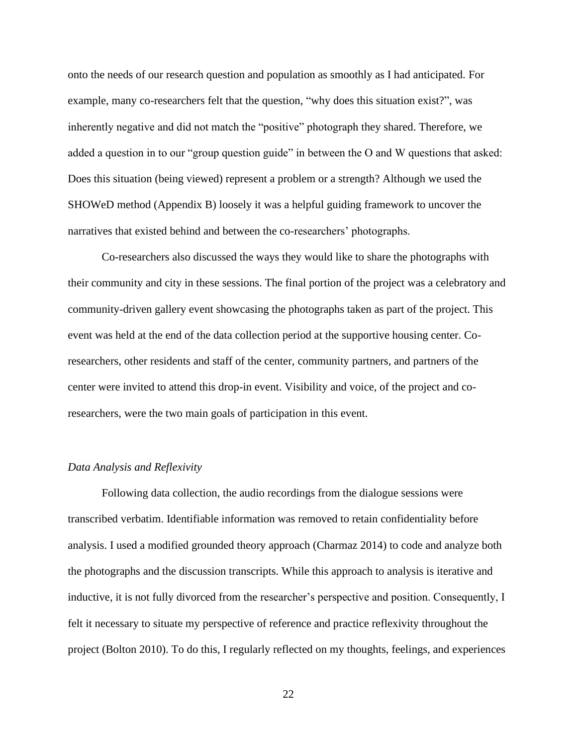onto the needs of our research question and population as smoothly as I had anticipated. For example, many co-researchers felt that the question, "why does this situation exist?", was inherently negative and did not match the "positive" photograph they shared. Therefore, we added a question in to our "group question guide" in between the O and W questions that asked: Does this situation (being viewed) represent a problem or a strength? Although we used the SHOWeD method (Appendix B) loosely it was a helpful guiding framework to uncover the narratives that existed behind and between the co-researchers' photographs.

Co-researchers also discussed the ways they would like to share the photographs with their community and city in these sessions. The final portion of the project was a celebratory and community-driven gallery event showcasing the photographs taken as part of the project. This event was held at the end of the data collection period at the supportive housing center. Co-researchers, other residents and staff of the center, community partners, and partners of the center were invited to attend this drop-in event. Visibility and voice, of the project and co-researchers, were the two main goals of participation in this event.

### *Data Analysis and Reflexivity*

Following data collection, the audio recordings from the dialogue sessions were transcribed verbatim. Identifiable information was removed to retain confidentiality before analysis. I used a modified grounded theory approach (Charmaz 2014) to code and analyze both the photographs and the discussion transcripts. While this approach to analysis is iterative and inductive, it is not fully divorced from the researcher's perspective and position. Consequently, I felt it necessary to situate my perspective of reference and practice reflexivity throughout the project (Bolton 2010). To do this, I regularly reflected on my thoughts, feelings, and experiences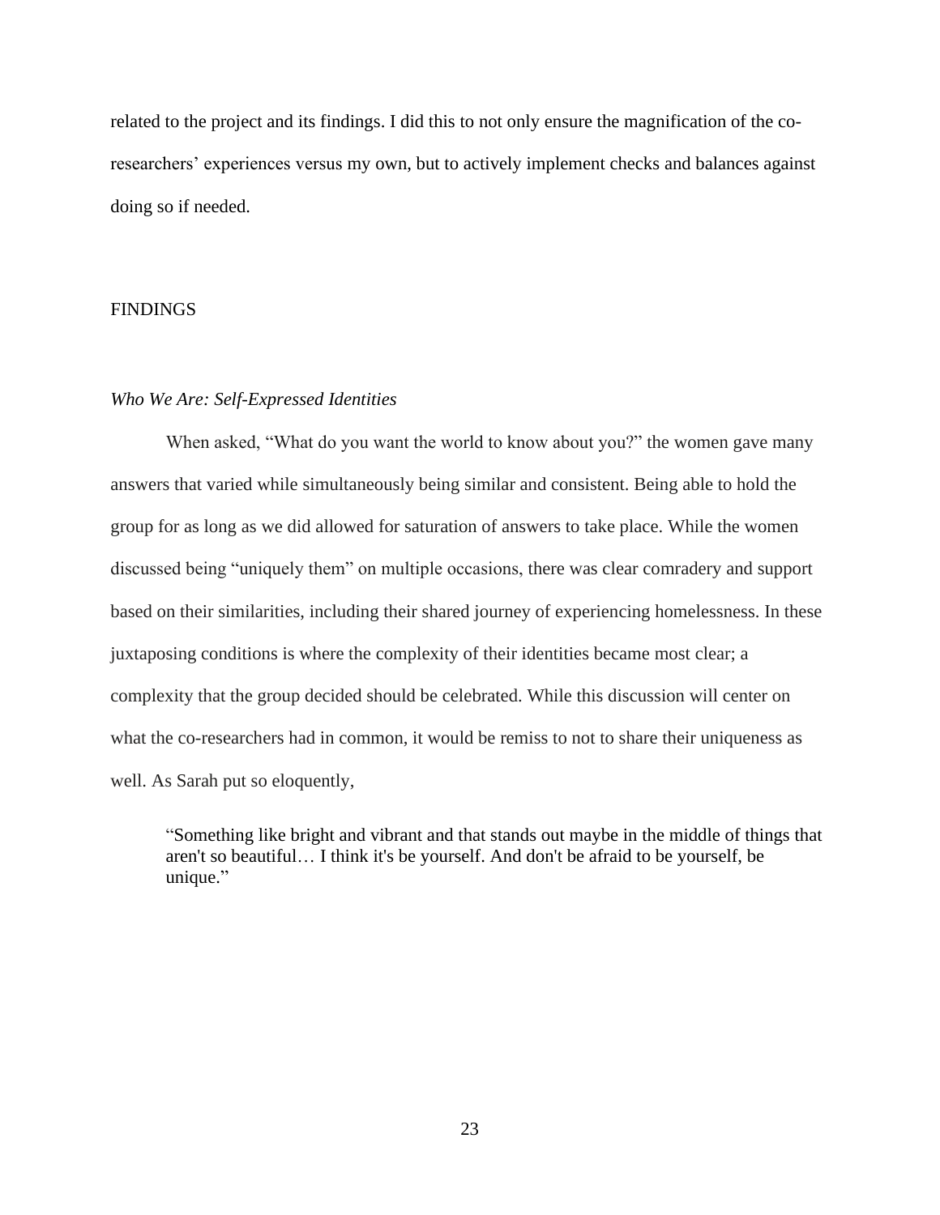related to the project and its findings. I did this to not only ensure the magnification of the co-researchers' experiences versus my own, but to actively implement checks and balances against doing so if needed.

## FINDINGS

### *Who We Are: Self-Expressed Identities*

When asked, "What do you want the world to know about you?" the women gave many answers that varied while simultaneously being similar and consistent. Being able to hold the group for as long as we did allowed for saturation of answers to take place. While the women discussed being "uniquely them" on multiple occasions, there was clear comradery and support based on their similarities, including their shared journey of experiencing homelessness. In these juxtaposing conditions is where the complexity of their identities became most clear; a complexity that the group decided should be celebrated. While this discussion will center on what the co-researchers had in common, it would be remiss to not to share their uniqueness as well. As Sarah put so eloquently,

> "Something like bright and vibrant and that stands out maybe in the middle of things that aren't so beautiful… I think it's be yourself. And don't be afraid to be yourself, be unique."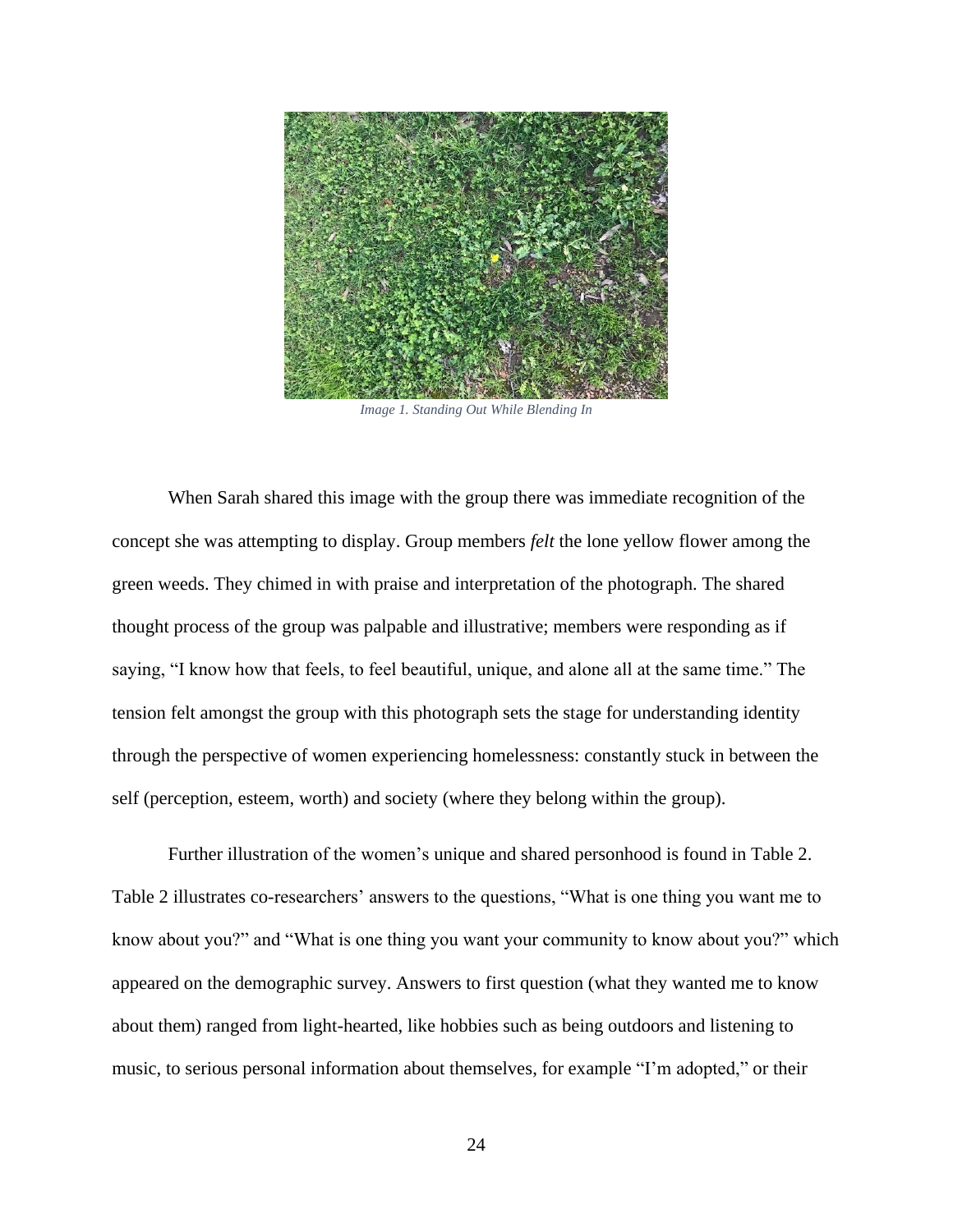*Image 1. Standing Out While Blending In*

When Sarah shared this image with the group there was immediate recognition of the concept she was attempting to display. Group members *felt* the lone yellow flower among the green weeds. They chimed in with praise and interpretation of the photograph. The shared thought process of the group was palpable and illustrative; members were responding as if saying, "I know how that feels, to feel beautiful, unique, and alone all at the same time." The tension felt amongst the group with this photograph sets the stage for understanding identity through the perspective of women experiencing homelessness: constantly stuck in between the self (perception, esteem, worth) and society (where they belong within the group).

Further illustration of the women's unique and shared personhood is found in Table 2. Table 2 illustrates co-researchers' answers to the questions, "What is one thing you want me to know about you?" and "What is one thing you want your community to know about you?" which appeared on the demographic survey. Answers to first question (what they wanted me to know about them) ranged from light-hearted, like hobbies such as being outdoors and listening to music, to serious personal information about themselves, for example "I'm adopted," or their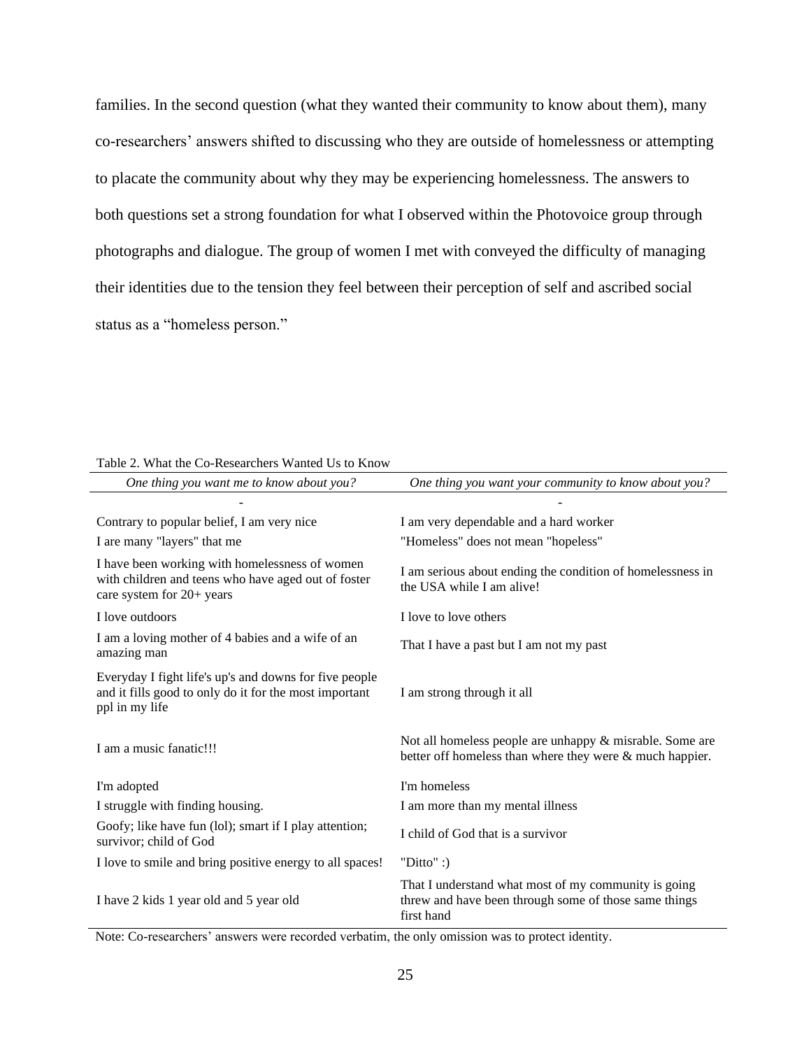families. In the second question (what they wanted their community to know about them), many co-researchers' answers shifted to discussing who they are outside of homelessness or attempting to placate the community about why they may be experiencing homelessness. The answers to both questions set a strong foundation for what I observed within the Photovoice group through photographs and dialogue. The group of women I met with conveyed the difficulty of managing their identities due to the tension they feel between their perception of self and ascribed social status as a "homeless person."

Table 2. What the Co-Researchers Wanted Us to Know

| *One thing you want me to know about you?* | *One thing you want your community to know about you?* |
|---|---|
| - | - |
| Contrary to popular belief, I am very nice | I am very dependable and a hard worker |
| I are many "layers" that me | "Homeless" does not mean "hopeless" |
| I have been working with homelessness of women with children and teens who have aged out of foster care system for 20+ years | I am serious about ending the condition of homelessness in the USA while I am alive! |
| I love outdoors | I love to love others |
| I am a loving mother of 4 babies and a wife of an amazing man | That I have a past but I am not my past |
| Everyday I fight life's up's and downs for five people and it fills good to only do it for the most important ppl in my life | I am strong through it all |
| I am a music fanatic!!! | Not all homeless people are unhappy & misrable. Some are better off homeless than where they were & much happier. |
| I'm adopted | I'm homeless |
| I struggle with finding housing. | I am more than my mental illness |
| Goofy; like have fun (lol); smart if I play attention; survivor; child of God | I child of God that is a survivor |
| I love to smile and bring positive energy to all spaces! | "Ditto" :) |
| I have 2 kids 1 year old and 5 year old | That I understand what most of my community is going threw and have been through some of those same things first hand |

Note: Co-researchers' answers were recorded verbatim, the only omission was to protect identity.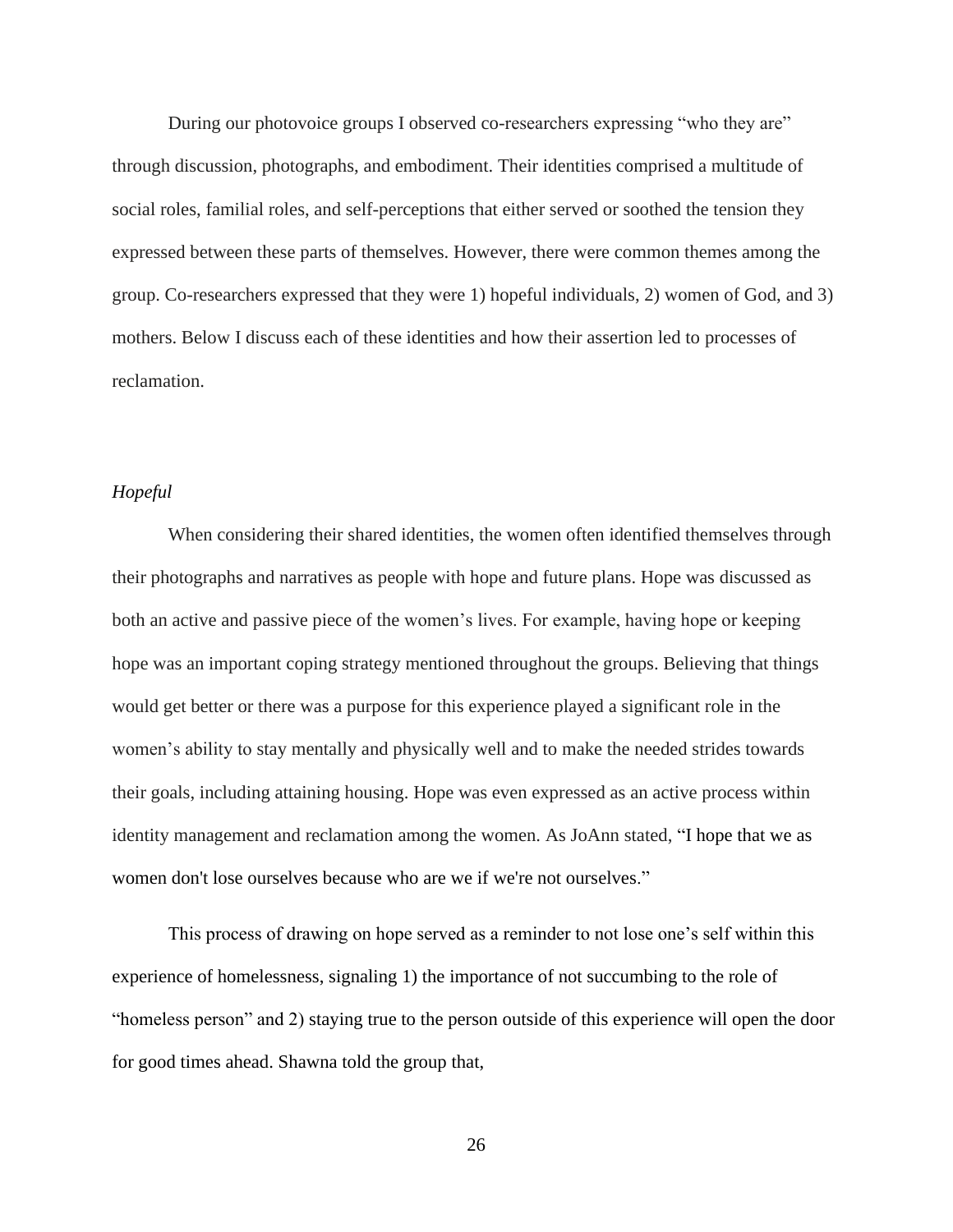During our photovoice groups I observed co-researchers expressing "who they are" through discussion, photographs, and embodiment. Their identities comprised a multitude of social roles, familial roles, and self-perceptions that either served or soothed the tension they expressed between these parts of themselves. However, there were common themes among the group. Co-researchers expressed that they were 1) hopeful individuals, 2) women of God, and 3) mothers. Below I discuss each of these identities and how their assertion led to processes of reclamation.

*Hopeful*

When considering their shared identities, the women often identified themselves through their photographs and narratives as people with hope and future plans. Hope was discussed as both an active and passive piece of the women's lives. For example, having hope or keeping hope was an important coping strategy mentioned throughout the groups. Believing that things would get better or there was a purpose for this experience played a significant role in the women's ability to stay mentally and physically well and to make the needed strides towards their goals, including attaining housing. Hope was even expressed as an active process within identity management and reclamation among the women. As JoAnn stated, "I hope that we as women don't lose ourselves because who are we if we're not ourselves."

This process of drawing on hope served as a reminder to not lose one's self within this experience of homelessness, signaling 1) the importance of not succumbing to the role of "homeless person" and 2) staying true to the person outside of this experience will open the door for good times ahead. Shawna told the group that,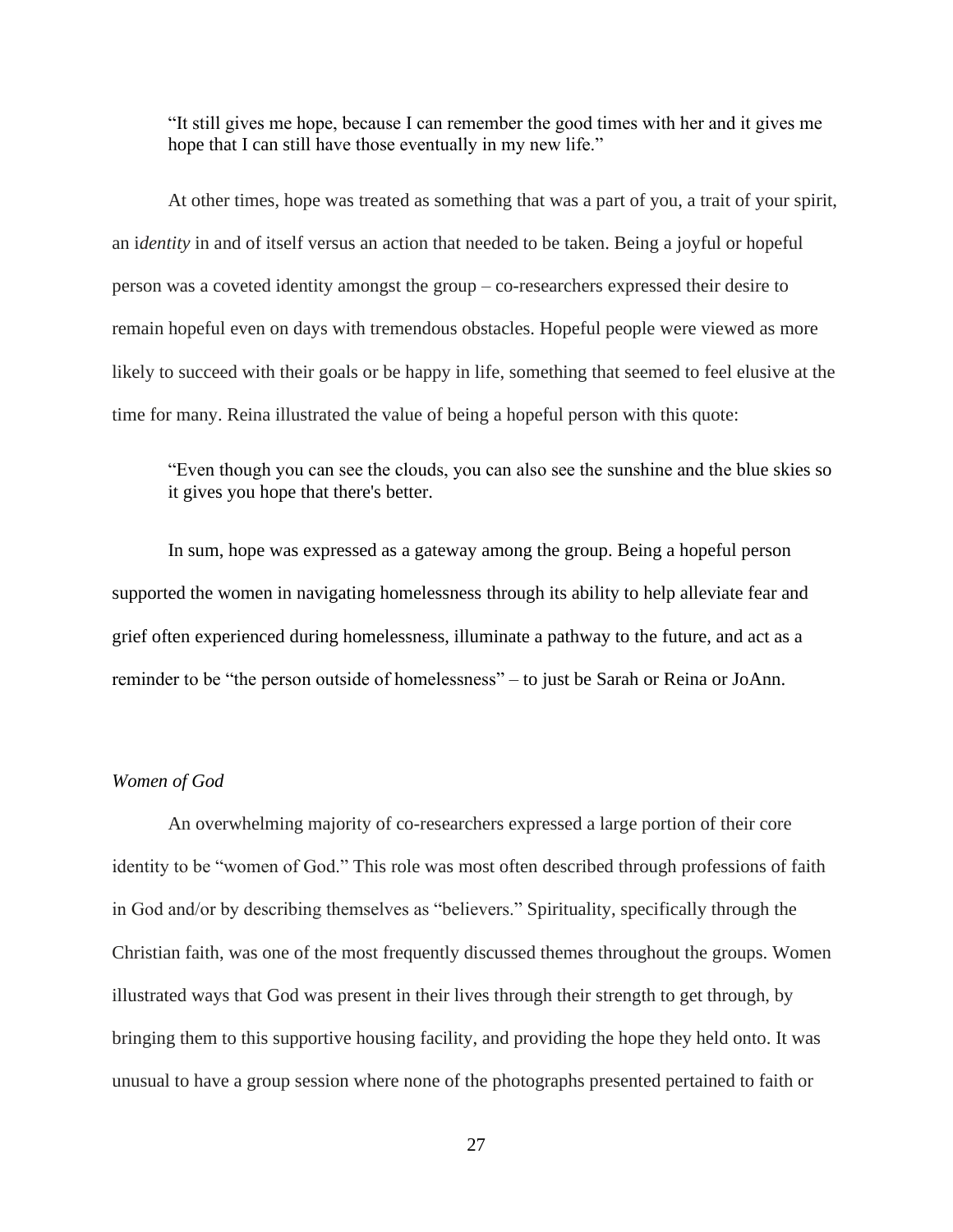> "It still gives me hope, because I can remember the good times with her and it gives me hope that I can still have those eventually in my new life."

At other times, hope was treated as something that was a part of you, a trait of your spirit, an i*dentity* in and of itself versus an action that needed to be taken. Being a joyful or hopeful person was a coveted identity amongst the group – co-researchers expressed their desire to remain hopeful even on days with tremendous obstacles. Hopeful people were viewed as more likely to succeed with their goals or be happy in life, something that seemed to feel elusive at the time for many. Reina illustrated the value of being a hopeful person with this quote:

> "Even though you can see the clouds, you can also see the sunshine and the blue skies so it gives you hope that there's better.

In sum, hope was expressed as a gateway among the group. Being a hopeful person supported the women in navigating homelessness through its ability to help alleviate fear and grief often experienced during homelessness, illuminate a pathway to the future, and act as a reminder to be "the person outside of homelessness" – to just be Sarah or Reina or JoAnn.

*Women of God*

An overwhelming majority of co-researchers expressed a large portion of their core identity to be "women of God." This role was most often described through professions of faith in God and/or by describing themselves as "believers." Spirituality, specifically through the Christian faith, was one of the most frequently discussed themes throughout the groups. Women illustrated ways that God was present in their lives through their strength to get through, by bringing them to this supportive housing facility, and providing the hope they held onto. It was unusual to have a group session where none of the photographs presented pertained to faith or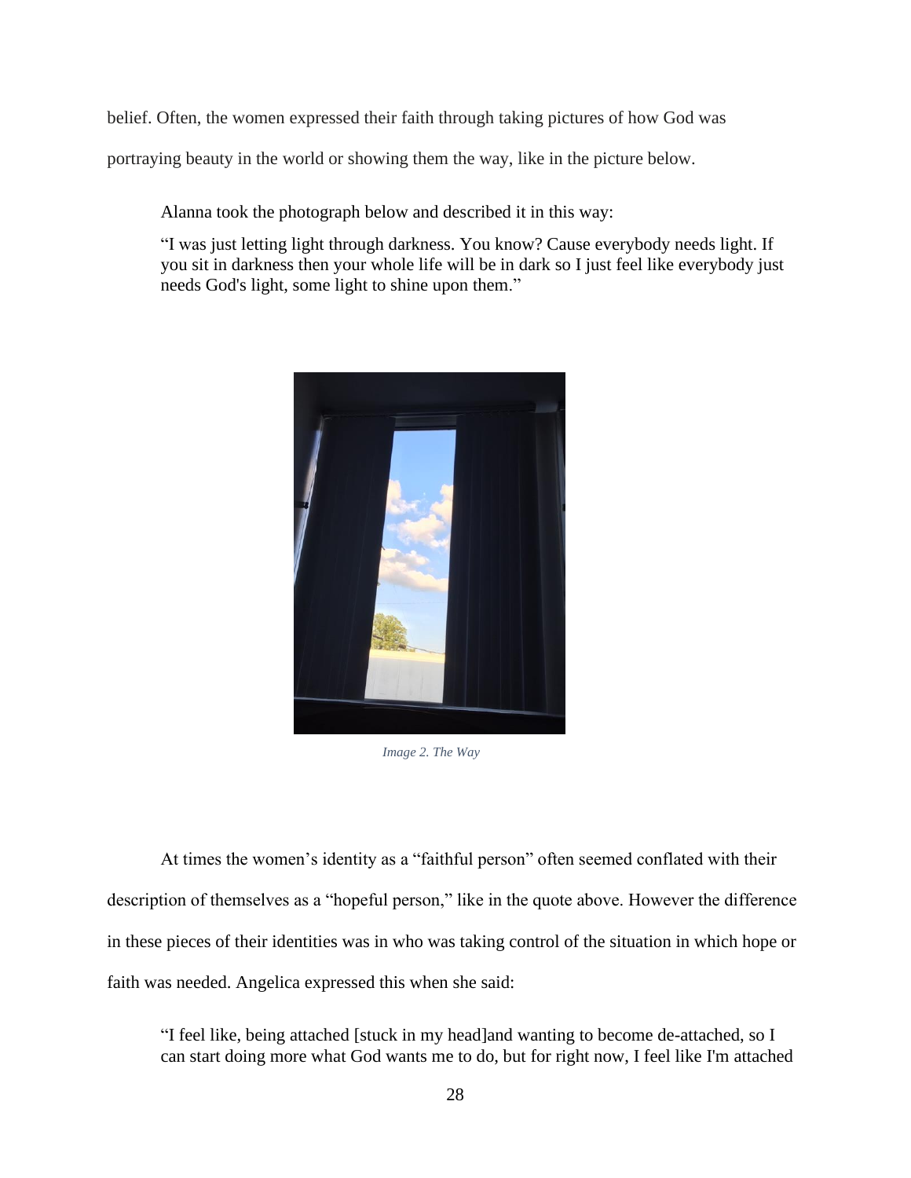belief. Often, the women expressed their faith through taking pictures of how God was portraying beauty in the world or showing them the way, like in the picture below.

> Alanna took the photograph below and described it in this way:
>
> "I was just letting light through darkness. You know? Cause everybody needs light. If you sit in darkness then your whole life will be in dark so I just feel like everybody just needs God's light, some light to shine upon them."

*Image 2. The Way*

At times the women's identity as a "faithful person" often seemed conflated with their description of themselves as a "hopeful person," like in the quote above. However the difference in these pieces of their identities was in who was taking control of the situation in which hope or faith was needed. Angelica expressed this when she said:

> "I feel like, being attached [stuck in my head]and wanting to become de-attached, so I can start doing more what God wants me to do, but for right now, I feel like I'm attached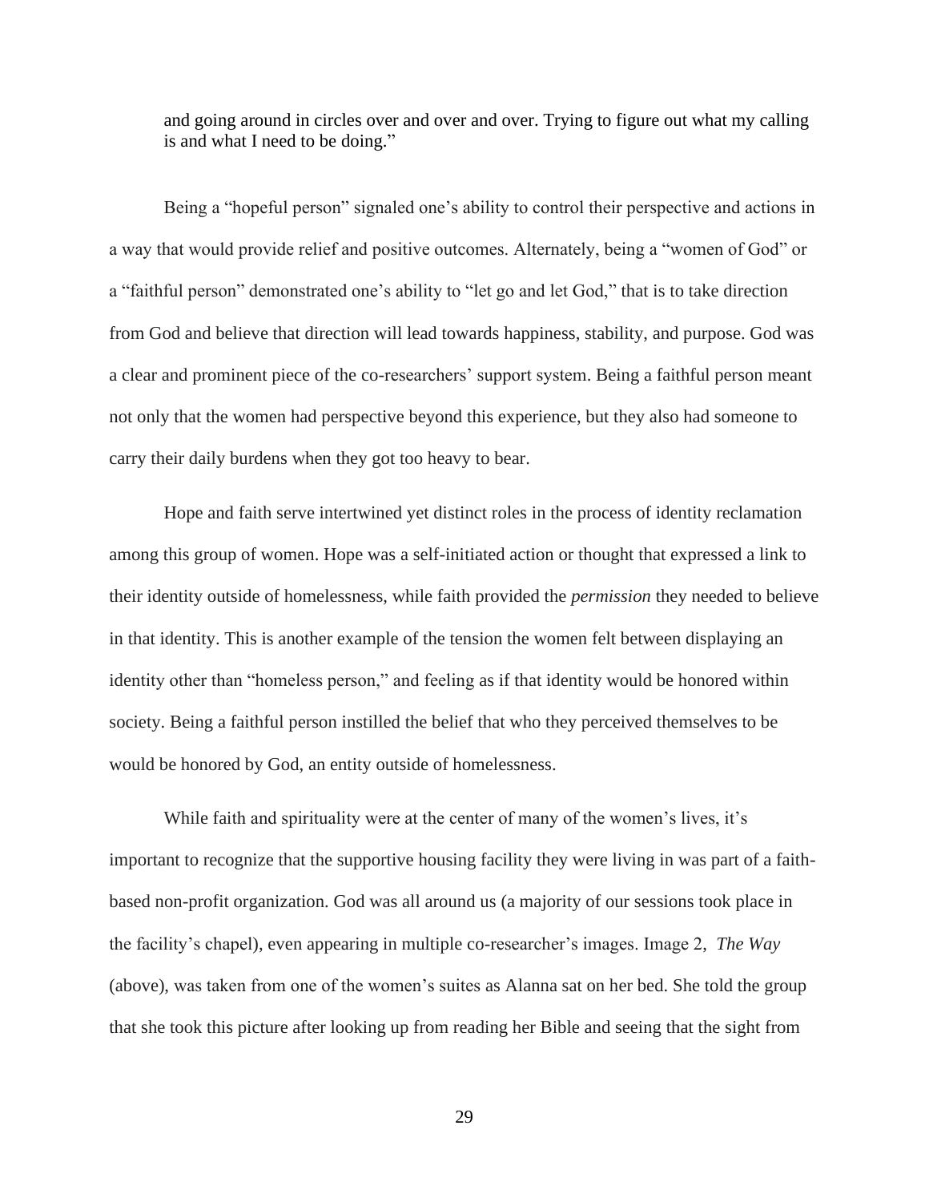> and going around in circles over and over and over. Trying to figure out what my calling is and what I need to be doing."

Being a "hopeful person" signaled one's ability to control their perspective and actions in a way that would provide relief and positive outcomes. Alternately, being a "women of God" or a "faithful person" demonstrated one's ability to "let go and let God," that is to take direction from God and believe that direction will lead towards happiness, stability, and purpose. God was a clear and prominent piece of the co-researchers' support system. Being a faithful person meant not only that the women had perspective beyond this experience, but they also had someone to carry their daily burdens when they got too heavy to bear.

Hope and faith serve intertwined yet distinct roles in the process of identity reclamation among this group of women. Hope was a self-initiated action or thought that expressed a link to their identity outside of homelessness, while faith provided the *permission* they needed to believe in that identity. This is another example of the tension the women felt between displaying an identity other than "homeless person," and feeling as if that identity would be honored within society. Being a faithful person instilled the belief that who they perceived themselves to be would be honored by God, an entity outside of homelessness.

While faith and spirituality were at the center of many of the women's lives, it's important to recognize that the supportive housing facility they were living in was part of a faith-based non-profit organization. God was all around us (a majority of our sessions took place in the facility's chapel), even appearing in multiple co-researcher's images. Image 2, *The Way* (above), was taken from one of the women's suites as Alanna sat on her bed. She told the group that she took this picture after looking up from reading her Bible and seeing that the sight from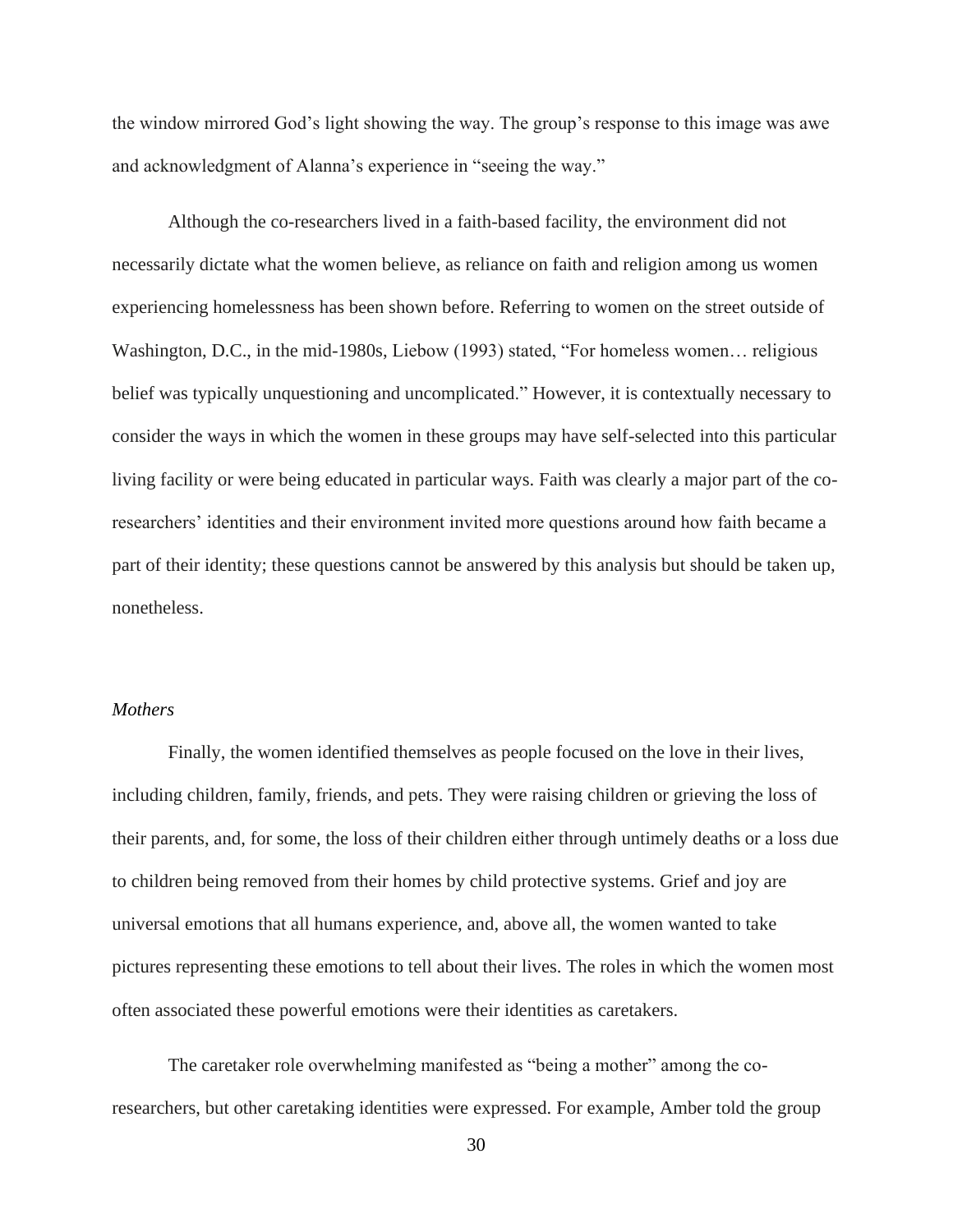the window mirrored God's light showing the way. The group's response to this image was awe and acknowledgment of Alanna's experience in "seeing the way."

Although the co-researchers lived in a faith-based facility, the environment did not necessarily dictate what the women believe, as reliance on faith and religion among us women experiencing homelessness has been shown before. Referring to women on the street outside of Washington, D.C., in the mid-1980s, Liebow (1993) stated, "For homeless women… religious belief was typically unquestioning and uncomplicated." However, it is contextually necessary to consider the ways in which the women in these groups may have self-selected into this particular living facility or were being educated in particular ways. Faith was clearly a major part of the co-researchers' identities and their environment invited more questions around how faith became a part of their identity; these questions cannot be answered by this analysis but should be taken up, nonetheless.

### *Mothers*

Finally, the women identified themselves as people focused on the love in their lives, including children, family, friends, and pets. They were raising children or grieving the loss of their parents, and, for some, the loss of their children either through untimely deaths or a loss due to children being removed from their homes by child protective systems. Grief and joy are universal emotions that all humans experience, and, above all, the women wanted to take pictures representing these emotions to tell about their lives. The roles in which the women most often associated these powerful emotions were their identities as caretakers.

The caretaker role overwhelming manifested as "being a mother" among the co-researchers, but other caretaking identities were expressed. For example, Amber told the group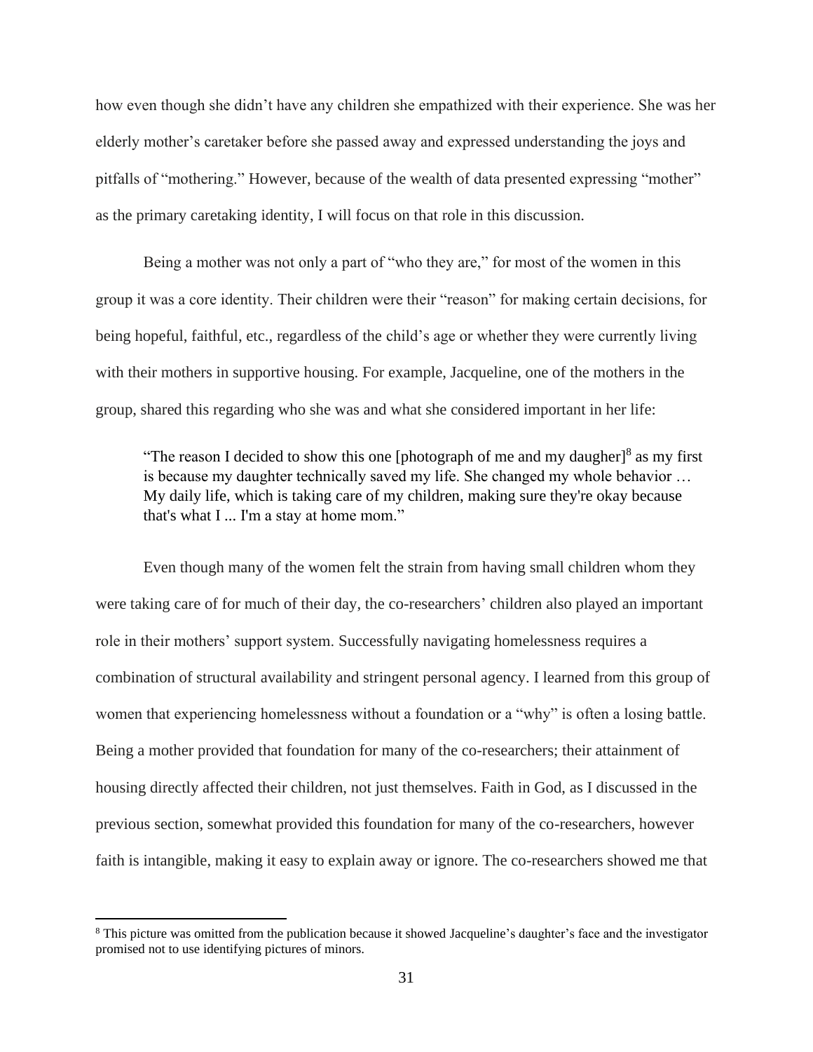how even though she didn't have any children she empathized with their experience. She was her elderly mother's caretaker before she passed away and expressed understanding the joys and pitfalls of "mothering." However, because of the wealth of data presented expressing "mother" as the primary caretaking identity, I will focus on that role in this discussion.

Being a mother was not only a part of "who they are," for most of the women in this group it was a core identity. Their children were their "reason" for making certain decisions, for being hopeful, faithful, etc., regardless of the child's age or whether they were currently living with their mothers in supportive housing. For example, Jacqueline, one of the mothers in the group, shared this regarding who she was and what she considered important in her life:

> "The reason I decided to show this one [photograph of me and my daugher][8] as my first is because my daughter technically saved my life. She changed my whole behavior … My daily life, which is taking care of my children, making sure they're okay because that's what I ... I'm a stay at home mom."

Even though many of the women felt the strain from having small children whom they were taking care of for much of their day, the co-researchers' children also played an important role in their mothers' support system. Successfully navigating homelessness requires a combination of structural availability and stringent personal agency. I learned from this group of women that experiencing homelessness without a foundation or a "why" is often a losing battle. Being a mother provided that foundation for many of the co-researchers; their attainment of housing directly affected their children, not just themselves. Faith in God, as I discussed in the previous section, somewhat provided this foundation for many of the co-researchers, however faith is intangible, making it easy to explain away or ignore. The co-researchers showed me that

[8] This picture was omitted from the publication because it showed Jacqueline's daughter's face and the investigator promised not to use identifying pictures of minors.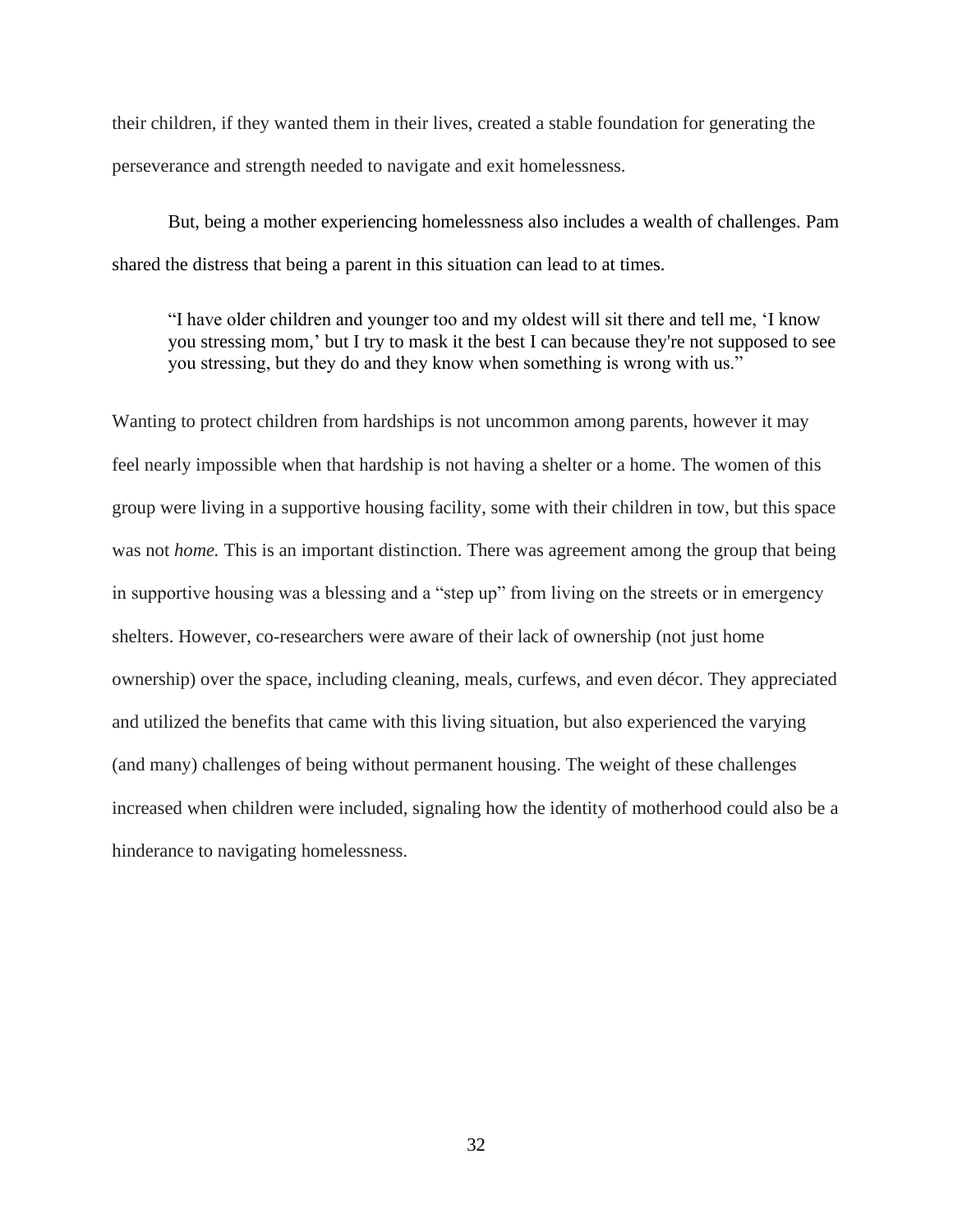their children, if they wanted them in their lives, created a stable foundation for generating the perseverance and strength needed to navigate and exit homelessness.

But, being a mother experiencing homelessness also includes a wealth of challenges. Pam shared the distress that being a parent in this situation can lead to at times.

> "I have older children and younger too and my oldest will sit there and tell me, 'I know you stressing mom,' but I try to mask it the best I can because they're not supposed to see you stressing, but they do and they know when something is wrong with us."

Wanting to protect children from hardships is not uncommon among parents, however it may feel nearly impossible when that hardship is not having a shelter or a home. The women of this group were living in a supportive housing facility, some with their children in tow, but this space was not *home.* This is an important distinction. There was agreement among the group that being in supportive housing was a blessing and a "step up" from living on the streets or in emergency shelters. However, co-researchers were aware of their lack of ownership (not just home ownership) over the space, including cleaning, meals, curfews, and even décor. They appreciated and utilized the benefits that came with this living situation, but also experienced the varying (and many) challenges of being without permanent housing. The weight of these challenges increased when children were included, signaling how the identity of motherhood could also be a hinderance to navigating homelessness.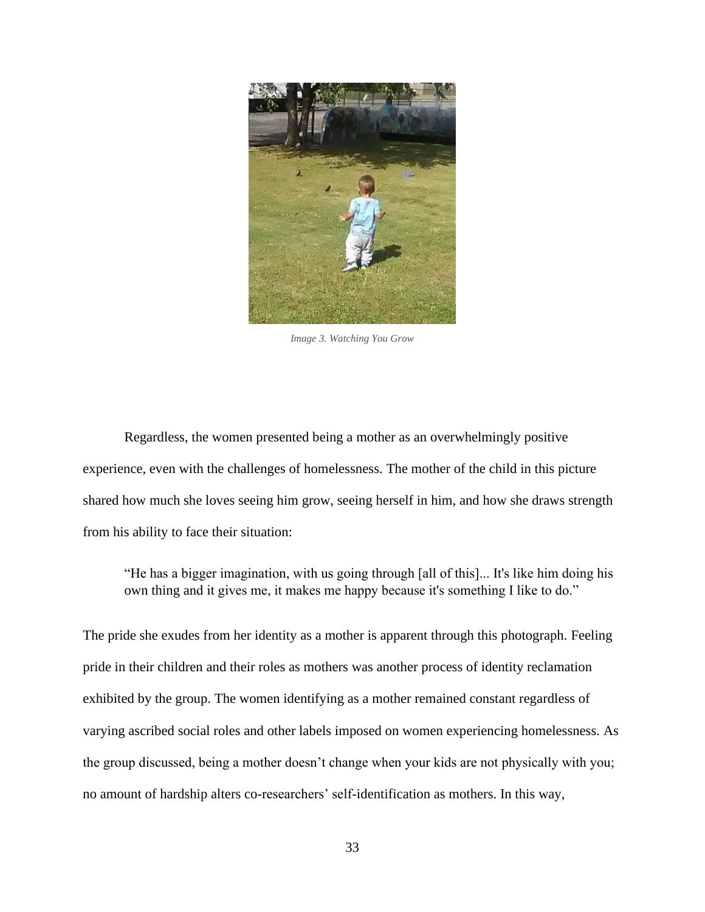*Image 3. Watching You Grow*

Regardless, the women presented being a mother as an overwhelmingly positive experience, even with the challenges of homelessness. The mother of the child in this picture shared how much she loves seeing him grow, seeing herself in him, and how she draws strength from his ability to face their situation:

> "He has a bigger imagination, with us going through [all of this]... It's like him doing his own thing and it gives me, it makes me happy because it's something I like to do."

The pride she exudes from her identity as a mother is apparent through this photograph. Feeling pride in their children and their roles as mothers was another process of identity reclamation exhibited by the group. The women identifying as a mother remained constant regardless of varying ascribed social roles and other labels imposed on women experiencing homelessness. As the group discussed, being a mother doesn't change when your kids are not physically with you; no amount of hardship alters co-researchers' self-identification as mothers. In this way,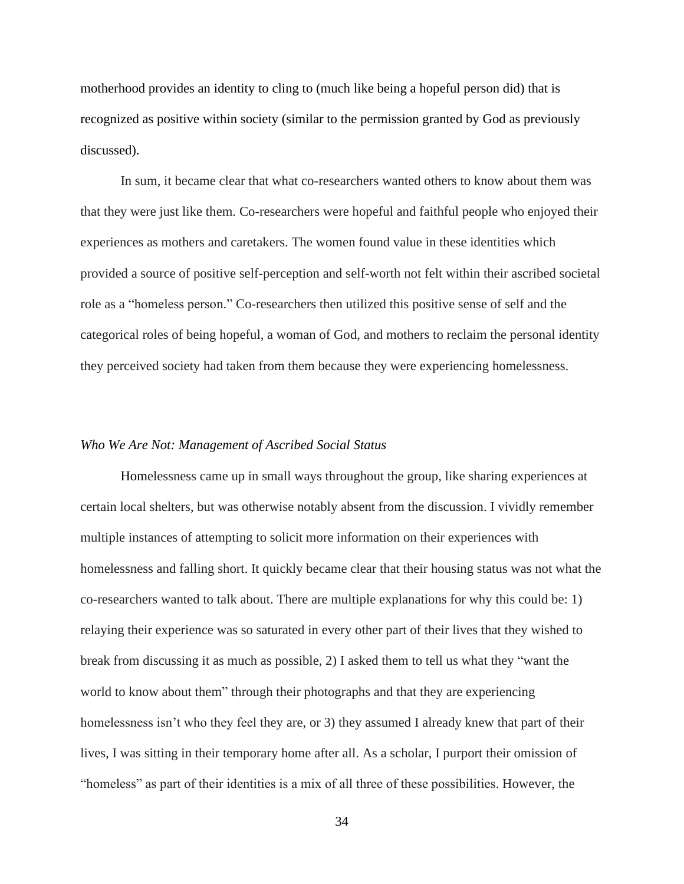motherhood provides an identity to cling to (much like being a hopeful person did) that is recognized as positive within society (similar to the permission granted by God as previously discussed).

In sum, it became clear that what co-researchers wanted others to know about them was that they were just like them. Co-researchers were hopeful and faithful people who enjoyed their experiences as mothers and caretakers. The women found value in these identities which provided a source of positive self-perception and self-worth not felt within their ascribed societal role as a "homeless person." Co-researchers then utilized this positive sense of self and the categorical roles of being hopeful, a woman of God, and mothers to reclaim the personal identity they perceived society had taken from them because they were experiencing homelessness.

### *Who We Are Not: Management of Ascribed Social Status*

Homelessness came up in small ways throughout the group, like sharing experiences at certain local shelters, but was otherwise notably absent from the discussion. I vividly remember multiple instances of attempting to solicit more information on their experiences with homelessness and falling short. It quickly became clear that their housing status was not what the co-researchers wanted to talk about. There are multiple explanations for why this could be: 1) relaying their experience was so saturated in every other part of their lives that they wished to break from discussing it as much as possible, 2) I asked them to tell us what they "want the world to know about them" through their photographs and that they are experiencing homelessness isn't who they feel they are, or 3) they assumed I already knew that part of their lives, I was sitting in their temporary home after all. As a scholar, I purport their omission of "homeless" as part of their identities is a mix of all three of these possibilities. However, the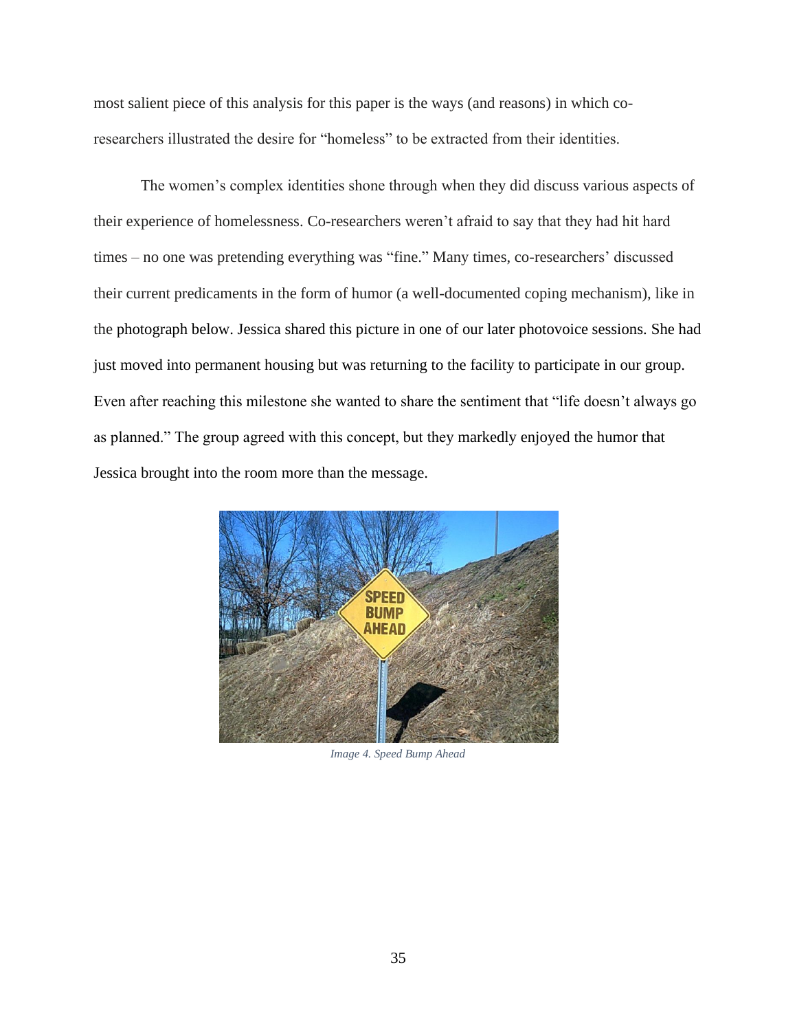most salient piece of this analysis for this paper is the ways (and reasons) in which co-researchers illustrated the desire for "homeless" to be extracted from their identities.

The women's complex identities shone through when they did discuss various aspects of their experience of homelessness. Co-researchers weren't afraid to say that they had hit hard times – no one was pretending everything was "fine." Many times, co-researchers' discussed their current predicaments in the form of humor (a well-documented coping mechanism), like in the photograph below. Jessica shared this picture in one of our later photovoice sessions. She had just moved into permanent housing but was returning to the facility to participate in our group. Even after reaching this milestone she wanted to share the sentiment that "life doesn't always go as planned." The group agreed with this concept, but they markedly enjoyed the humor that Jessica brought into the room more than the message.

*Image 4. Speed Bump Ahead*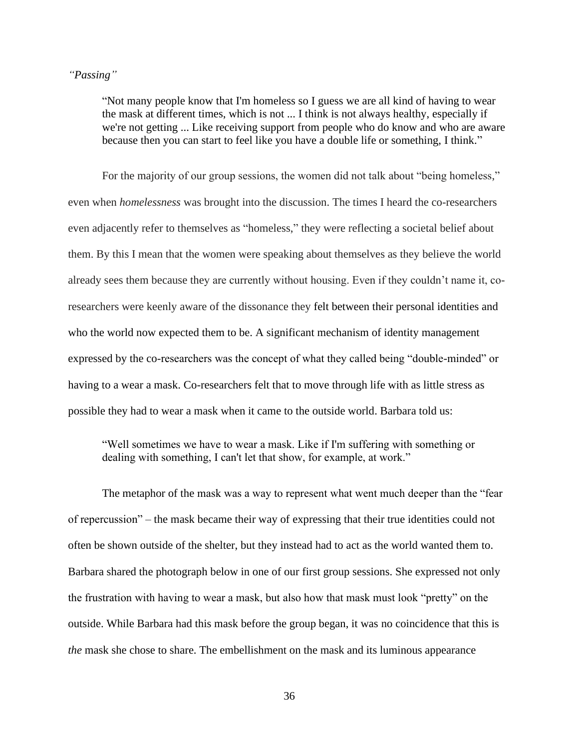*"Passing"*

> "Not many people know that I'm homeless so I guess we are all kind of having to wear the mask at different times, which is not ... I think is not always healthy, especially if we're not getting ... Like receiving support from people who do know and who are aware because then you can start to feel like you have a double life or something, I think."

For the majority of our group sessions, the women did not talk about "being homeless," even when *homelessness* was brought into the discussion. The times I heard the co-researchers even adjacently refer to themselves as "homeless," they were reflecting a societal belief about them. By this I mean that the women were speaking about themselves as they believe the world already sees them because they are currently without housing. Even if they couldn't name it, co-researchers were keenly aware of the dissonance they felt between their personal identities and who the world now expected them to be. A significant mechanism of identity management expressed by the co-researchers was the concept of what they called being "double-minded" or having to a wear a mask. Co-researchers felt that to move through life with as little stress as possible they had to wear a mask when it came to the outside world. Barbara told us:

> "Well sometimes we have to wear a mask. Like if I'm suffering with something or dealing with something, I can't let that show, for example, at work."

The metaphor of the mask was a way to represent what went much deeper than the "fear of repercussion" – the mask became their way of expressing that their true identities could not often be shown outside of the shelter, but they instead had to act as the world wanted them to. Barbara shared the photograph below in one of our first group sessions. She expressed not only the frustration with having to wear a mask, but also how that mask must look "pretty" on the outside. While Barbara had this mask before the group began, it was no coincidence that this is *the* mask she chose to share. The embellishment on the mask and its luminous appearance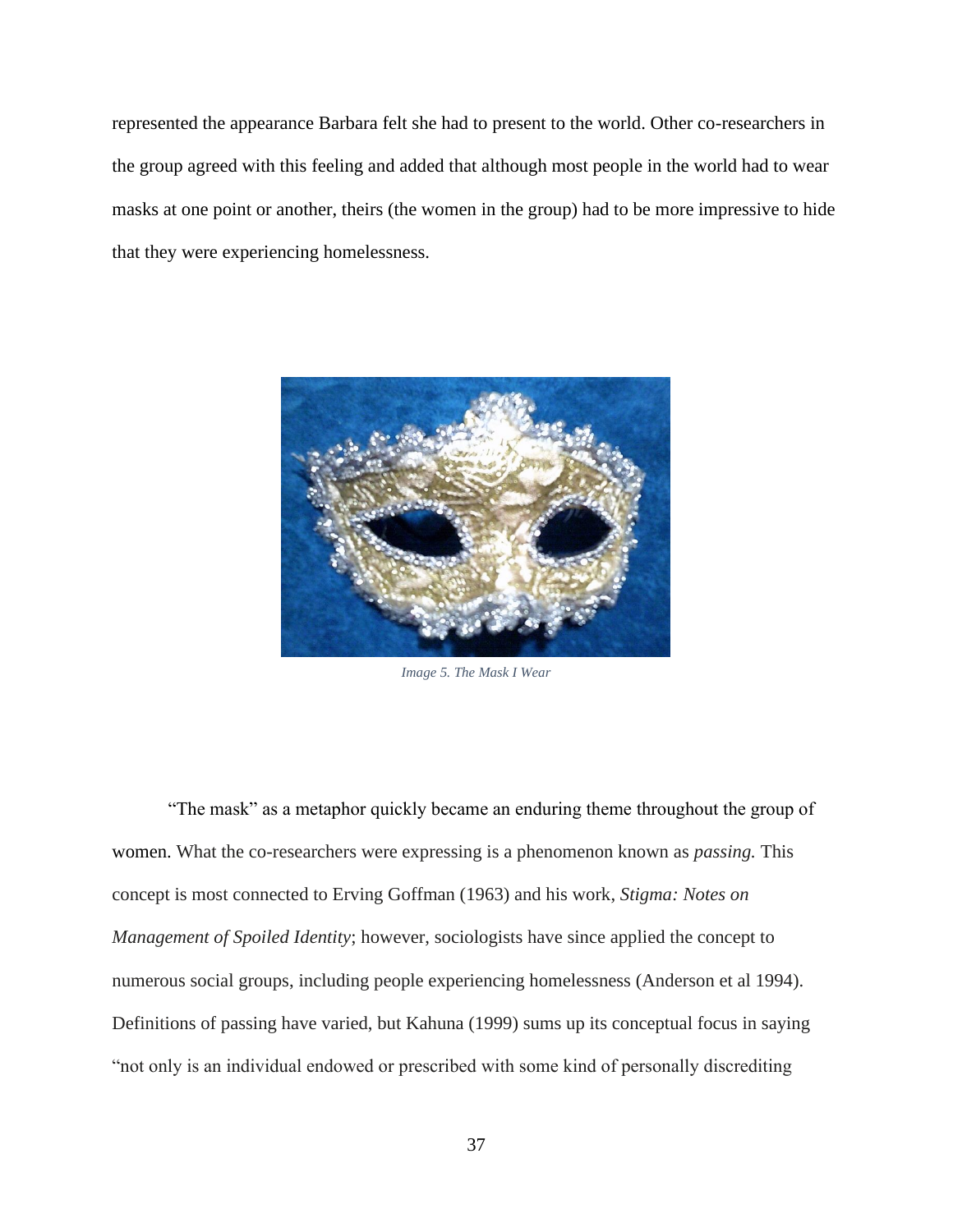represented the appearance Barbara felt she had to present to the world. Other co-researchers in the group agreed with this feeling and added that although most people in the world had to wear masks at one point or another, theirs (the women in the group) had to be more impressive to hide that they were experiencing homelessness.

*Image 5. The Mask I Wear*

"The mask" as a metaphor quickly became an enduring theme throughout the group of women. What the co-researchers were expressing is a phenomenon known as *passing.* This concept is most connected to Erving Goffman (1963) and his work, *Stigma: Notes on Management of Spoiled Identity*; however, sociologists have since applied the concept to numerous social groups, including people experiencing homelessness (Anderson et al 1994). Definitions of passing have varied, but Kahuna (1999) sums up its conceptual focus in saying "not only is an individual endowed or prescribed with some kind of personally discrediting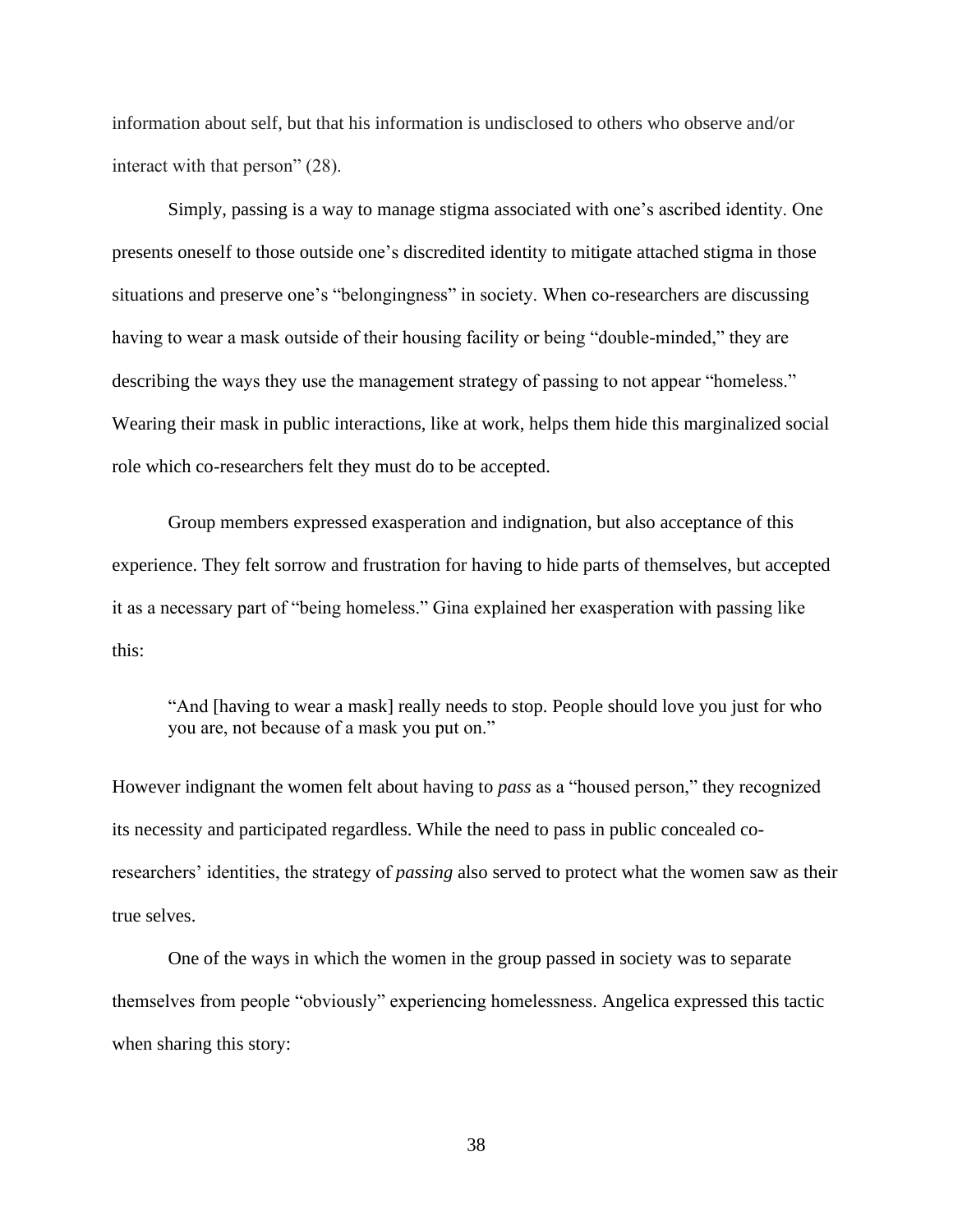information about self, but that his information is undisclosed to others who observe and/or interact with that person" (28).

Simply, passing is a way to manage stigma associated with one's ascribed identity. One presents oneself to those outside one's discredited identity to mitigate attached stigma in those situations and preserve one's "belongingness" in society. When co-researchers are discussing having to wear a mask outside of their housing facility or being "double-minded," they are describing the ways they use the management strategy of passing to not appear "homeless." Wearing their mask in public interactions, like at work, helps them hide this marginalized social role which co-researchers felt they must do to be accepted.

Group members expressed exasperation and indignation, but also acceptance of this experience. They felt sorrow and frustration for having to hide parts of themselves, but accepted it as a necessary part of "being homeless." Gina explained her exasperation with passing like this:

> "And [having to wear a mask] really needs to stop. People should love you just for who you are, not because of a mask you put on."

However indignant the women felt about having to *pass* as a "housed person," they recognized its necessity and participated regardless. While the need to pass in public concealed co-researchers' identities, the strategy of *passing* also served to protect what the women saw as their true selves.

One of the ways in which the women in the group passed in society was to separate themselves from people "obviously" experiencing homelessness. Angelica expressed this tactic when sharing this story: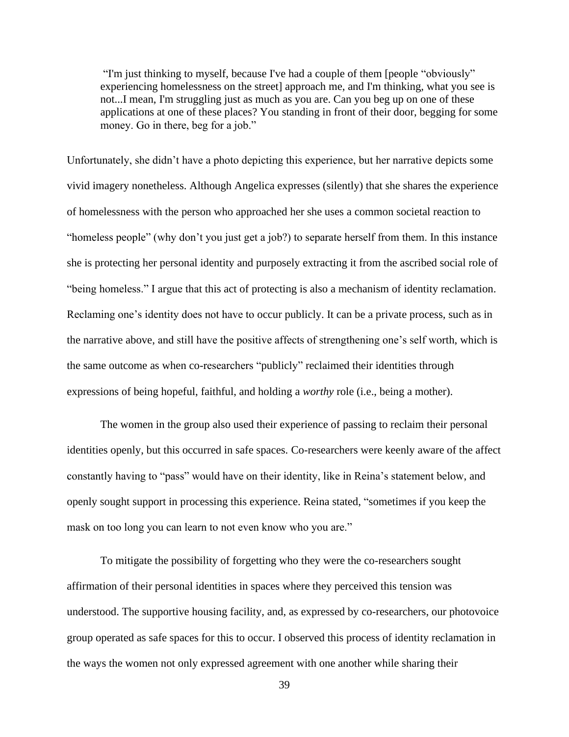> "I'm just thinking to myself, because I've had a couple of them [people "obviously" experiencing homelessness on the street] approach me, and I'm thinking, what you see is not...I mean, I'm struggling just as much as you are. Can you beg up on one of these applications at one of these places? You standing in front of their door, begging for some money. Go in there, beg for a job."

Unfortunately, she didn't have a photo depicting this experience, but her narrative depicts some vivid imagery nonetheless. Although Angelica expresses (silently) that she shares the experience of homelessness with the person who approached her she uses a common societal reaction to "homeless people" (why don't you just get a job?) to separate herself from them. In this instance she is protecting her personal identity and purposely extracting it from the ascribed social role of "being homeless." I argue that this act of protecting is also a mechanism of identity reclamation. Reclaming one's identity does not have to occur publicly. It can be a private process, such as in the narrative above, and still have the positive affects of strengthening one's self worth, which is the same outcome as when co-researchers "publicly" reclaimed their identities through expressions of being hopeful, faithful, and holding a *worthy* role (i.e., being a mother).

The women in the group also used their experience of passing to reclaim their personal identities openly, but this occurred in safe spaces. Co-researchers were keenly aware of the affect constantly having to "pass" would have on their identity, like in Reina's statement below, and openly sought support in processing this experience. Reina stated, "sometimes if you keep the mask on too long you can learn to not even know who you are."

To mitigate the possibility of forgetting who they were the co-researchers sought affirmation of their personal identities in spaces where they perceived this tension was understood. The supportive housing facility, and, as expressed by co-researchers, our photovoice group operated as safe spaces for this to occur. I observed this process of identity reclamation in the ways the women not only expressed agreement with one another while sharing their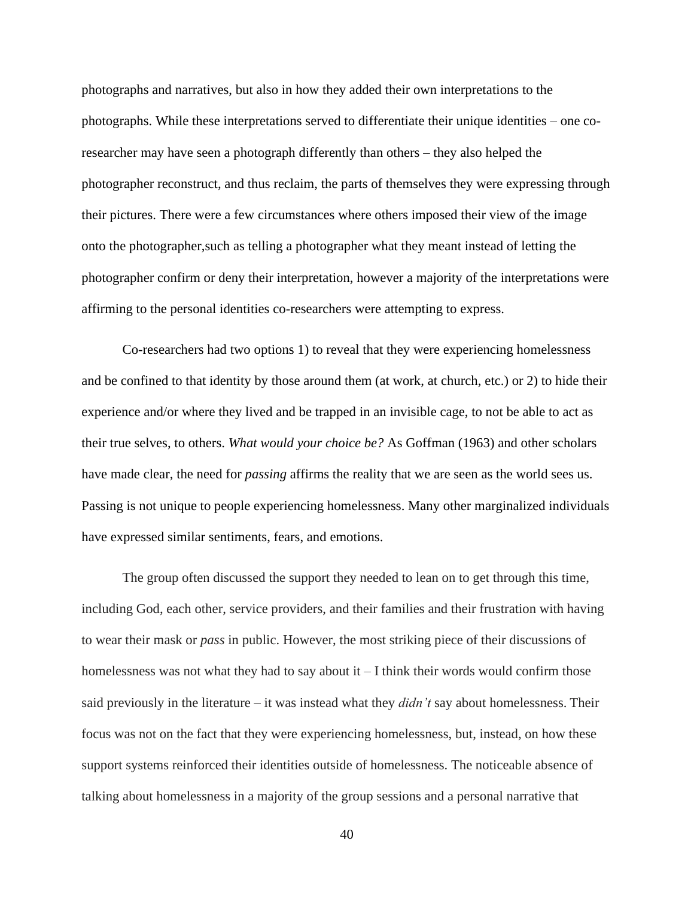photographs and narratives, but also in how they added their own interpretations to the photographs. While these interpretations served to differentiate their unique identities – one co-researcher may have seen a photograph differently than others – they also helped the photographer reconstruct, and thus reclaim, the parts of themselves they were expressing through their pictures. There were a few circumstances where others imposed their view of the image onto the photographer,such as telling a photographer what they meant instead of letting the photographer confirm or deny their interpretation, however a majority of the interpretations were affirming to the personal identities co-researchers were attempting to express.

Co-researchers had two options 1) to reveal that they were experiencing homelessness and be confined to that identity by those around them (at work, at church, etc.) or 2) to hide their experience and/or where they lived and be trapped in an invisible cage, to not be able to act as their true selves, to others. *What would your choice be?* As Goffman (1963) and other scholars have made clear, the need for *passing* affirms the reality that we are seen as the world sees us. Passing is not unique to people experiencing homelessness. Many other marginalized individuals have expressed similar sentiments, fears, and emotions.

The group often discussed the support they needed to lean on to get through this time, including God, each other, service providers, and their families and their frustration with having to wear their mask or *pass* in public. However, the most striking piece of their discussions of homelessness was not what they had to say about it – I think their words would confirm those said previously in the literature – it was instead what they *didn't* say about homelessness. Their focus was not on the fact that they were experiencing homelessness, but, instead, on how these support systems reinforced their identities outside of homelessness. The noticeable absence of talking about homelessness in a majority of the group sessions and a personal narrative that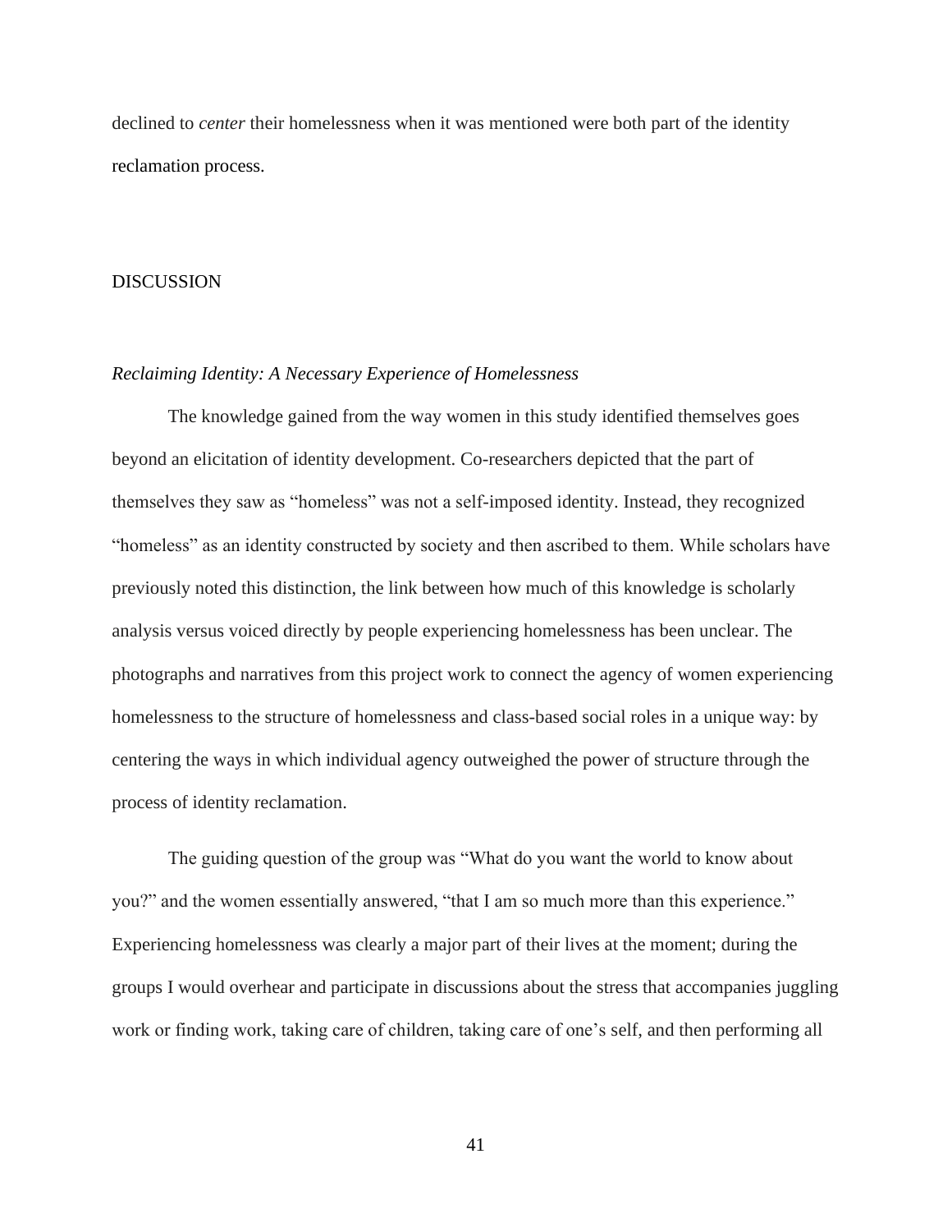declined to *center* their homelessness when it was mentioned were both part of the identity reclamation process.

## DISCUSSION

### *Reclaiming Identity: A Necessary Experience of Homelessness*

The knowledge gained from the way women in this study identified themselves goes beyond an elicitation of identity development. Co-researchers depicted that the part of themselves they saw as "homeless" was not a self-imposed identity. Instead, they recognized "homeless" as an identity constructed by society and then ascribed to them. While scholars have previously noted this distinction, the link between how much of this knowledge is scholarly analysis versus voiced directly by people experiencing homelessness has been unclear. The photographs and narratives from this project work to connect the agency of women experiencing homelessness to the structure of homelessness and class-based social roles in a unique way: by centering the ways in which individual agency outweighed the power of structure through the process of identity reclamation.

The guiding question of the group was "What do you want the world to know about you?" and the women essentially answered, "that I am so much more than this experience." Experiencing homelessness was clearly a major part of their lives at the moment; during the groups I would overhear and participate in discussions about the stress that accompanies juggling work or finding work, taking care of children, taking care of one's self, and then performing all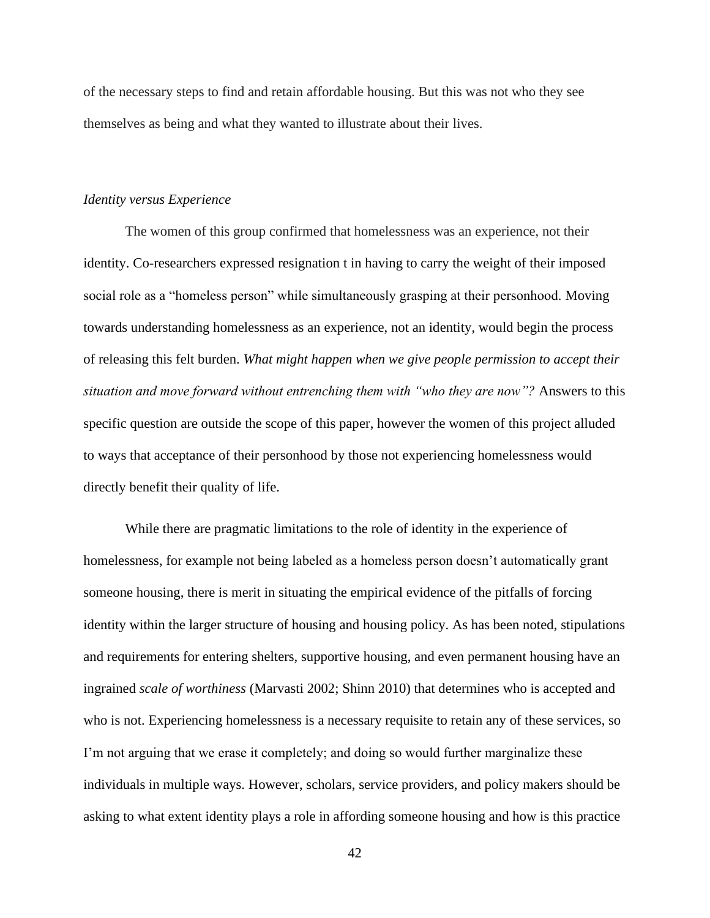of the necessary steps to find and retain affordable housing. But this was not who they see themselves as being and what they wanted to illustrate about their lives.

*Identity versus Experience*

The women of this group confirmed that homelessness was an experience, not their identity. Co-researchers expressed resignation t in having to carry the weight of their imposed social role as a "homeless person" while simultaneously grasping at their personhood. Moving towards understanding homelessness as an experience, not an identity, would begin the process of releasing this felt burden. *What might happen when we give people permission to accept their situation and move forward without entrenching them with "who they are now"?* Answers to this specific question are outside the scope of this paper, however the women of this project alluded to ways that acceptance of their personhood by those not experiencing homelessness would directly benefit their quality of life.

While there are pragmatic limitations to the role of identity in the experience of homelessness, for example not being labeled as a homeless person doesn't automatically grant someone housing, there is merit in situating the empirical evidence of the pitfalls of forcing identity within the larger structure of housing and housing policy. As has been noted, stipulations and requirements for entering shelters, supportive housing, and even permanent housing have an ingrained *scale of worthiness* (Marvasti 2002; Shinn 2010) that determines who is accepted and who is not. Experiencing homelessness is a necessary requisite to retain any of these services, so I'm not arguing that we erase it completely; and doing so would further marginalize these individuals in multiple ways. However, scholars, service providers, and policy makers should be asking to what extent identity plays a role in affording someone housing and how is this practice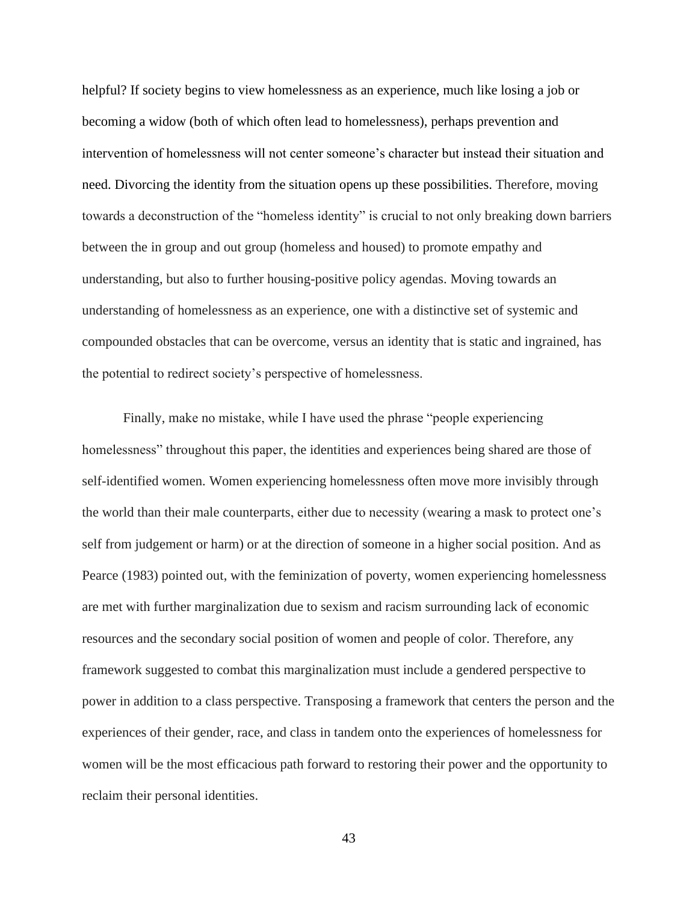helpful? If society begins to view homelessness as an experience, much like losing a job or becoming a widow (both of which often lead to homelessness), perhaps prevention and intervention of homelessness will not center someone's character but instead their situation and need. Divorcing the identity from the situation opens up these possibilities. Therefore, moving towards a deconstruction of the "homeless identity" is crucial to not only breaking down barriers between the in group and out group (homeless and housed) to promote empathy and understanding, but also to further housing-positive policy agendas. Moving towards an understanding of homelessness as an experience, one with a distinctive set of systemic and compounded obstacles that can be overcome, versus an identity that is static and ingrained, has the potential to redirect society's perspective of homelessness.

Finally, make no mistake, while I have used the phrase "people experiencing homelessness" throughout this paper, the identities and experiences being shared are those of self-identified women. Women experiencing homelessness often move more invisibly through the world than their male counterparts, either due to necessity (wearing a mask to protect one's self from judgement or harm) or at the direction of someone in a higher social position. And as Pearce (1983) pointed out, with the feminization of poverty, women experiencing homelessness are met with further marginalization due to sexism and racism surrounding lack of economic resources and the secondary social position of women and people of color. Therefore, any framework suggested to combat this marginalization must include a gendered perspective to power in addition to a class perspective. Transposing a framework that centers the person and the experiences of their gender, race, and class in tandem onto the experiences of homelessness for women will be the most efficacious path forward to restoring their power and the opportunity to reclaim their personal identities.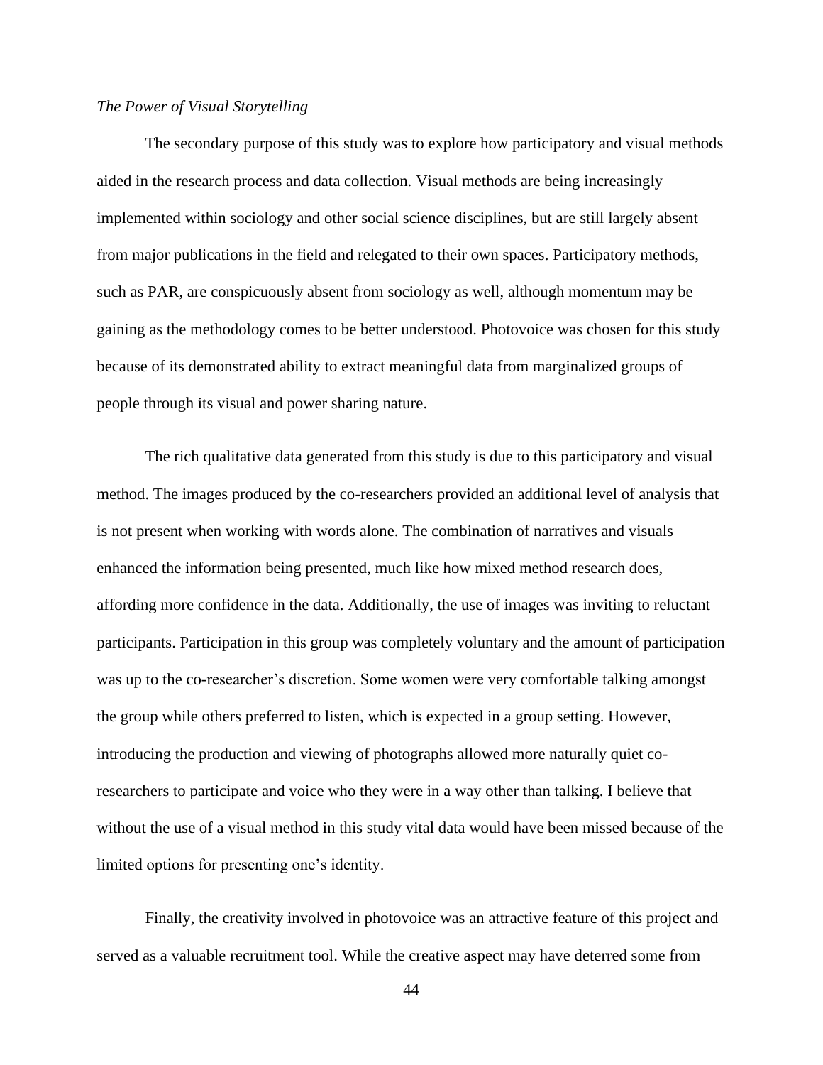*The Power of Visual Storytelling*

The secondary purpose of this study was to explore how participatory and visual methods aided in the research process and data collection. Visual methods are being increasingly implemented within sociology and other social science disciplines, but are still largely absent from major publications in the field and relegated to their own spaces. Participatory methods, such as PAR, are conspicuously absent from sociology as well, although momentum may be gaining as the methodology comes to be better understood. Photovoice was chosen for this study because of its demonstrated ability to extract meaningful data from marginalized groups of people through its visual and power sharing nature.

The rich qualitative data generated from this study is due to this participatory and visual method. The images produced by the co-researchers provided an additional level of analysis that is not present when working with words alone. The combination of narratives and visuals enhanced the information being presented, much like how mixed method research does, affording more confidence in the data. Additionally, the use of images was inviting to reluctant participants. Participation in this group was completely voluntary and the amount of participation was up to the co-researcher's discretion. Some women were very comfortable talking amongst the group while others preferred to listen, which is expected in a group setting. However, introducing the production and viewing of photographs allowed more naturally quiet co-researchers to participate and voice who they were in a way other than talking. I believe that without the use of a visual method in this study vital data would have been missed because of the limited options for presenting one's identity.

Finally, the creativity involved in photovoice was an attractive feature of this project and served as a valuable recruitment tool. While the creative aspect may have deterred some from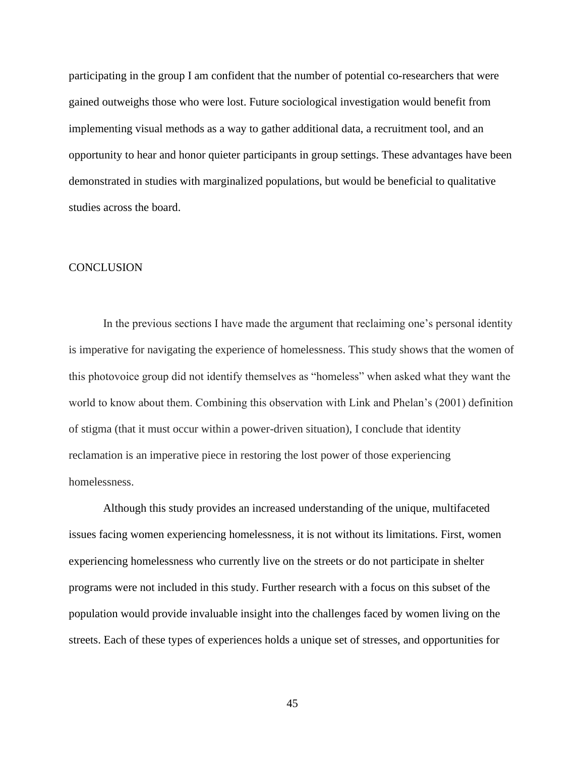participating in the group I am confident that the number of potential co-researchers that were gained outweighs those who were lost. Future sociological investigation would benefit from implementing visual methods as a way to gather additional data, a recruitment tool, and an opportunity to hear and honor quieter participants in group settings. These advantages have been demonstrated in studies with marginalized populations, but would be beneficial to qualitative studies across the board.

## CONCLUSION

In the previous sections I have made the argument that reclaiming one's personal identity is imperative for navigating the experience of homelessness. This study shows that the women of this photovoice group did not identify themselves as "homeless" when asked what they want the world to know about them. Combining this observation with Link and Phelan's (2001) definition of stigma (that it must occur within a power-driven situation), I conclude that identity reclamation is an imperative piece in restoring the lost power of those experiencing homelessness.

Although this study provides an increased understanding of the unique, multifaceted issues facing women experiencing homelessness, it is not without its limitations. First, women experiencing homelessness who currently live on the streets or do not participate in shelter programs were not included in this study. Further research with a focus on this subset of the population would provide invaluable insight into the challenges faced by women living on the streets. Each of these types of experiences holds a unique set of stresses, and opportunities for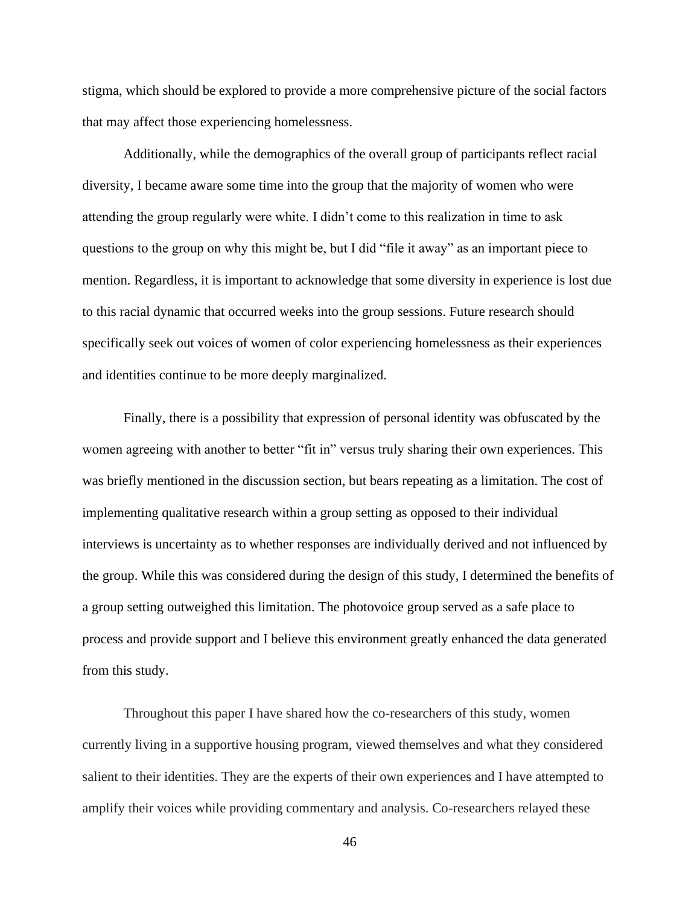stigma, which should be explored to provide a more comprehensive picture of the social factors that may affect those experiencing homelessness.

Additionally, while the demographics of the overall group of participants reflect racial diversity, I became aware some time into the group that the majority of women who were attending the group regularly were white. I didn't come to this realization in time to ask questions to the group on why this might be, but I did "file it away" as an important piece to mention. Regardless, it is important to acknowledge that some diversity in experience is lost due to this racial dynamic that occurred weeks into the group sessions. Future research should specifically seek out voices of women of color experiencing homelessness as their experiences and identities continue to be more deeply marginalized.

Finally, there is a possibility that expression of personal identity was obfuscated by the women agreeing with another to better "fit in" versus truly sharing their own experiences. This was briefly mentioned in the discussion section, but bears repeating as a limitation. The cost of implementing qualitative research within a group setting as opposed to their individual interviews is uncertainty as to whether responses are individually derived and not influenced by the group. While this was considered during the design of this study, I determined the benefits of a group setting outweighed this limitation. The photovoice group served as a safe place to process and provide support and I believe this environment greatly enhanced the data generated from this study.

Throughout this paper I have shared how the co-researchers of this study, women currently living in a supportive housing program, viewed themselves and what they considered salient to their identities. They are the experts of their own experiences and I have attempted to amplify their voices while providing commentary and analysis. Co-researchers relayed these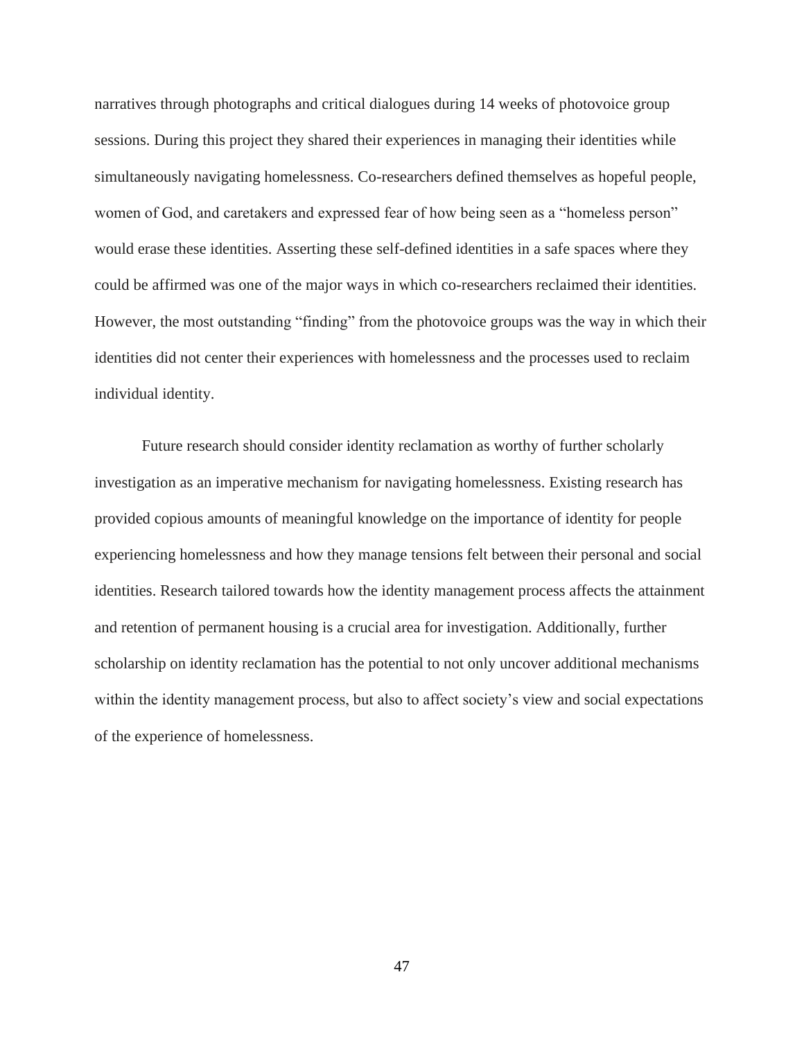narratives through photographs and critical dialogues during 14 weeks of photovoice group sessions. During this project they shared their experiences in managing their identities while simultaneously navigating homelessness. Co-researchers defined themselves as hopeful people, women of God, and caretakers and expressed fear of how being seen as a "homeless person" would erase these identities. Asserting these self-defined identities in a safe spaces where they could be affirmed was one of the major ways in which co-researchers reclaimed their identities. However, the most outstanding "finding" from the photovoice groups was the way in which their identities did not center their experiences with homelessness and the processes used to reclaim individual identity.

Future research should consider identity reclamation as worthy of further scholarly investigation as an imperative mechanism for navigating homelessness. Existing research has provided copious amounts of meaningful knowledge on the importance of identity for people experiencing homelessness and how they manage tensions felt between their personal and social identities. Research tailored towards how the identity management process affects the attainment and retention of permanent housing is a crucial area for investigation. Additionally, further scholarship on identity reclamation has the potential to not only uncover additional mechanisms within the identity management process, but also to affect society's view and social expectations of the experience of homelessness.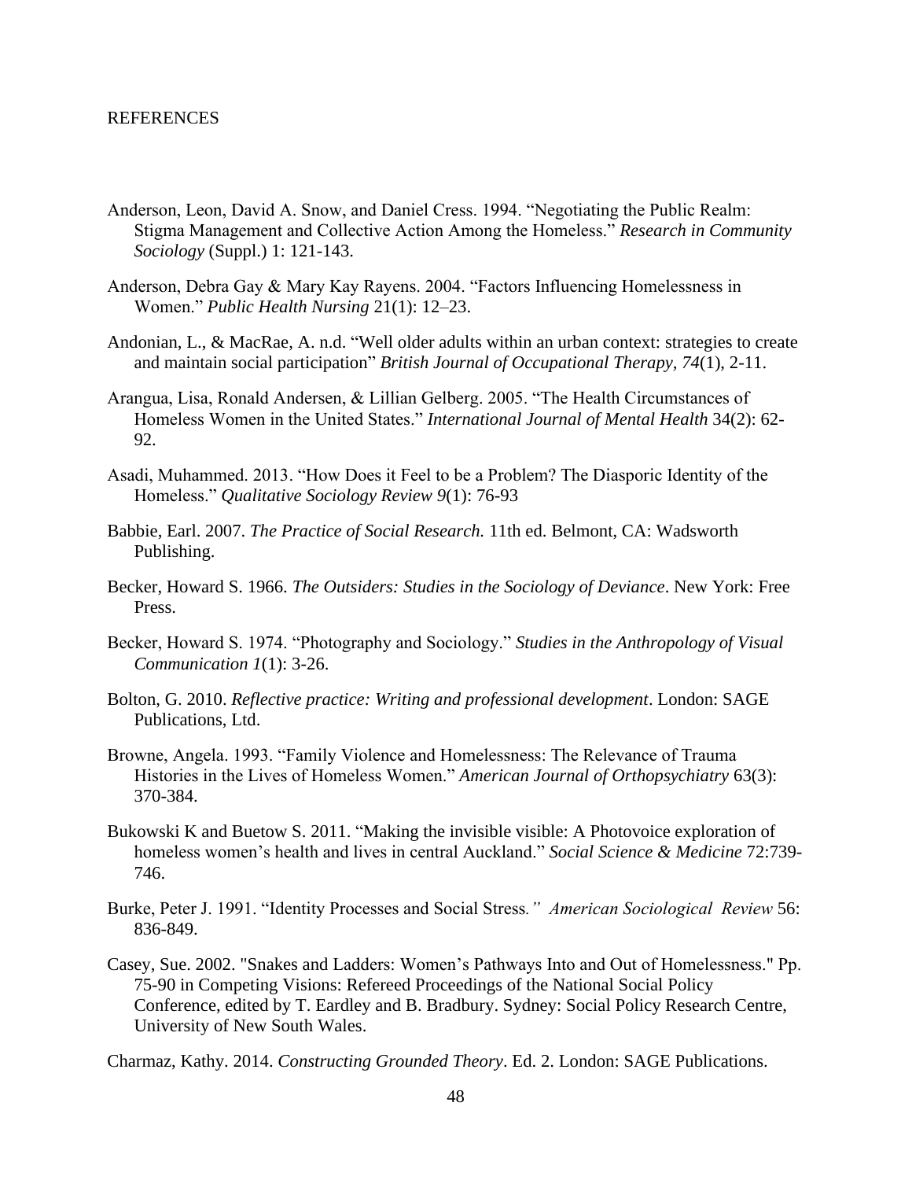REFERENCES

Anderson, Leon, David A. Snow, and Daniel Cress. 1994. "Negotiating the Public Realm: Stigma Management and Collective Action Among the Homeless." *Research in Community Sociology* (Suppl.) 1: 121-143.

Anderson, Debra Gay & Mary Kay Rayens. 2004. "Factors Influencing Homelessness in Women." *Public Health Nursing* 21(1): 12–23.

Andonian, L., & MacRae, A. n.d. "Well older adults within an urban context: strategies to create and maintain social participation" *British Journal of Occupational Therapy, 74*(1), 2-11.

Arangua, Lisa, Ronald Andersen, & Lillian Gelberg. 2005. "The Health Circumstances of Homeless Women in the United States." *International Journal of Mental Health* 34(2): 62-92.

Asadi, Muhammed. 2013. "How Does it Feel to be a Problem? The Diasporic Identity of the Homeless." *Qualitative Sociology Review 9*(1): 76-93

Babbie, Earl. 2007. *The Practice of Social Research.* 11th ed. Belmont, CA: Wadsworth Publishing.

Becker, Howard S. 1966. *The Outsiders: Studies in the Sociology of Deviance*. New York: Free Press.

Becker, Howard S. 1974. "Photography and Sociology." *Studies in the Anthropology of Visual Communication 1*(1): 3-26.

Bolton, G. 2010. *Reflective practice: Writing and professional development*. London: SAGE Publications, Ltd.

Browne, Angela. 1993. "Family Violence and Homelessness: The Relevance of Trauma Histories in the Lives of Homeless Women." *American Journal of Orthopsychiatry* 63(3): 370-384.

Bukowski K and Buetow S. 2011. "Making the invisible visible: A Photovoice exploration of homeless women's health and lives in central Auckland." *Social Science & Medicine* 72:739-746.

Burke, Peter J. 1991. "Identity Processes and Social Stress." *American Sociological Review* 56: 836-849.

Casey, Sue. 2002. "Snakes and Ladders: Women's Pathways Into and Out of Homelessness." Pp. 75-90 in Competing Visions: Refereed Proceedings of the National Social Policy Conference, edited by T. Eardley and B. Bradbury. Sydney: Social Policy Research Centre, University of New South Wales.

Charmaz, Kathy. 2014. *Constructing Grounded Theory*. Ed. 2. London: SAGE Publications.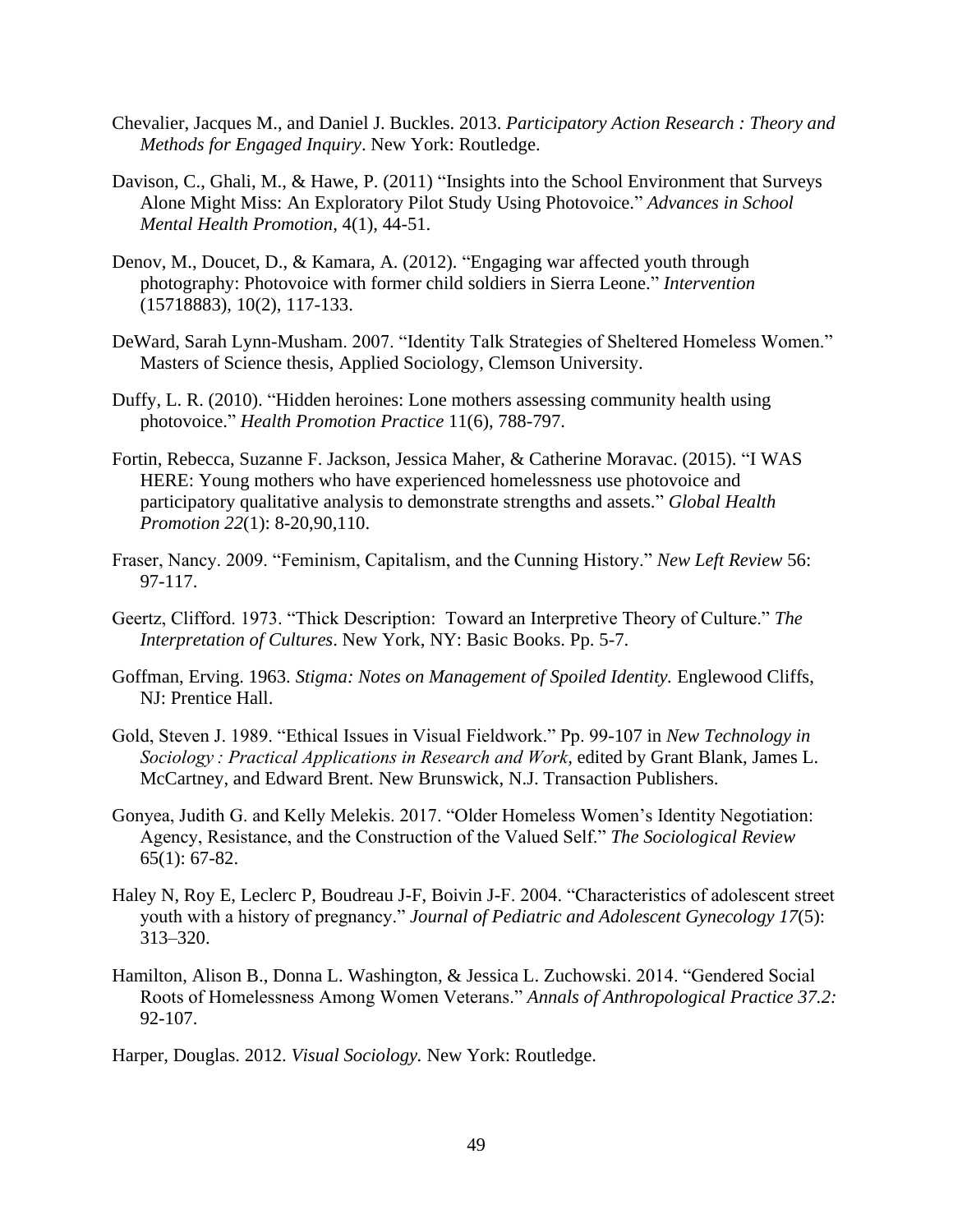Chevalier, Jacques M., and Daniel J. Buckles. 2013. *Participatory Action Research : Theory and Methods for Engaged Inquiry*. New York: Routledge.

Davison, C., Ghali, M., & Hawe, P. (2011) "Insights into the School Environment that Surveys Alone Might Miss: An Exploratory Pilot Study Using Photovoice." *Advances in School Mental Health Promotion*, 4(1), 44-51.

Denov, M., Doucet, D., & Kamara, A. (2012). "Engaging war affected youth through photography: Photovoice with former child soldiers in Sierra Leone." *Intervention* (15718883), 10(2), 117-133.

DeWard, Sarah Lynn-Musham. 2007. "Identity Talk Strategies of Sheltered Homeless Women." Masters of Science thesis, Applied Sociology, Clemson University.

Duffy, L. R. (2010). "Hidden heroines: Lone mothers assessing community health using photovoice." *Health Promotion Practice* 11(6), 788-797.

Fortin, Rebecca, Suzanne F. Jackson, Jessica Maher, & Catherine Moravac. (2015). "I WAS HERE: Young mothers who have experienced homelessness use photovoice and participatory qualitative analysis to demonstrate strengths and assets." *Global Health Promotion 22*(1): 8-20,90,110.

Fraser, Nancy. 2009. "Feminism, Capitalism, and the Cunning History." *New Left Review* 56: 97-117.

Geertz, Clifford. 1973. "Thick Description: Toward an Interpretive Theory of Culture." *The Interpretation of Cultures*. New York, NY: Basic Books. Pp. 5-7.

Goffman, Erving. 1963. *Stigma: Notes on Management of Spoiled Identity.* Englewood Cliffs, NJ: Prentice Hall.

Gold, Steven J. 1989. "Ethical Issues in Visual Fieldwork." Pp. 99-107 in *New Technology in Sociology : Practical Applications in Research and Work,* edited by Grant Blank, James L. McCartney, and Edward Brent. New Brunswick, N.J. Transaction Publishers.

Gonyea, Judith G. and Kelly Melekis. 2017. "Older Homeless Women's Identity Negotiation: Agency, Resistance, and the Construction of the Valued Self." *The Sociological Review* 65(1): 67-82.

Haley N, Roy E, Leclerc P, Boudreau J-F, Boivin J-F. 2004. "Characteristics of adolescent street youth with a history of pregnancy." *Journal of Pediatric and Adolescent Gynecology 17*(5): 313–320.

Hamilton, Alison B., Donna L. Washington, & Jessica L. Zuchowski. 2014. "Gendered Social Roots of Homelessness Among Women Veterans." *Annals of Anthropological Practice 37.2:* 92-107.

Harper, Douglas. 2012. *Visual Sociology.* New York: Routledge.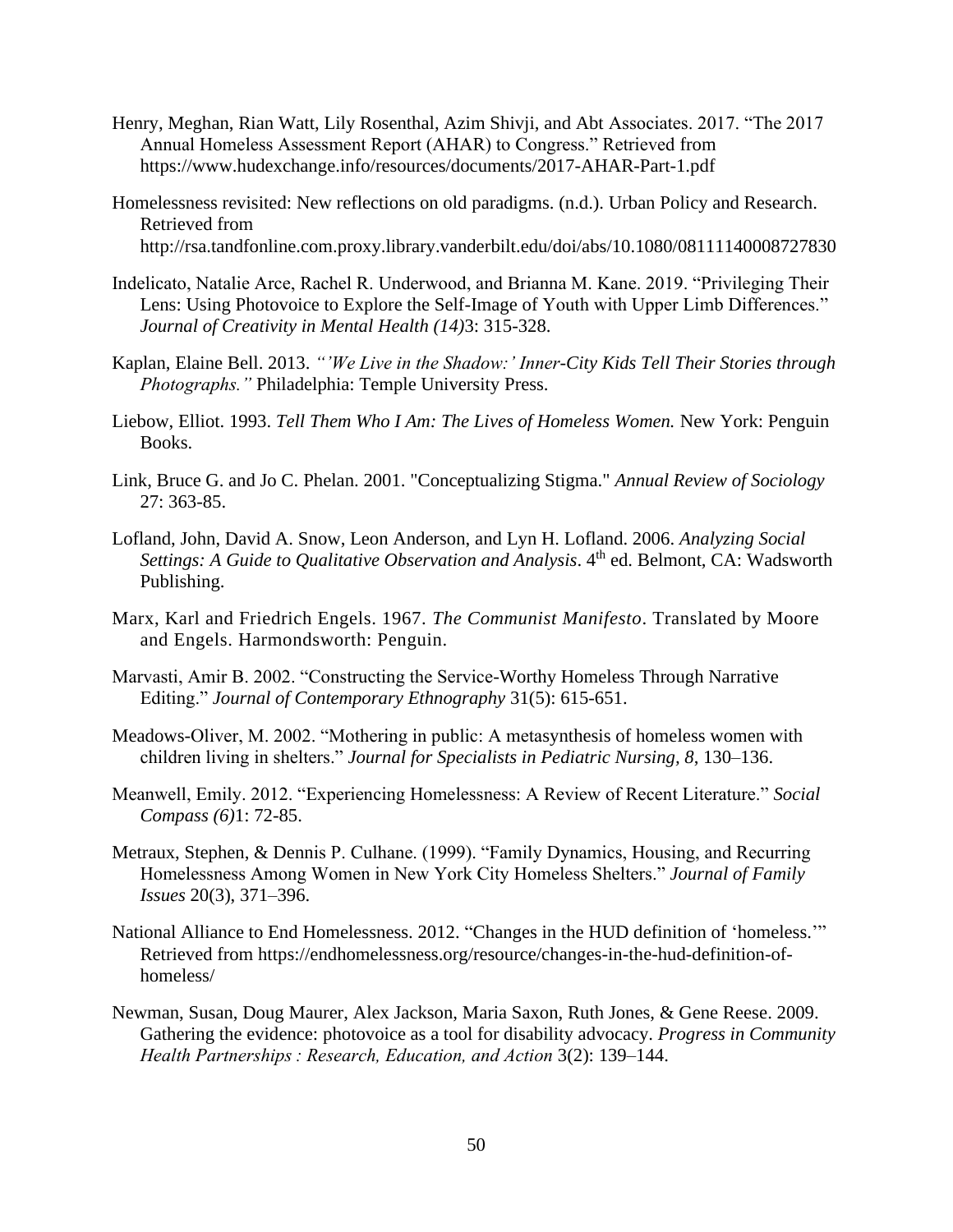Henry, Meghan, Rian Watt, Lily Rosenthal, Azim Shivji, and Abt Associates. 2017. "The 2017 Annual Homeless Assessment Report (AHAR) to Congress." Retrieved from https://www.hudexchange.info/resources/documents/2017-AHAR-Part-1.pdf

Homelessness revisited: New reflections on old paradigms. (n.d.). Urban Policy and Research. Retrieved from http://rsa.tandfonline.com.proxy.library.vanderbilt.edu/doi/abs/10.1080/08111140008727830

Indelicato, Natalie Arce, Rachel R. Underwood, and Brianna M. Kane. 2019. "Privileging Their Lens: Using Photovoice to Explore the Self-Image of Youth with Upper Limb Differences." *Journal of Creativity in Mental Health (14)*3: 315-328.

Kaplan, Elaine Bell. 2013. *"'We Live in the Shadow:' Inner-City Kids Tell Their Stories through Photographs."* Philadelphia: Temple University Press.

Liebow, Elliot. 1993. *Tell Them Who I Am: The Lives of Homeless Women.* New York: Penguin Books.

Link, Bruce G. and Jo C. Phelan. 2001. "Conceptualizing Stigma." *Annual Review of Sociology* 27: 363-85.

Lofland, John, David A. Snow, Leon Anderson, and Lyn H. Lofland. 2006. *Analyzing Social Settings: A Guide to Qualitative Observation and Analysis*. 4th ed. Belmont, CA: Wadsworth Publishing.

Marx, Karl and Friedrich Engels. 1967. *The Communist Manifesto*. Translated by Moore and Engels. Harmondsworth: Penguin.

Marvasti, Amir B. 2002. "Constructing the Service-Worthy Homeless Through Narrative Editing." *Journal of Contemporary Ethnography* 31(5): 615-651.

Meadows-Oliver, M. 2002. "Mothering in public: A metasynthesis of homeless women with children living in shelters." *Journal for Specialists in Pediatric Nursing, 8*, 130–136.

Meanwell, Emily. 2012. "Experiencing Homelessness: A Review of Recent Literature." *Social Compass (6)*1: 72-85.

Metraux, Stephen, & Dennis P. Culhane. (1999). "Family Dynamics, Housing, and Recurring Homelessness Among Women in New York City Homeless Shelters." *Journal of Family Issues* 20(3), 371–396.

National Alliance to End Homelessness. 2012. "Changes in the HUD definition of 'homeless.'" Retrieved from https://endhomelessness.org/resource/changes-in-the-hud-definition-of-homeless/

Newman, Susan, Doug Maurer, Alex Jackson, Maria Saxon, Ruth Jones, & Gene Reese. 2009. Gathering the evidence: photovoice as a tool for disability advocacy. *Progress in Community Health Partnerships : Research, Education, and Action* 3(2): 139–144.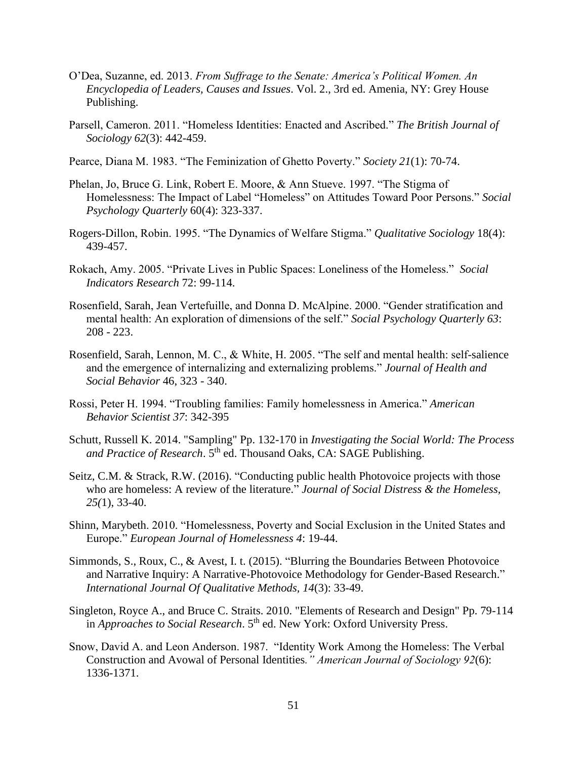O'Dea, Suzanne, ed. 2013. *From Suffrage to the Senate: America's Political Women. An Encyclopedia of Leaders, Causes and Issues*. Vol. 2., 3rd ed. Amenia, NY: Grey House Publishing.

Parsell, Cameron. 2011. "Homeless Identities: Enacted and Ascribed." *The British Journal of Sociology 62*(3): 442-459.

Pearce, Diana M. 1983. "The Feminization of Ghetto Poverty." *Society 21*(1): 70-74.

Phelan, Jo, Bruce G. Link, Robert E. Moore, & Ann Stueve. 1997. "The Stigma of Homelessness: The Impact of Label "Homeless" on Attitudes Toward Poor Persons." *Social Psychology Quarterly* 60(4): 323-337.

Rogers-Dillon, Robin. 1995. "The Dynamics of Welfare Stigma." *Qualitative Sociology* 18(4): 439-457.

Rokach, Amy. 2005. "Private Lives in Public Spaces: Loneliness of the Homeless." *Social Indicators Research* 72: 99-114.

Rosenfield, Sarah, Jean Vertefuille, and Donna D. McAlpine. 2000. "Gender stratification and mental health: An exploration of dimensions of the self." *Social Psychology Quarterly 63*: 208 - 223.

Rosenfield, Sarah, Lennon, M. C., & White, H. 2005. "The self and mental health: self-salience and the emergence of internalizing and externalizing problems." *Journal of Health and Social Behavior* 46, 323 - 340.

Rossi, Peter H. 1994. "Troubling families: Family homelessness in America." *American Behavior Scientist 37*: 342-395

Schutt, Russell K. 2014. "Sampling" Pp. 132-170 in *Investigating the Social World: The Process and Practice of Research*. 5th ed. Thousand Oaks, CA: SAGE Publishing.

Seitz, C.M. & Strack, R.W. (2016). "Conducting public health Photovoice projects with those who are homeless: A review of the literature." *Journal of Social Distress & the Homeless, 25(*1), 33-40.

Shinn, Marybeth. 2010. "Homelessness, Poverty and Social Exclusion in the United States and Europe." *European Journal of Homelessness 4*: 19-44.

Simmonds, S., Roux, C., & Avest, I. t. (2015). "Blurring the Boundaries Between Photovoice and Narrative Inquiry: A Narrative-Photovoice Methodology for Gender-Based Research." *International Journal Of Qualitative Methods, 14*(3): 33-49.

Singleton, Royce A., and Bruce C. Straits. 2010. "Elements of Research and Design" Pp. 79-114 in *Approaches to Social Research*. 5th ed. New York: Oxford University Press.

Snow, David A. and Leon Anderson. 1987. "Identity Work Among the Homeless: The Verbal Construction and Avowal of Personal Identities*." American Journal of Sociology 92*(6): 1336-1371.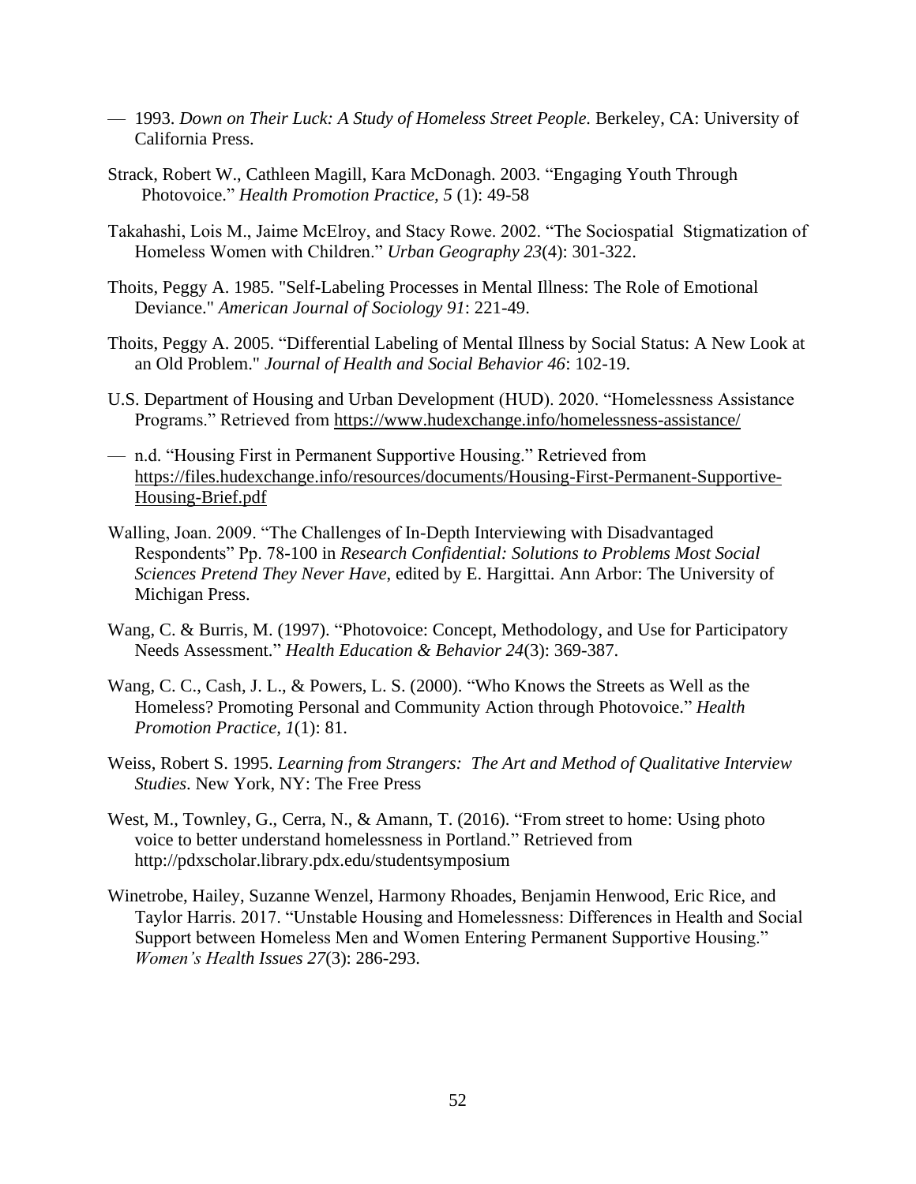— 1993. *Down on Their Luck: A Study of Homeless Street People.* Berkeley, CA: University of California Press.

Strack, Robert W., Cathleen Magill, Kara McDonagh. 2003. "Engaging Youth Through Photovoice." *Health Promotion Practice, 5* (1): 49-58

Takahashi, Lois M., Jaime McElroy, and Stacy Rowe. 2002. "The Sociospatial Stigmatization of Homeless Women with Children." *Urban Geography 23*(4): 301-322.

Thoits, Peggy A. 1985. "Self-Labeling Processes in Mental Illness: The Role of Emotional Deviance." *American Journal of Sociology 91*: 221-49.

Thoits, Peggy A. 2005. "Differential Labeling of Mental Illness by Social Status: A New Look at an Old Problem." *Journal of Health and Social Behavior 46*: 102-19.

U.S. Department of Housing and Urban Development (HUD). 2020. "Homelessness Assistance Programs." Retrieved from https://www.hudexchange.info/homelessness-assistance/

— n.d. "Housing First in Permanent Supportive Housing." Retrieved from https://files.hudexchange.info/resources/documents/Housing-First-Permanent-Supportive-Housing-Brief.pdf

Walling, Joan. 2009. "The Challenges of In-Depth Interviewing with Disadvantaged Respondents" Pp. 78-100 in *Research Confidential: Solutions to Problems Most Social Sciences Pretend They Never Have*, edited by E. Hargittai. Ann Arbor: The University of Michigan Press.

Wang, C. & Burris, M. (1997). "Photovoice: Concept, Methodology, and Use for Participatory Needs Assessment." *Health Education & Behavior 24*(3): 369-387.

Wang, C. C., Cash, J. L., & Powers, L. S. (2000). "Who Knows the Streets as Well as the Homeless? Promoting Personal and Community Action through Photovoice." *Health Promotion Practice, 1*(1): 81.

Weiss, Robert S. 1995. *Learning from Strangers: The Art and Method of Qualitative Interview Studies*. New York, NY: The Free Press

West, M., Townley, G., Cerra, N., & Amann, T. (2016). "From street to home: Using photo voice to better understand homelessness in Portland." Retrieved from http://pdxscholar.library.pdx.edu/studentsymposium

Winetrobe, Hailey, Suzanne Wenzel, Harmony Rhoades, Benjamin Henwood, Eric Rice, and Taylor Harris. 2017. "Unstable Housing and Homelessness: Differences in Health and Social Support between Homeless Men and Women Entering Permanent Supportive Housing." *Women's Health Issues 27*(3): 286-293.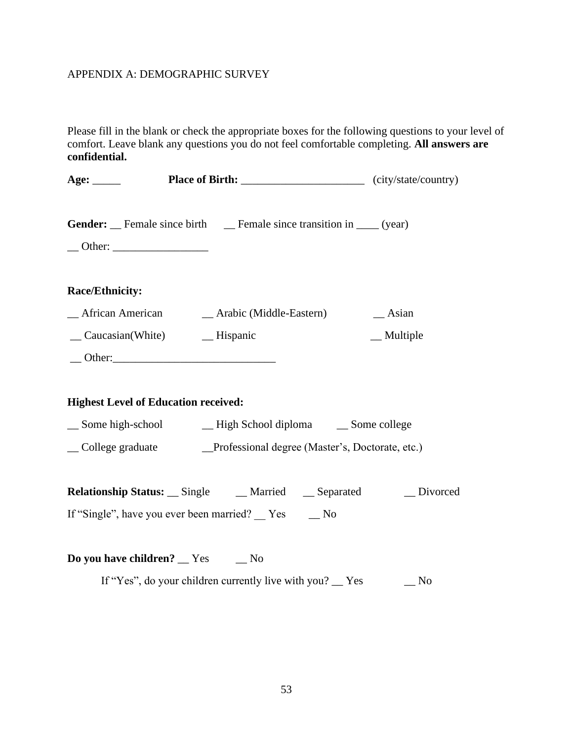APPENDIX A: DEMOGRAPHIC SURVEY

Please fill in the blank or check the appropriate boxes for the following questions to your level of comfort. Leave blank any questions you do not feel comfortable completing. **All answers are confidential.**

**Age:** _____ **Place of Birth:** ______________________ (city/state/country)

**Gender:** __ Female since birth __ Female since transition in ____ (year)

__ Other: _________________

**Race/Ethnicity:**

__ African American __ Arabic (Middle-Eastern) __ Asian

__ Caucasian(White) __ Hispanic __ Multiple

__ Other:_____________________________

**Highest Level of Education received:**

__ Some high-school __ High School diploma __ Some college

__ College graduate __Professional degree (Master's, Doctorate, etc.)

**Relationship Status:** __ Single __ Married __ Separated __ Divorced

If "Single", have you ever been married? __ Yes __ No

**Do you have children?** __ Yes __ No

If "Yes", do your children currently live with you? __ Yes __ No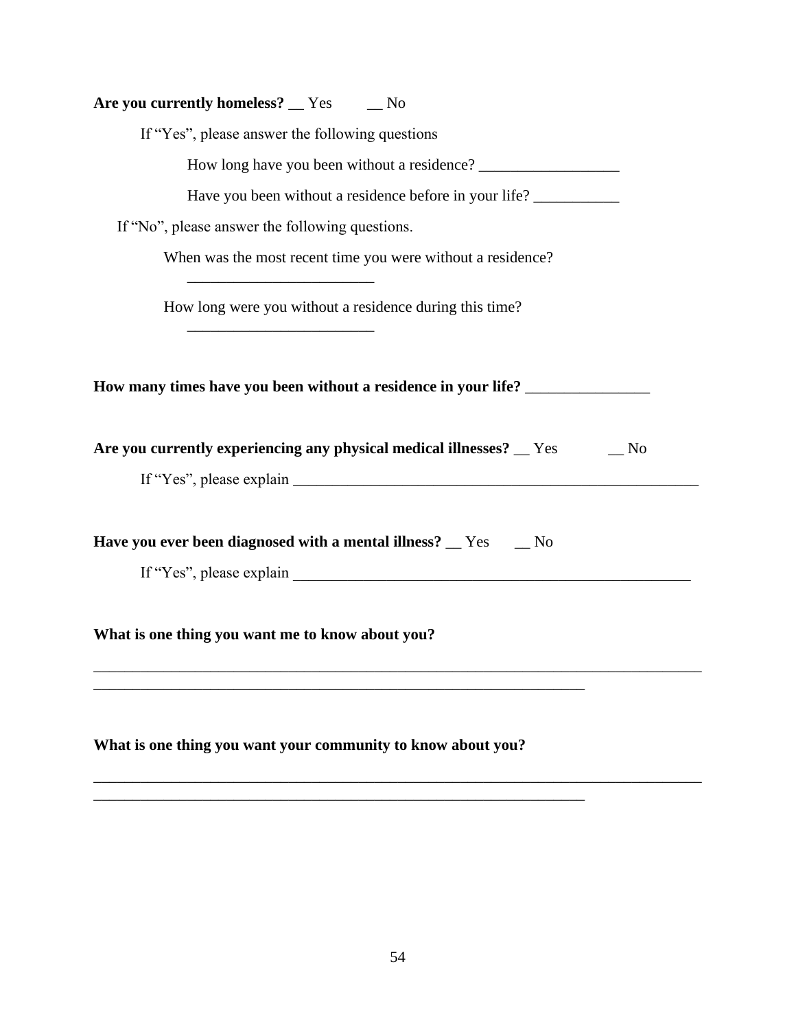**Are you currently homeless?** __ Yes  __ No

If "Yes", please answer the following questions

How long have you been without a residence? __________________

Have you been without a residence before in your life? ___________

If "No", please answer the following questions.

When was the most recent time you were without a residence?

________________________

How long were you without a residence during this time?

________________________

**How many times have you been without a residence in your life?** ________________

**Are you currently experiencing any physical medical illnesses?** __ Yes  __ No

If "Yes", please explain ______________________________________________________

**Have you ever been diagnosed with a mental illness?** __ Yes  __ No

If "Yes", please explain _____________________________________________________

**What is one thing you want me to know about you?**

________________________________________________________________________________

_________________________________________________________________

**What is one thing you want your community to know about you?**

________________________________________________________________________________

_________________________________________________________________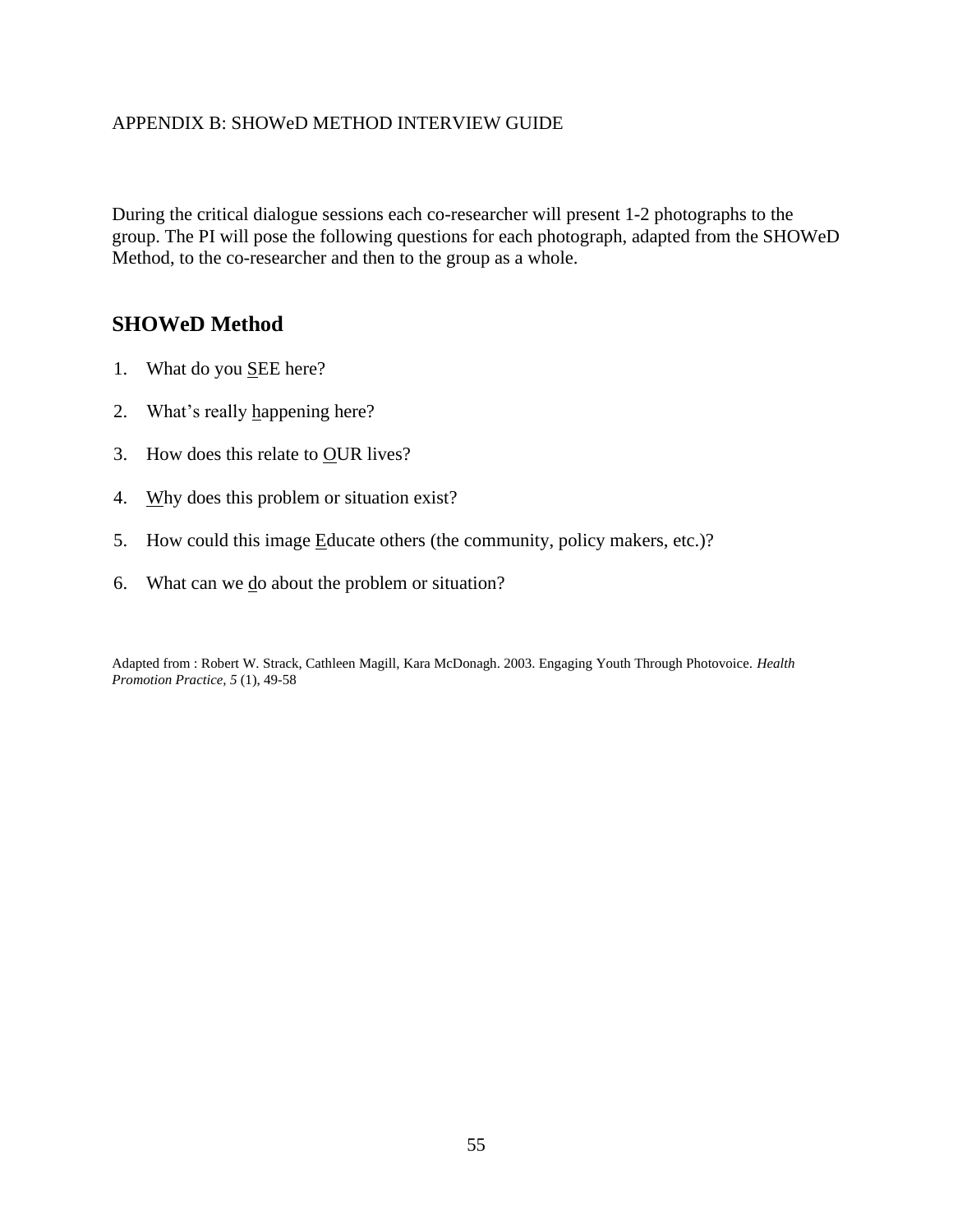APPENDIX B: SHOWeD METHOD INTERVIEW GUIDE

During the critical dialogue sessions each co-researcher will present 1-2 photographs to the group. The PI will pose the following questions for each photograph, adapted from the SHOWeD Method, to the co-researcher and then to the group as a whole.

## SHOWeD Method

1. What do you <u>S</u>EE here?
2. What's really <u>h</u>appening here?
3. How does this relate to <u>O</u>UR lives?
4. <u>W</u>hy does this problem or situation exist?
5. How could this image <u>E</u>ducate others (the community, policy makers, etc.)?
6. What can we <u>d</u>o about the problem or situation?

Adapted from : Robert W. Strack, Cathleen Magill, Kara McDonagh. 2003. Engaging Youth Through Photovoice. *Health Promotion Practice, 5* (1), 49-58